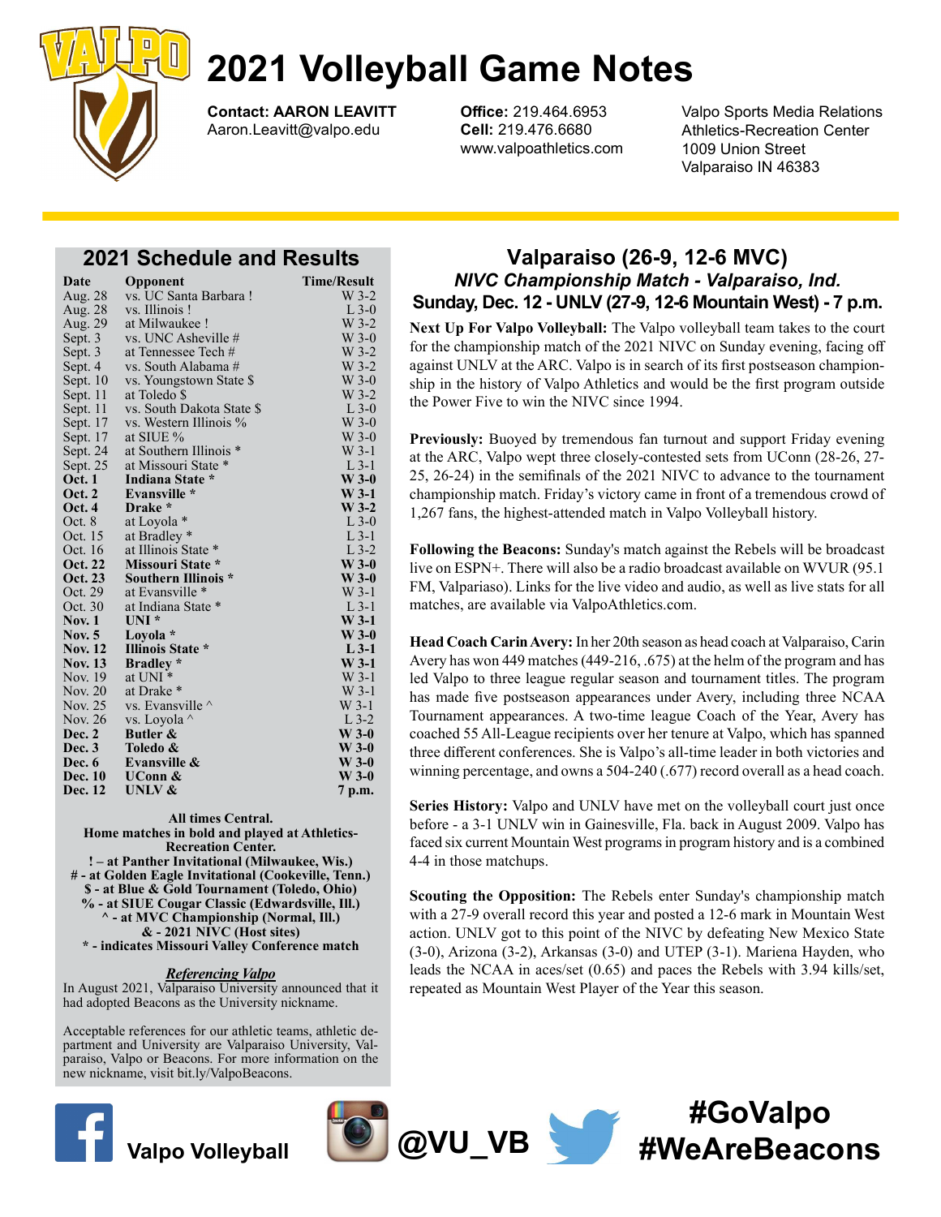# 2021 Volleyball Game Notes

**Contact: AARON LEAVITT**
Aaron.Leavitt@valpo.edu

**Office:** 219.464.6953
**Cell:** 219.476.6680
www.valpoathletics.com

Valpo Sports Media Relations
Athletics-Recreation Center
1009 Union Street
Valparaiso IN 46383

## 2021 Schedule and Results

| Date | Opponent | Time/Result |
|---|---|---|
| Aug. 28 | vs. UC Santa Barbara ! | W 3-2 |
| Aug. 28 | vs. Illinois ! | L 3-0 |
| Aug. 29 | at Milwaukee ! | W 3-2 |
| Sept. 3 | vs. UNC Asheville # | W 3-0 |
| Sept. 3 | at Tennessee Tech # | W 3-2 |
| Sept. 4 | vs. South Alabama # | W 3-2 |
| Sept. 10 | vs. Youngstown State $ | W 3-0 |
| Sept. 11 | at Toledo $ | W 3-2 |
| Sept. 11 | vs. South Dakota State $ | L 3-0 |
| Sept. 17 | vs. Western Illinois % | W 3-0 |
| Sept. 17 | at SIUE % | W 3-0 |
| Sept. 24 | at Southern Illinois * | W 3-1 |
| Sept. 25 | at Missouri State * | L 3-1 |
| **Oct. 1** | **Indiana State *** | **W 3-0** |
| **Oct. 2** | **Evansville *** | **W 3-1** |
| **Oct. 4** | **Drake *** | **W 3-2** |
| Oct. 8 | at Loyola * | L 3-0 |
| Oct. 15 | at Bradley * | L 3-1 |
| Oct. 16 | at Illinois State * | L 3-2 |
| **Oct. 22** | **Missouri State *** | **W 3-0** |
| **Oct. 23** | **Southern Illinois *** | **W 3-0** |
| Oct. 29 | at Evansville * | W 3-1 |
| Oct. 30 | at Indiana State * | L 3-1 |
| **Nov. 1** | **UNI *** | **W 3-1** |
| **Nov. 5** | **Loyola *** | **W 3-0** |
| **Nov. 12** | **Illinois State *** | **L 3-1** |
| **Nov. 13** | **Bradley *** | **W 3-1** |
| Nov. 19 | at UNI * | W 3-1 |
| Nov. 20 | at Drake * | W 3-1 |
| Nov. 25 | vs. Evansville ^ | W 3-1 |
| Nov. 26 | vs. Loyola ^ | L 3-2 |
| **Dec. 2** | **Butler &** | **W 3-0** |
| **Dec. 3** | **Toledo &** | **W 3-0** |
| **Dec. 6** | **Evansville &** | **W 3-0** |
| **Dec. 10** | **UConn &** | **W 3-0** |
| **Dec. 12** | **UNLV &** | **7 p.m.** |

**All times Central.**
**Home matches in bold and played at Athletics-Recreation Center.**
**! – at Panther Invitational (Milwaukee, Wis.)**
**# - at Golden Eagle Invitational (Cookeville, Tenn.)**
**$ - at Blue & Gold Tournament (Toledo, Ohio)**
**% - at SIUE Cougar Classic (Edwardsville, Ill.)**
**^ - at MVC Championship (Normal, Ill.)**
**& - 2021 NIVC (Host sites)**
*** - indicates Missouri Valley Conference match**

***Referencing Valpo***

In August 2021, Valparaiso University announced that it had adopted Beacons as the University nickname.

Acceptable references for our athletic teams, athletic department and University are Valparaiso University, Valparaiso, Valpo or Beacons. For more information on the new nickname, visit bit.ly/ValpoBeacons.

## Valparaiso (26-9, 12-6 MVC)

### *NIVC Championship Match - Valparaiso, Ind.*

### Sunday, Dec. 12 - UNLV (27-9, 12-6 Mountain West) - 7 p.m.

**Next Up For Valpo Volleyball:** The Valpo volleyball team takes to the court for the championship match of the 2021 NIVC on Sunday evening, facing off against UNLV at the ARC. Valpo is in search of its first postseason championship in the history of Valpo Athletics and would be the first program outside the Power Five to win the NIVC since 1994.

**Previously:** Buoyed by tremendous fan turnout and support Friday evening at the ARC, Valpo wept three closely-contested sets from UConn (28-26, 27-25, 26-24) in the semifinals of the 2021 NIVC to advance to the tournament championship match. Friday's victory came in front of a tremendous crowd of 1,267 fans, the highest-attended match in Valpo Volleyball history.

**Following the Beacons:** Sunday's match against the Rebels will be broadcast live on ESPN+. There will also be a radio broadcast available on WVUR (95.1 FM, Valpariaso). Links for the live video and audio, as well as live stats for all matches, are available via ValpoAthletics.com.

**Head Coach Carin Avery:** In her 20th season as head coach at Valparaiso, Carin Avery has won 449 matches (449-216, .675) at the helm of the program and has led Valpo to three league regular season and tournament titles. The program has made five postseason appearances under Avery, including three NCAA Tournament appearances. A two-time league Coach of the Year, Avery has coached 55 All-League recipients over her tenure at Valpo, which has spanned three different conferences. She is Valpo's all-time leader in both victories and winning percentage, and owns a 504-240 (.677) record overall as a head coach.

**Series History:** Valpo and UNLV have met on the volleyball court just once before - a 3-1 UNLV win in Gainesville, Fla. back in August 2009. Valpo has faced six current Mountain West programs in program history and is a combined 4-4 in those matchups.

**Scouting the Opposition:** The Rebels enter Sunday's championship match with a 27-9 overall record this year and posted a 12-6 mark in Mountain West action. UNLV got to this point of the NIVC by defeating New Mexico State (3-0), Arizona (3-2), Arkansas (3-0) and UTEP (3-1). Mariena Hayden, who leads the NCAA in aces/set (0.65) and paces the Rebels with 3.94 kills/set, repeated as Mountain West Player of the Year this season.

Valpo Volleyball

@VU_VB

#GoValpo
#WeAreBeacons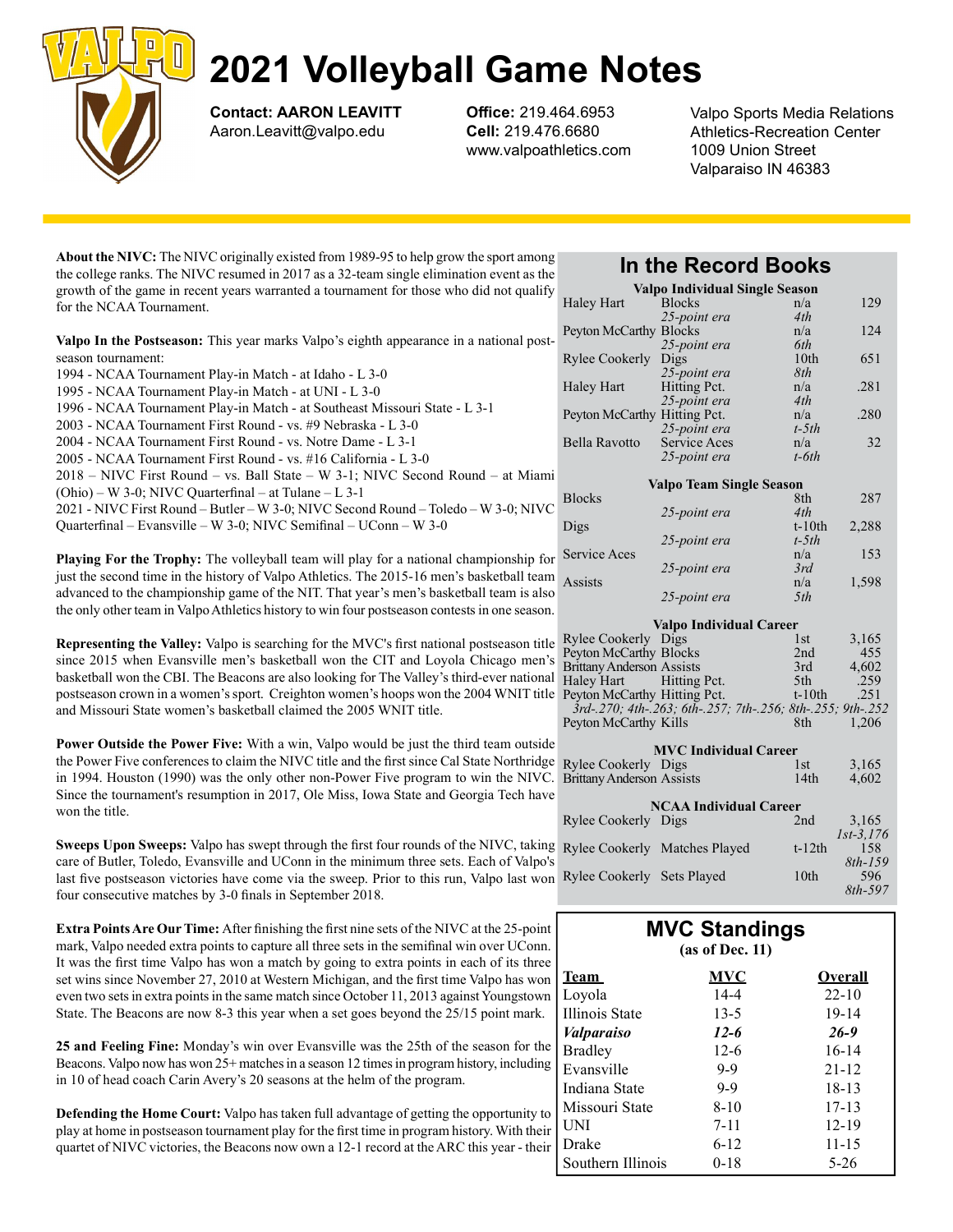# 2021 Volleyball Game Notes

**Contact: AARON LEAVITT**
Aaron.Leavitt@valpo.edu

**Office:** 219.464.6953
**Cell:** 219.476.6680
www.valpoathletics.com

Valpo Sports Media Relations
Athletics-Recreation Center
1009 Union Street
Valparaiso IN 46383

**About the NIVC:** The NIVC originally existed from 1989-95 to help grow the sport among the college ranks. The NIVC resumed in 2017 as a 32-team single elimination event as the growth of the game in recent years warranted a tournament for those who did not qualify for the NCAA Tournament.

**Valpo In the Postseason:** This year marks Valpo's eighth appearance in a national postseason tournament:
1994 - NCAA Tournament Play-in Match - at Idaho - L 3-0
1995 - NCAA Tournament Play-in Match - at UNI - L 3-0
1996 - NCAA Tournament Play-in Match - at Southeast Missouri State - L 3-1
2003 - NCAA Tournament First Round - vs. #9 Nebraska - L 3-0
2004 - NCAA Tournament First Round - vs. Notre Dame - L 3-1
2005 - NCAA Tournament First Round - vs. #16 California - L 3-0
2018 – NIVC First Round – vs. Ball State – W 3-1; NIVC Second Round – at Miami (Ohio) – W 3-0; NIVC Quarterfinal – at Tulane – L 3-1
2021 - NIVC First Round – Butler – W 3-0; NIVC Second Round – Toledo – W 3-0; NIVC Quarterfinal – Evansville – W 3-0; NIVC Semifinal – UConn – W 3-0

**Playing For the Trophy:** The volleyball team will play for a national championship for just the second time in the history of Valpo Athletics. The 2015-16 men's basketball team advanced to the championship game of the NIT. That year's men's basketball team is also the only other team in Valpo Athletics history to win four postseason contests in one season.

**Representing the Valley:** Valpo is searching for the MVC's first national postseason title since 2015 when Evansville men's basketball won the CIT and Loyola Chicago men's basketball won the CBI. The Beacons are also looking for The Valley's third-ever national postseason crown in a women's sport. Creighton women's hoops won the 2004 WNIT title and Missouri State women's basketball claimed the 2005 WNIT title.

**Power Outside the Power Five:** With a win, Valpo would be just the third team outside the Power Five conferences to claim the NIVC title and the first since Cal State Northridge in 1994. Houston (1990) was the only other non-Power Five program to win the NIVC. Since the tournament's resumption in 2017, Ole Miss, Iowa State and Georgia Tech have won the title.

**Sweeps Upon Sweeps:** Valpo has swept through the first four rounds of the NIVC, taking care of Butler, Toledo, Evansville and UConn in the minimum three sets. Each of Valpo's last five postseason victories have come via the sweep. Prior to this run, Valpo last won four consecutive matches by 3-0 finals in September 2018.

**Extra Points Are Our Time:** After finishing the first nine sets of the NIVC at the 25-point mark, Valpo needed extra points to capture all three sets in the semifinal win over UConn. It was the first time Valpo has won a match by going to extra points in each of its three set wins since November 27, 2010 at Western Michigan, and the first time Valpo has won even two sets in extra points in the same match since October 11, 2013 against Youngstown State. The Beacons are now 8-3 this year when a set goes beyond the 25/15 point mark.

**25 and Feeling Fine:** Monday's win over Evansville was the 25th of the season for the Beacons. Valpo now has won 25+ matches in a season 12 times in program history, including in 10 of head coach Carin Avery's 20 seasons at the helm of the program.

**Defending the Home Court:** Valpo has taken full advantage of getting the opportunity to play at home in postseason tournament play for the first time in program history. With their quartet of NIVC victories, the Beacons now own a 12-1 record at the ARC this year - their

## In the Record Books

**Valpo Individual Single Season**

| | | | |
|---|---|---|---|
| Haley Hart | Blocks | n/a | 129 |
| | *25-point era* | *4th* | |
| Peyton McCarthy | Blocks | n/a | 124 |
| | *25-point era* | *6th* | |
| Rylee Cookerly | Digs | 10th | 651 |
| | *25-point era* | *8th* | |
| Haley Hart | Hitting Pct. | n/a | .281 |
| | *25-point era* | *4th* | |
| Peyton McCarthy | Hitting Pct. | n/a | .280 |
| | *25-point era* | *t-5th* | |
| Bella Ravotto | Service Aces | n/a | 32 |
| | *25-point era* | *t-6th* | |

**Valpo Team Single Season**

| | | | |
|---|---|---|---|
| Blocks | | 8th | 287 |
| | *25-point era* | *4th* | |
| Digs | | t-10th | 2,288 |
| | *25-point era* | *t-5th* | |
| Service Aces | | n/a | 153 |
| | *25-point era* | *3rd* | |
| Assists | | n/a | 1,598 |
| | *25-point era* | *5th* | |

**Valpo Individual Career**

| | | | |
|---|---|---|---|
| Rylee Cookerly | Digs | 1st | 3,165 |
| Peyton McCarthy | Blocks | 2nd | 455 |
| Brittany Anderson | Assists | 3rd | 4,602 |
| Haley Hart | Hitting Pct. | 5th | .259 |
| Peyton McCarthy | Hitting Pct. | t-10th | .251 |
| *3rd-.270; 4th-.263; 6th-.257; 7th-.256; 8th-.255; 9th-.252* | | | |
| Peyton McCarthy | Kills | 8th | 1,206 |

**MVC Individual Career**

| | | | |
|---|---|---|---|
| Rylee Cookerly | Digs | 1st | 3,165 |
| Brittany Anderson | Assists | 14th | 4,602 |

**NCAA Individual Career**

| | | | |
|---|---|---|---|
| Rylee Cookerly | Digs | 2nd | 3,165 *1st-3,176* |
| Rylee Cookerly | Matches Played | t-12th | 158 *8th-159* |
| Rylee Cookerly | Sets Played | 10th | 596 *8th-597* |

## MVC Standings
**(as of Dec. 11)**

| Team | MVC | Overall |
|---|---|---|
| Loyola | 14-4 | 22-10 |
| Illinois State | 13-5 | 19-14 |
| ***Valparaiso*** | ***12-6*** | ***26-9*** |
| Bradley | 12-6 | 16-14 |
| Evansville | 9-9 | 21-12 |
| Indiana State | 9-9 | 18-13 |
| Missouri State | 8-10 | 17-13 |
| UNI | 7-11 | 12-19 |
| Drake | 6-12 | 11-15 |
| Southern Illinois | 0-18 | 5-26 |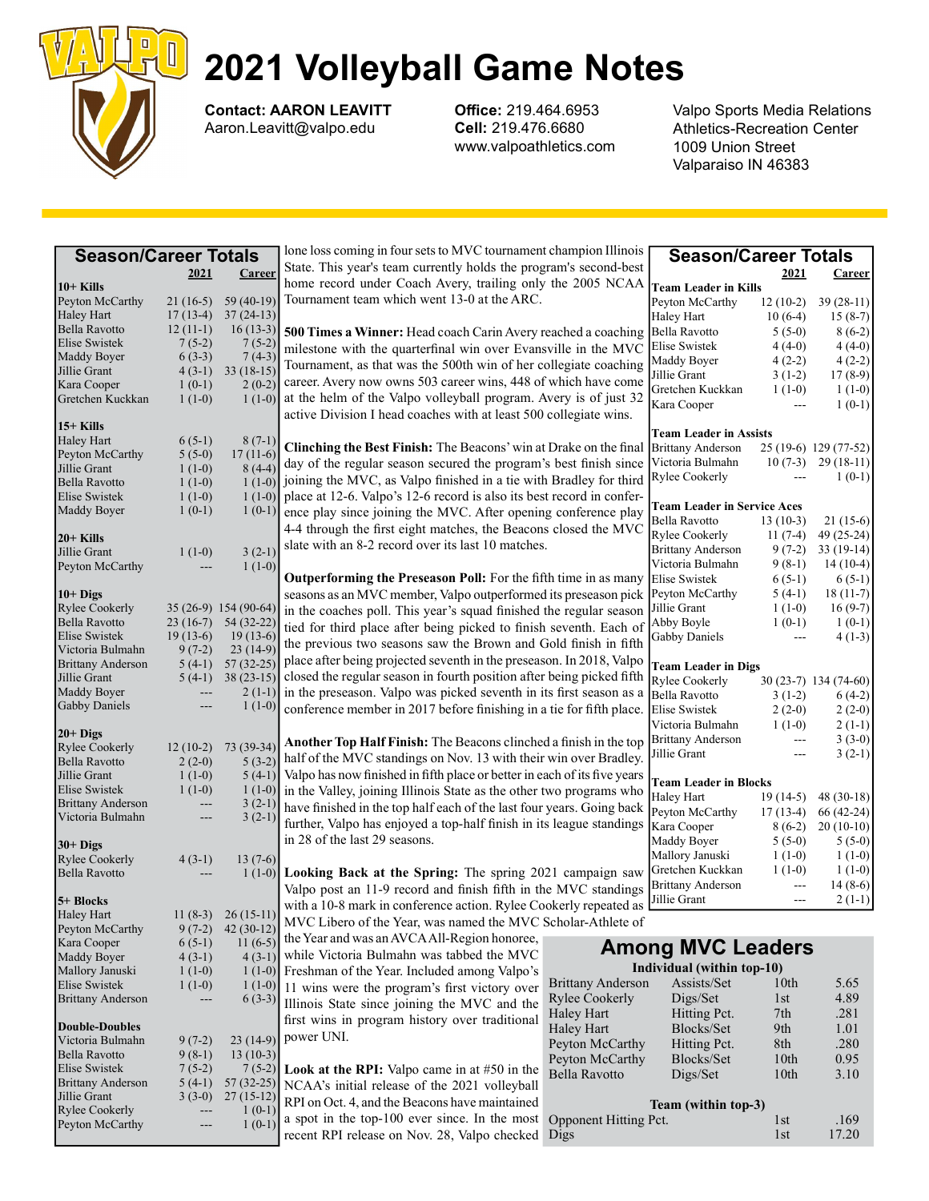# 2021 Volleyball Game Notes

**Contact: AARON LEAVITT**
Aaron.Leavitt@valpo.edu

**Office:** 219.464.6953
**Cell:** 219.476.6680
www.valpoathletics.com

Valpo Sports Media Relations
Athletics-Recreation Center
1009 Union Street
Valparaiso IN 46383

## Season/Career Totals

| | 2021 | Career |
|---|---|---|
| **10+ Kills** | | |
| Peyton McCarthy | 21 (16-5) | 59 (40-19) |
| Haley Hart | 17 (13-4) | 37 (24-13) |
| Bella Ravotto | 12 (11-1) | 16 (13-3) |
| Elise Swistek | 7 (5-2) | 7 (5-2) |
| Maddy Boyer | 6 (3-3) | 7 (4-3) |
| Jillie Grant | 4 (3-1) | 33 (18-15) |
| Kara Cooper | 1 (0-1) | 2 (0-2) |
| Gretchen Kuckkan | 1 (1-0) | 1 (1-0) |
| **15+ Kills** | | |
| Haley Hart | 6 (5-1) | 8 (7-1) |
| Peyton McCarthy | 5 (5-0) | 17 (11-6) |
| Jillie Grant | 1 (1-0) | 8 (4-4) |
| Bella Ravotto | 1 (1-0) | 1 (1-0) |
| Elise Swistek | 1 (1-0) | 1 (1-0) |
| Maddy Boyer | 1 (0-1) | 1 (0-1) |
| **20+ Kills** | | |
| Jillie Grant | 1 (1-0) | 3 (2-1) |
| Peyton McCarthy | --- | 1 (1-0) |
| **10+ Digs** | | |
| Rylee Cookerly | 35 (26-9) | 154 (90-64) |
| Bella Ravotto | 23 (16-7) | 54 (32-22) |
| Elise Swistek | 19 (13-6) | 19 (13-6) |
| Victoria Bulmahn | 9 (7-2) | 23 (14-9) |
| Brittany Anderson | 5 (4-1) | 57 (32-25) |
| Jillie Grant | 5 (4-1) | 38 (23-15) |
| Maddy Boyer | --- | 2 (1-1) |
| Gabby Daniels | --- | 1 (1-0) |
| **20+ Digs** | | |
| Rylee Cookerly | 12 (10-2) | 73 (39-34) |
| Bella Ravotto | 2 (2-0) | 5 (3-2) |
| Jillie Grant | 1 (1-0) | 5 (4-1) |
| Elise Swistek | 1 (1-0) | 1 (1-0) |
| Brittany Anderson | --- | 3 (2-1) |
| Victoria Bulmahn | --- | 3 (2-1) |
| **30+ Digs** | | |
| Rylee Cookerly | 4 (3-1) | 13 (7-6) |
| Bella Ravotto | --- | 1 (1-0) |
| **5+ Blocks** | | |
| Haley Hart | 11 (8-3) | 26 (15-11) |
| Peyton McCarthy | 9 (7-2) | 42 (30-12) |
| Kara Cooper | 6 (5-1) | 11 (6-5) |
| Maddy Boyer | 4 (3-1) | 4 (3-1) |
| Mallory Januski | 1 (1-0) | 1 (1-0) |
| Elise Swistek | 1 (1-0) | 1 (1-0) |
| Brittany Anderson | --- | 6 (3-3) |
| **Double-Doubles** | | |
| Victoria Bulmahn | 9 (7-2) | 23 (14-9) |
| Bella Ravotto | 9 (8-1) | 13 (10-3) |
| Elise Swistek | 7 (5-2) | 7 (5-2) |
| Brittany Anderson | 5 (4-1) | 57 (32-25) |
| Jillie Grant | 3 (3-0) | 27 (15-12) |
| Rylee Cookerly | --- | 1 (0-1) |
| Peyton McCarthy | --- | 1 (0-1) |

lone loss coming in four sets to MVC tournament champion Illinois State. This year's team currently holds the program's second-best home record under Coach Avery, trailing only the 2005 NCAA Tournament team which went 13-0 at the ARC.

**500 Times a Winner:** Head coach Carin Avery reached a coaching milestone with the quarterfinal win over Evansville in the MVC Tournament, as that was the 500th win of her collegiate coaching career. Avery now owns 503 career wins, 448 of which have come at the helm of the Valpo volleyball program. Avery is of just 32 active Division I head coaches with at least 500 collegiate wins.

**Clinching the Best Finish:** The Beacons' win at Drake on the final day of the regular season secured the program's best finish since joining the MVC, as Valpo finished in a tie with Bradley for third place at 12-6. Valpo's 12-6 record is also its best record in conference play since joining the MVC. After opening conference play 4-4 through the first eight matches, the Beacons closed the MVC slate with an 8-2 record over its last 10 matches.

**Outperforming the Preseason Poll:** For the fifth time in as many seasons as an MVC member, Valpo outperformed its preseason pick in the coaches poll. This year's squad finished the regular season tied for third place after being picked to finish seventh. Each of the previous two seasons saw the Brown and Gold finish in fifth place after being projected seventh in the preseason. In 2018, Valpo closed the regular season in fourth position after being picked fifth in the preseason. Valpo was picked seventh in its first season as a conference member in 2017 before finishing in a tie for fifth place.

**Another Top Half Finish:** The Beacons clinched a finish in the top half of the MVC standings on Nov. 13 with their win over Bradley. Valpo has now finished in fifth place or better in each of its five years in the Valley, joining Illinois State as the other two programs who have finished in the top half each of the last four years. Going back further, Valpo has enjoyed a top-half finish in its league standings in 28 of the last 29 seasons.

**Looking Back at the Spring:** The spring 2021 campaign saw Valpo post an 11-9 record and finish fifth in the MVC standings with a 10-8 mark in conference action. Rylee Cookerly repeated as MVC Libero of the Year, was named the MVC Scholar-Athlete of the Year and was an AVCA All-Region honoree, while Victoria Bulmahn was tabbed the MVC Freshman of the Year. Included among Valpo's 11 wins were the program's first victory over Illinois State since joining the MVC and the first wins in program history over traditional power UNI.

**Look at the RPI:** Valpo came in at #50 in the NCAA's initial release of the 2021 volleyball RPI on Oct. 4, and the Beacons have maintained a spot in the top-100 ever since. In the most recent RPI release on Nov. 28, Valpo checked

## Season/Career Totals

| | 2021 | Career |
|---|---|---|
| **Team Leader in Kills** | | |
| Peyton McCarthy | 12 (10-2) | 39 (28-11) |
| Haley Hart | 10 (6-4) | 15 (8-7) |
| Bella Ravotto | 5 (5-0) | 8 (6-2) |
| Elise Swistek | 4 (4-0) | 4 (4-0) |
| Maddy Boyer | 4 (2-2) | 4 (2-2) |
| Jillie Grant | 3 (1-2) | 17 (8-9) |
| Gretchen Kuckkan | 1 (1-0) | 1 (1-0) |
| Kara Cooper | --- | 1 (0-1) |
| **Team Leader in Assists** | | |
| Brittany Anderson | 25 (19-6) | 129 (77-52) |
| Victoria Bulmahn | 10 (7-3) | 29 (18-11) |
| Rylee Cookerly | --- | 1 (0-1) |
| **Team Leader in Service Aces** | | |
| Bella Ravotto | 13 (10-3) | 21 (15-6) |
| Rylee Cookerly | 11 (7-4) | 49 (25-24) |
| Brittany Anderson | 9 (7-2) | 33 (19-14) |
| Victoria Bulmahn | 9 (8-1) | 14 (10-4) |
| Elise Swistek | 6 (5-1) | 6 (5-1) |
| Peyton McCarthy | 5 (4-1) | 18 (11-7) |
| Jillie Grant | 1 (1-0) | 16 (9-7) |
| Abby Boyle | 1 (0-1) | 1 (0-1) |
| Gabby Daniels | --- | 4 (1-3) |
| **Team Leader in Digs** | | |
| Rylee Cookerly | 30 (23-7) | 134 (74-60) |
| Bella Ravotto | 3 (1-2) | 6 (4-2) |
| Elise Swistek | 2 (2-0) | 2 (2-0) |
| Victoria Bulmahn | 1 (1-0) | 2 (1-1) |
| Brittany Anderson | --- | 3 (3-0) |
| Jillie Grant | --- | 3 (2-1) |
| **Team Leader in Blocks** | | |
| Haley Hart | 19 (14-5) | 48 (30-18) |
| Peyton McCarthy | 17 (13-4) | 66 (42-24) |
| Kara Cooper | 8 (6-2) | 20 (10-10) |
| Maddy Boyer | 5 (5-0) | 5 (5-0) |
| Mallory Januski | 1 (1-0) | 1 (1-0) |
| Gretchen Kuckkan | 1 (1-0) | 1 (1-0) |
| Brittany Anderson | --- | 14 (8-6) |
| Jillie Grant | --- | 2 (1-1) |

## Among MVC Leaders

| | | | |
|---|---|---|---|
| **Individual (within top-10)** | | | |
| Brittany Anderson | Assists/Set | 10th | 5.65 |
| Rylee Cookerly | Digs/Set | 1st | 4.89 |
| Haley Hart | Hitting Pct. | 7th | .281 |
| Haley Hart | Blocks/Set | 9th | 1.01 |
| Peyton McCarthy | Hitting Pct. | 8th | .280 |
| Peyton McCarthy | Blocks/Set | 10th | 0.95 |
| Bella Ravotto | Digs/Set | 10th | 3.10 |
| **Team (within top-3)** | | | |
| Opponent Hitting Pct. | | 1st | .169 |
| Digs | | 1st | 17.20 |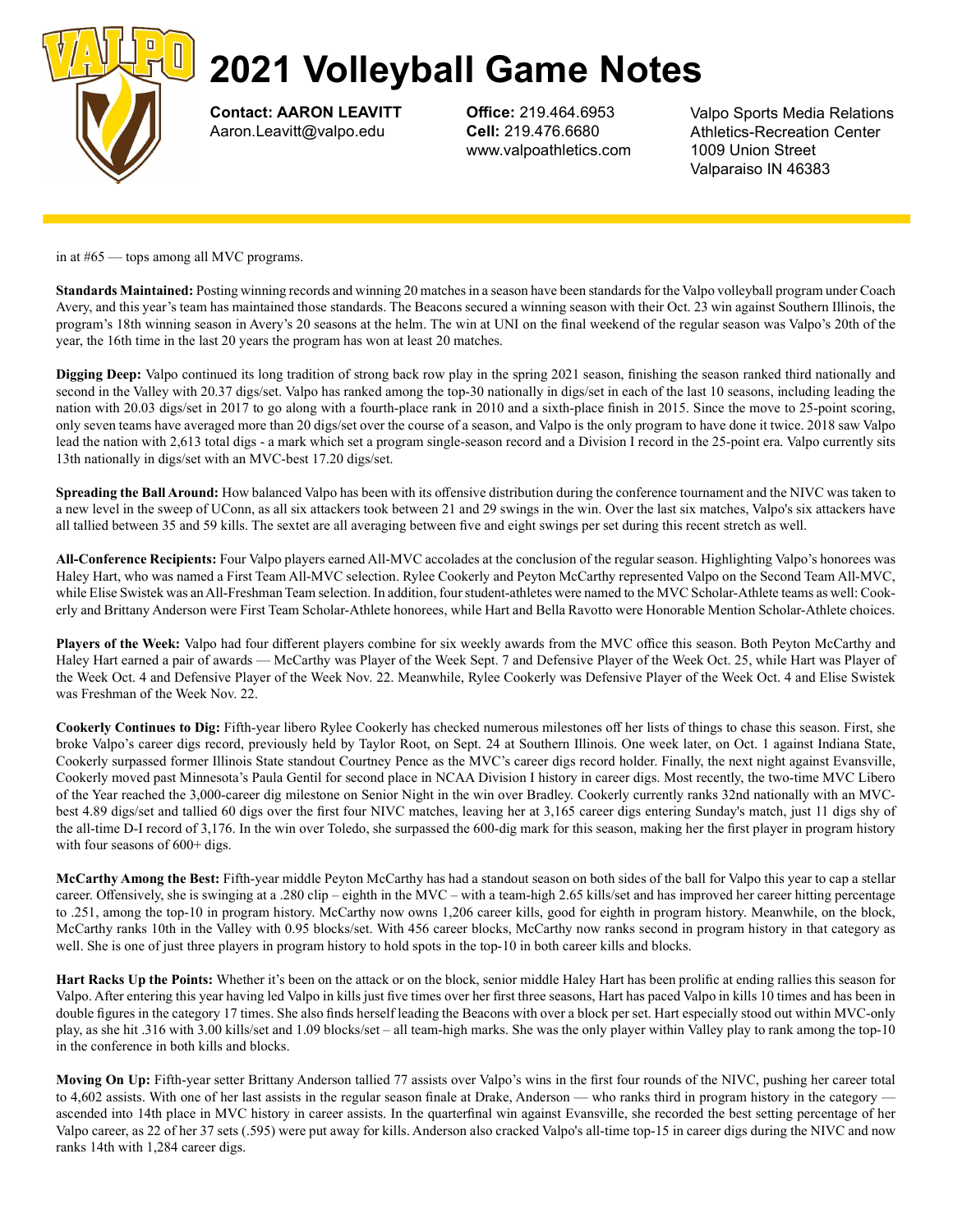in at #65 — tops among all MVC programs.

**Standards Maintained:** Posting winning records and winning 20 matches in a season have been standards for the Valpo volleyball program under Coach Avery, and this year's team has maintained those standards. The Beacons secured a winning season with their Oct. 23 win against Southern Illinois, the program's 18th winning season in Avery's 20 seasons at the helm. The win at UNI on the final weekend of the regular season was Valpo's 20th of the year, the 16th time in the last 20 years the program has won at least 20 matches.

**Digging Deep:** Valpo continued its long tradition of strong back row play in the spring 2021 season, finishing the season ranked third nationally and second in the Valley with 20.37 digs/set. Valpo has ranked among the top-30 nationally in digs/set in each of the last 10 seasons, including leading the nation with 20.03 digs/set in 2017 to go along with a fourth-place rank in 2010 and a sixth-place finish in 2015. Since the move to 25-point scoring, only seven teams have averaged more than 20 digs/set over the course of a season, and Valpo is the only program to have done it twice. 2018 saw Valpo lead the nation with 2,613 total digs - a mark which set a program single-season record and a Division I record in the 25-point era. Valpo currently sits 13th nationally in digs/set with an MVC-best 17.20 digs/set.

**Spreading the Ball Around:** How balanced Valpo has been with its offensive distribution during the conference tournament and the NIVC was taken to a new level in the sweep of UConn, as all six attackers took between 21 and 29 swings in the win. Over the last six matches, Valpo's six attackers have all tallied between 35 and 59 kills. The sextet are all averaging between five and eight swings per set during this recent stretch as well.

**All-Conference Recipients:** Four Valpo players earned All-MVC accolades at the conclusion of the regular season. Highlighting Valpo's honorees was Haley Hart, who was named a First Team All-MVC selection. Rylee Cookerly and Peyton McCarthy represented Valpo on the Second Team All-MVC, while Elise Swistek was an All-Freshman Team selection. In addition, four student-athletes were named to the MVC Scholar-Athlete teams as well: Cookerly and Brittany Anderson were First Team Scholar-Athlete honorees, while Hart and Bella Ravotto were Honorable Mention Scholar-Athlete choices.

**Players of the Week:** Valpo had four different players combine for six weekly awards from the MVC office this season. Both Peyton McCarthy and Haley Hart earned a pair of awards — McCarthy was Player of the Week Sept. 7 and Defensive Player of the Week Oct. 25, while Hart was Player of the Week Oct. 4 and Defensive Player of the Week Nov. 22. Meanwhile, Rylee Cookerly was Defensive Player of the Week Oct. 4 and Elise Swistek was Freshman of the Week Nov. 22.

**Cookerly Continues to Dig:** Fifth-year libero Rylee Cookerly has checked numerous milestones off her lists of things to chase this season. First, she broke Valpo's career digs record, previously held by Taylor Root, on Sept. 24 at Southern Illinois. One week later, on Oct. 1 against Indiana State, Cookerly surpassed former Illinois State standout Courtney Pence as the MVC's career digs record holder. Finally, the next night against Evansville, Cookerly moved past Minnesota's Paula Gentil for second place in NCAA Division I history in career digs. Most recently, the two-time MVC Libero of the Year reached the 3,000-career dig milestone on Senior Night in the win over Bradley. Cookerly currently ranks 32nd nationally with an MVC-best 4.89 digs/set and tallied 60 digs over the first four NIVC matches, leaving her at 3,165 career digs entering Sunday's match, just 11 digs shy of the all-time D-I record of 3,176. In the win over Toledo, she surpassed the 600-dig mark for this season, making her the first player in program history with four seasons of 600+ digs.

**McCarthy Among the Best:** Fifth-year middle Peyton McCarthy has had a standout season on both sides of the ball for Valpo this year to cap a stellar career. Offensively, she is swinging at a .280 clip – eighth in the MVC – with a team-high 2.65 kills/set and has improved her career hitting percentage to .251, among the top-10 in program history. McCarthy now owns 1,206 career kills, good for eighth in program history. Meanwhile, on the block, McCarthy ranks 10th in the Valley with 0.95 blocks/set. With 456 career blocks, McCarthy now ranks second in program history in that category as well. She is one of just three players in program history to hold spots in the top-10 in both career kills and blocks.

**Hart Racks Up the Points:** Whether it's been on the attack or on the block, senior middle Haley Hart has been prolific at ending rallies this season for Valpo. After entering this year having led Valpo in kills just five times over her first three seasons, Hart has paced Valpo in kills 10 times and has been in double figures in the category 17 times. She also finds herself leading the Beacons with over a block per set. Hart especially stood out within MVC-only play, as she hit .316 with 3.00 kills/set and 1.09 blocks/set – all team-high marks. She was the only player within Valley play to rank among the top-10 in the conference in both kills and blocks.

**Moving On Up:** Fifth-year setter Brittany Anderson tallied 77 assists over Valpo's wins in the first four rounds of the NIVC, pushing her career total to 4,602 assists. With one of her last assists in the regular season finale at Drake, Anderson — who ranks third in program history in the category — ascended into 14th place in MVC history in career assists. In the quarterfinal win against Evansville, she recorded the best setting percentage of her Valpo career, as 22 of her 37 sets (.595) were put away for kills. Anderson also cracked Valpo's all-time top-15 in career digs during the NIVC and now ranks 14th with 1,284 career digs.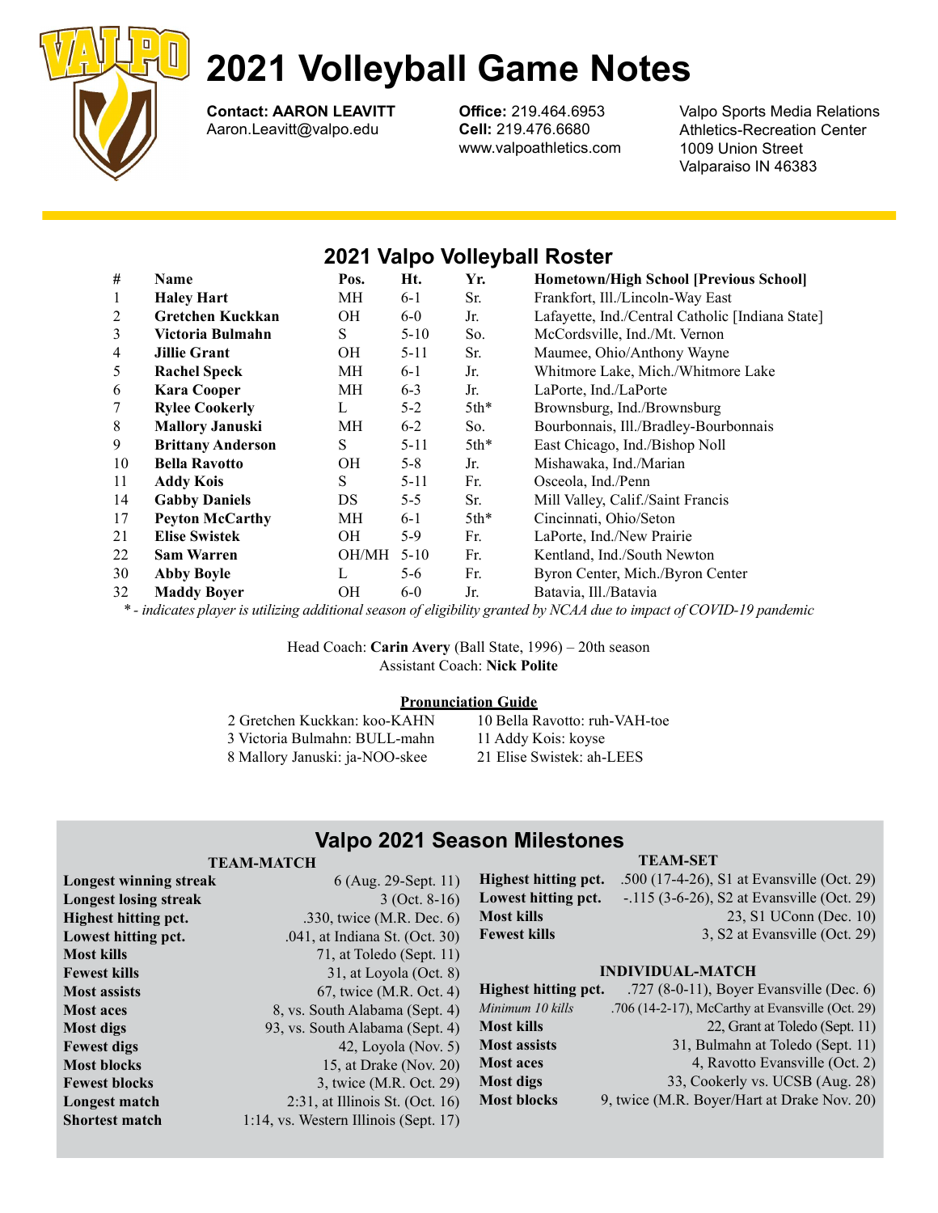# 2021 Volleyball Game Notes

**Contact: AARON LEAVITT**
Aaron.Leavitt@valpo.edu

**Office:** 219.464.6953
**Cell:** 219.476.6680
www.valpoathletics.com

Valpo Sports Media Relations
Athletics-Recreation Center
1009 Union Street
Valparaiso IN 46383

## 2021 Valpo Volleyball Roster

| # | Name | Pos. | Ht. | Yr. | Hometown/High School [Previous School] |
|---|---|---|---|---|---|
| 1 | **Haley Hart** | MH | 6-1 | Sr. | Frankfort, Ill./Lincoln-Way East |
| 2 | **Gretchen Kuckkan** | OH | 6-0 | Jr. | Lafayette, Ind./Central Catholic [Indiana State] |
| 3 | **Victoria Bulmahn** | S | 5-10 | So. | McCordsville, Ind./Mt. Vernon |
| 4 | **Jillie Grant** | OH | 5-11 | Sr. | Maumee, Ohio/Anthony Wayne |
| 5 | **Rachel Speck** | MH | 6-1 | Jr. | Whitmore Lake, Mich./Whitmore Lake |
| 6 | **Kara Cooper** | MH | 6-3 | Jr. | LaPorte, Ind./LaPorte |
| 7 | **Rylee Cookerly** | L | 5-2 | 5th* | Brownsburg, Ind./Brownsburg |
| 8 | **Mallory Januski** | MH | 6-2 | So. | Bourbonnais, Ill./Bradley-Bourbonnais |
| 9 | **Brittany Anderson** | S | 5-11 | 5th* | East Chicago, Ind./Bishop Noll |
| 10 | **Bella Ravotto** | OH | 5-8 | Jr. | Mishawaka, Ind./Marian |
| 11 | **Addy Kois** | S | 5-11 | Fr. | Osceola, Ind./Penn |
| 14 | **Gabby Daniels** | DS | 5-5 | Sr. | Mill Valley, Calif./Saint Francis |
| 17 | **Peyton McCarthy** | MH | 6-1 | 5th* | Cincinnati, Ohio/Seton |
| 21 | **Elise Swistek** | OH | 5-9 | Fr. | LaPorte, Ind./New Prairie |
| 22 | **Sam Warren** | OH/MH | 5-10 | Fr. | Kentland, Ind./South Newton |
| 30 | **Abby Boyle** | L | 5-6 | Fr. | Byron Center, Mich./Byron Center |
| 32 | **Maddy Boyer** | OH | 6-0 | Jr. | Batavia, Ill./Batavia |

*\* - indicates player is utilizing additional season of eligibility granted by NCAA due to impact of COVID-19 pandemic*

Head Coach: **Carin Avery** (Ball State, 1996) – 20th season
Assistant Coach: **Nick Polite**

**Pronunciation Guide**

2 Gretchen Kuckkan: koo-KAHN
3 Victoria Bulmahn: BULL-mahn
8 Mallory Januski: ja-NOO-skee
10 Bella Ravotto: ruh-VAH-toe
11 Addy Kois: koyse
21 Elise Swistek: ah-LEES

## Valpo 2021 Season Milestones

### TEAM-MATCH

| | |
|---|---|
| **Longest winning streak** | 6 (Aug. 29-Sept. 11) |
| **Longest losing streak** | 3 (Oct. 8-16) |
| **Highest hitting pct.** | .330, twice (M.R. Dec. 6) |
| **Lowest hitting pct.** | .041, at Indiana St. (Oct. 30) |
| **Most kills** | 71, at Toledo (Sept. 11) |
| **Fewest kills** | 31, at Loyola (Oct. 8) |
| **Most assists** | 67, twice (M.R. Oct. 4) |
| **Most aces** | 8, vs. South Alabama (Sept. 4) |
| **Most digs** | 93, vs. South Alabama (Sept. 4) |
| **Fewest digs** | 42, Loyola (Nov. 5) |
| **Most blocks** | 15, at Drake (Nov. 20) |
| **Fewest blocks** | 3, twice (M.R. Oct. 29) |
| **Longest match** | 2:31, at Illinois St. (Oct. 16) |
| **Shortest match** | 1:14, vs. Western Illinois (Sept. 17) |

### TEAM-SET

| | |
|---|---|
| **Highest hitting pct.** | .500 (17-4-26), S1 at Evansville (Oct. 29) |
| **Lowest hitting pct.** | -.115 (3-6-26), S2 at Evansville (Oct. 29) |
| **Most kills** | 23, S1 UConn (Dec. 10) |
| **Fewest kills** | 3, S2 at Evansville (Oct. 29) |

### INDIVIDUAL-MATCH

| | |
|---|---|
| **Highest hitting pct.** | .727 (8-0-11), Boyer Evansville (Dec. 6) |
| *Minimum 10 kills* | .706 (14-2-17), McCarthy at Evansville (Oct. 29) |
| **Most kills** | 22, Grant at Toledo (Sept. 11) |
| **Most assists** | 31, Bulmahn at Toledo (Sept. 11) |
| **Most aces** | 4, Ravotto Evansville (Oct. 2) |
| **Most digs** | 33, Cookerly vs. UCSB (Aug. 28) |
| **Most blocks** | 9, twice (M.R. Boyer/Hart at Drake Nov. 20) |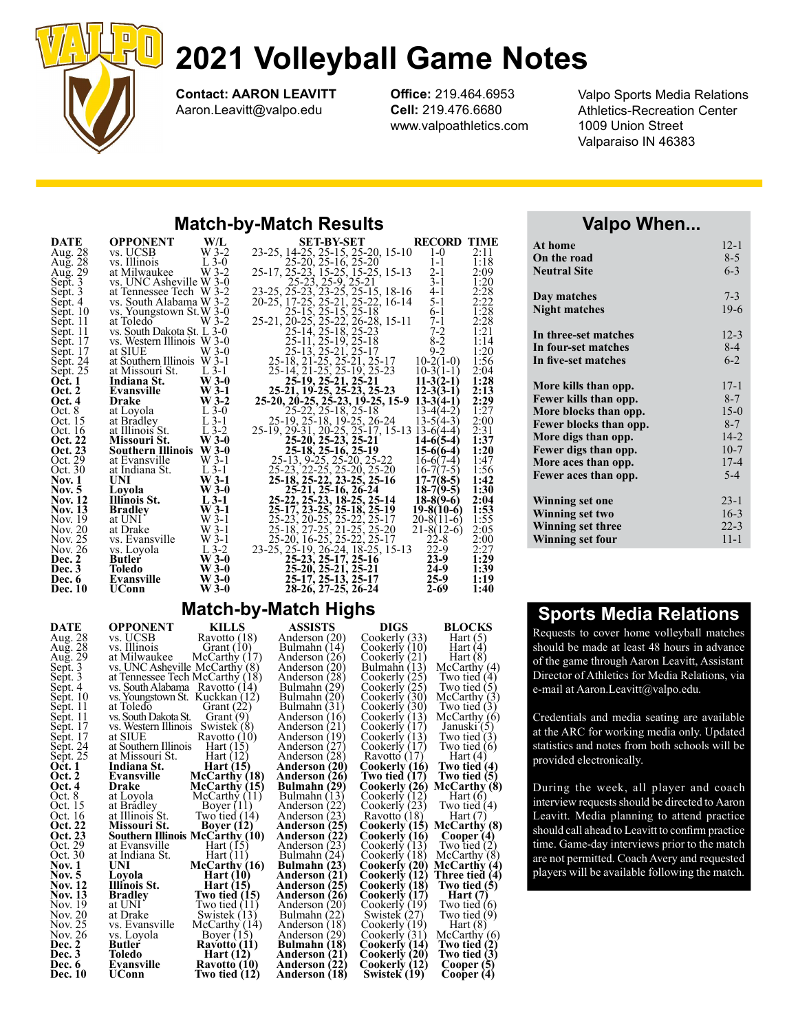# 2021 Volleyball Game Notes

**Contact: AARON LEAVITT**
Aaron.Leavitt@valpo.edu

**Office:** 219.464.6953
**Cell:** 219.476.6680
www.valpoathletics.com

Valpo Sports Media Relations
Athletics-Recreation Center
1009 Union Street
Valparaiso IN 46383

## Match-by-Match Results

| DATE | OPPONENT | W/L | SET-BY-SET | RECORD | TIME |
|---|---|---|---|---|---|
| Aug. 28 | vs. UCSB | W 3-2 | 23-25, 14-25, 25-15, 25-20, 15-10 | 1-0 | 2:11 |
| Aug. 28 | vs. Illinois | L 3-0 | 25-20, 25-16, 25-20 | 1-1 | 1:18 |
| Aug. 29 | at Milwaukee | W 3-2 | 25-17, 25-23, 15-25, 15-25, 15-13 | 2-1 | 2:09 |
| Sept. 3 | vs. UNC Asheville | W 3-0 | 25-23, 25-9, 25-21 | 3-1 | 1:20 |
| Sept. 3 | at Tennessee Tech | W 3-2 | 23-25, 25-23, 23-25, 25-15, 18-16 | 4-1 | 2:28 |
| Sept. 4 | vs. South Alabama | W 3-2 | 20-25, 17-25, 25-21, 25-22, 16-14 | 5-1 | 2:22 |
| Sept. 10 | vs. Youngstown St. | W 3-0 | 25-15, 25-15, 25-18 | 6-1 | 1:28 |
| Sept. 11 | at Toledo | W 3-2 | 25-21, 20-25, 25-22, 26-28, 15-11 | 7-1 | 2:28 |
| Sept. 11 | vs. South Dakota St. | L 3-0 | 25-14, 25-18, 25-23 | 7-2 | 1:21 |
| Sept. 17 | vs. Western Illinois | W 3-0 | 25-11, 25-19, 25-18 | 8-2 | 1:14 |
| Sept. 17 | at SIUE | W 3-0 | 25-13, 25-21, 25-17 | 9-2 | 1:20 |
| Sept. 24 | at Southern Illinois | W 3-1 | 25-18, 21-25, 25-21, 25-17 | 10-2(1-0) | 1:56 |
| Sept. 25 | at Missouri St. | L 3-1 | 25-14, 21-25, 25-19, 25-23 | 10-3(1-1) | 2:04 |
| **Oct. 1** | **Indiana St.** | **W 3-0** | **25-19, 25-21, 25-21** | **11-3(2-1)** | **1:28** |
| **Oct. 2** | **Evansville** | **W 3-1** | **25-21, 19-25, 25-23, 25-23** | **12-3(3-1)** | **2:13** |
| **Oct. 4** | **Drake** | **W 3-2** | **25-20, 20-25, 25-23, 19-25, 15-9** | **13-3(4-1)** | **2:29** |
| Oct. 8 | at Loyola | L 3-0 | 25-22, 25-18, 25-18 | 13-4(4-2) | 1:27 |
| Oct. 15 | at Bradley | L 3-1 | 25-19, 25-18, 19-25, 26-24 | 13-5(4-3) | 2:00 |
| Oct. 16 | at Illinois St. | L 3-2 | 25-19, 29-31, 20-25, 25-17, 15-13 | 13-6(4-4) | 2:31 |
| **Oct. 22** | **Missouri St.** | **W 3-0** | **25-20, 25-23, 25-21** | **14-6(5-4)** | **1:37** |
| **Oct. 23** | **Southern Illinois** | **W 3-0** | **25-18, 25-16, 25-19** | **15-6(6-4)** | **1:20** |
| Oct. 29 | at Evansville | W 3-1 | 25-13, 9-25, 25-20, 25-22 | 16-6(7-4) | 1:47 |
| Oct. 30 | at Indiana St. | L 3-1 | 25-23, 22-25, 25-20, 25-20 | 16-7(7-5) | 1:56 |
| **Nov. 1** | **UNI** | **W 3-1** | **25-18, 25-22, 23-25, 25-16** | **17-7(8-5)** | **1:42** |
| **Nov. 5** | **Loyola** | **W 3-0** | **25-21, 25-16, 26-24** | **18-7(9-5)** | **1:30** |
| **Nov. 12** | **Illinois St.** | **L 3-1** | **25-22, 25-23, 18-25, 25-14** | **18-8(9-6)** | **2:04** |
| **Nov. 13** | **Bradley** | **W 3-1** | **25-17, 23-25, 25-18, 25-19** | **19-8(10-6)** | **1:53** |
| Nov. 19 | at UNI | W 3-1 | 25-23, 20-25, 25-22, 25-17 | 20-8(11-6) | 1:55 |
| Nov. 20 | at Drake | W 3-1 | 25-18, 27-25, 21-25, 25-20 | 21-8(12-6) | 2:05 |
| Nov. 25 | vs. Evansville | W 3-1 | 25-20, 16-25, 25-22, 25-17 | 22-8 | 2:00 |
| Nov. 26 | vs. Loyola | L 3-2 | 23-25, 25-19, 26-24, 18-25, 15-13 | 22-9 | 2:27 |
| **Dec. 2** | **Butler** | **W 3-0** | **25-23, 25-17, 25-16** | **23-9** | **1:29** |
| **Dec. 3** | **Toledo** | **W 3-0** | **25-20, 25-21, 25-21** | **24-9** | **1:39** |
| **Dec. 6** | **Evansville** | **W 3-0** | **25-17, 25-13, 25-17** | **25-9** | **1:19** |
| **Dec. 10** | **UConn** | **W 3-0** | **28-26, 27-25, 26-24** | **2-69** | **1:40** |

## Match-by-Match Highs

| DATE | OPPONENT | KILLS | ASSISTS | DIGS | BLOCKS |
|---|---|---|---|---|---|
| Aug. 28 | vs. UCSB | Ravotto (18) | Anderson (20) | Cookerly (33) | Hart (5) |
| Aug. 28 | vs. Illinois | Grant (10) | Bulmahn (14) | Cookerly (10) | Hart (4) |
| Aug. 29 | at Milwaukee | McCarthy (17) | Anderson (26) | Cookerly (21) | Hart (8) |
| Sept. 3 | vs. UNC Asheville | McCarthy (8) | Anderson (20) | Bulmahn (13) | McCarthy (4) |
| Sept. 3 | at Tennessee Tech | McCarthy (18) | Anderson (28) | Cookerly (25) | Two tied (4) |
| Sept. 4 | vs. South Alabama | Ravotto (14) | Bulmahn (29) | Cookerly (25) | Two tied (5) |
| Sept. 10 | vs. Youngstown St. | Kuckkan (12) | Bulmahn (20) | Cookerly (30) | McCarthy (3) |
| Sept. 11 | at Toledo | Grant (22) | Bulmahn (31) | Cookerly (30) | Two tied (3) |
| Sept. 11 | vs. South Dakota St. | Grant (9) | Anderson (16) | Cookerly (13) | McCarthy (6) |
| Sept. 17 | vs. Western Illinois | Swistek (8) | Anderson (21) | Cookerly (17) | Januski (5) |
| Sept. 17 | at SIUE | Ravotto (10) | Anderson (19) | Cookerly (13) | Two tied (3) |
| Sept. 24 | at Southern Illinois | Hart (15) | Anderson (27) | Cookerly (17) | Two tied (6) |
| Sept. 25 | at Missouri St. | Hart (12) | Anderson (28) | Ravotto (17) | Hart (4) |
| **Oct. 1** | **Indiana St.** | **Hart (15)** | **Anderson (20)** | **Cookerly (16)** | **Two tied (4)** |
| **Oct. 2** | **Evansville** | **McCarthy (18)** | **Anderson (26)** | **Two tied (17)** | **Two tied (5)** |
| **Oct. 4** | **Drake** | **McCarthy (15)** | **Bulmahn (29)** | **Cookerly (26)** | **McCarthy (8)** |
| Oct. 8 | at Loyola | McCarthy (11) | Bulmahn (13) | Cookerly (12) | Hart (6) |
| Oct. 15 | at Bradley | Boyer (11) | Anderson (22) | Cookerly (23) | Two tied (4) |
| Oct. 16 | at Illinois St. | Two tied (14) | Anderson (23) | Ravotto (18) | Hart (7) |
| **Oct. 22** | **Missouri St.** | **Boyer (12)** | **Anderson (25)** | **Cookerly (15)** | **McCarthy (8)** |
| **Oct. 23** | **Southern Illinois** | **McCarthy (10)** | **Anderson (22)** | **Cookerly (16)** | **Cooper (4)** |
| Oct. 29 | at Evansville | Hart (15) | Anderson (23) | Cookerly (13) | Two tied (2) |
| Oct. 30 | at Indiana St. | Hart (11) | Bulmahn (24) | Cookerly (18) | McCarthy (8) |
| **Nov. 1** | **UNI** | **McCarthy (16)** | **Bulmahn (23)** | **Cookerly (20)** | **McCarthy (4)** |
| **Nov. 5** | **Loyola** | **Hart (10)** | **Anderson (21)** | **Cookerly (12)** | **Three tied (4)** |
| **Nov. 12** | **Illinois St.** | **Hart (15)** | **Anderson (25)** | **Cookerly (18)** | **Two tied (5)** |
| **Nov. 13** | **Bradley** | **Two tied (15)** | **Anderson (26)** | **Cookerly (17)** | **Hart (7)** |
| Nov. 19 | at UNI | Two tied (11) | Anderson (20) | Cookerly (19) | Two tied (6) |
| Nov. 20 | at Drake | Swistek (13) | Bulmahn (22) | Swistek (27) | Two tied (9) |
| Nov. 25 | vs. Evansville | McCarthy (14) | Anderson (18) | Cookerly (19) | Hart (8) |
| Nov. 26 | vs. Loyola | Boyer (15) | Anderson (29) | Cookerly (31) | McCarthy (6) |
| **Dec. 2** | **Butler** | **Ravotto (11)** | **Bulmahn (18)** | **Cookerly (14)** | **Two tied (2)** |
| **Dec. 3** | **Toledo** | **Hart (12)** | **Anderson (21)** | **Cookerly (20)** | **Two tied (3)** |
| **Dec. 6** | **Evansville** | **Ravotto (10)** | **Anderson (22)** | **Cookerly (12)** | **Cooper (5)** |
| **Dec. 10** | **UConn** | **Two tied (12)** | **Anderson (18)** | **Swistek (19)** | **Cooper (4)** |

## Valpo When...

| | |
|---|---|
| At home | 12-1 |
| On the road | 8-5 |
| Neutral Site | 6-3 |
| Day matches | 7-3 |
| Night matches | 19-6 |
| In three-set matches | 12-3 |
| In four-set matches | 8-4 |
| In five-set matches | 6-2 |
| More kills than opp. | 17-1 |
| Fewer kills than opp. | 8-7 |
| More blocks than opp. | 15-0 |
| Fewer blocks than opp. | 8-7 |
| More digs than opp. | 14-2 |
| Fewer digs than opp. | 10-7 |
| More aces than opp. | 17-4 |
| Fewer aces than opp. | 5-4 |
| Winning set one | 23-1 |
| Winning set two | 16-3 |
| Winning set three | 22-3 |
| Winning set four | 11-1 |

## Sports Media Relations

Requests to cover home volleyball matches should be made at least 48 hours in advance of the game through Aaron Leavitt, Assistant Director of Athletics for Media Relations, via e-mail at Aaron.Leavitt@valpo.edu.

Credentials and media seating are available at the ARC for working media only. Updated statistics and notes from both schools will be provided electronically.

During the week, all player and coach interview requests should be directed to Aaron Leavitt. Media planning to attend practice should call ahead to Leavitt to confirm practice time. Game-day interviews prior to the match are not permitted. Coach Avery and requested players will be available following the match.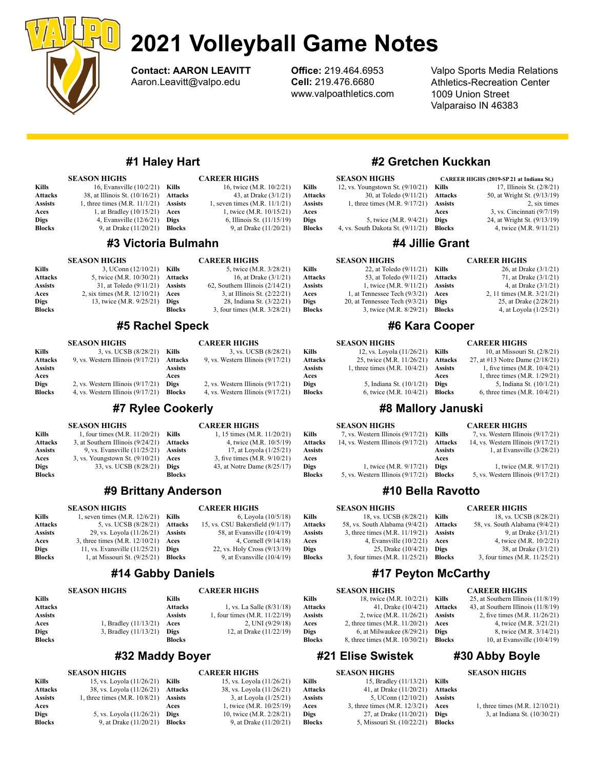# 2021 Volleyball Game Notes

**Contact: AARON LEAVITT**
Aaron.Leavitt@valpo.edu

**Office:** 219.464.6953
**Cell:** 219.476.6680
www.valpoathletics.com

Valpo Sports Media Relations
Athletics-Recreation Center
1009 Union Street
Valparaiso IN 46383

## #1 Haley Hart

| | SEASON HIGHS | | CAREER HIGHS |
|---|---|---|---|
| Kills | 16, Evansville (10/2/21) | Kills | 16, twice (M.R. 10/2/21) |
| Attacks | 38, at Illinois St. (10/16/21) | Attacks | 43, at Drake (3/1/21) |
| Assists | 1, three times (M.R. 11/1/21) | Assists | 1, seven times (M.R. 11/1/21) |
| Aces | 1, at Bradley (10/15/21) | Aces | 1, twice (M.R. 10/15/21) |
| Digs | 4, Evansville (12/6/21) | Digs | 6, Illinois St. (11/15/19) |
| Blocks | 9, at Drake (11/20/21) | Blocks | 9, at Drake (11/20/21) |

## #2 Gretchen Kuckkan

| | SEASON HIGHS | | CAREER HIGHS (2019-SP 21 at Indiana St.) |
|---|---|---|---|
| Kills | 12, vs. Youngstown St. (9/10/21) | Kills | 17, Illinois St. (2/8/21) |
| Attacks | 30, at Toledo (9/11/21) | Attacks | 50, at Wright St. (9/13/19) |
| Assists | 1, three times (M.R. 9/17/21) | Assists | 2, six times |
| Aces | | Aces | 3, vs. Cincinnati (9/7/19) |
| Digs | 5, twice (M.R. 9/4/21) | Digs | 24, at Wright St. (9/13/19) |
| Blocks | 4, vs. South Dakota St. (9/11/21) | Blocks | 4, twice (M.R. 9/11/21) |

## #3 Victoria Bulmahn

| | SEASON HIGHS | | CAREER HIGHS |
|---|---|---|---|
| Kills | 3, UConn (12/10/21) | Kills | 5, twice (M.R. 3/28/21) |
| Attacks | 5, twice (M.R. 10/30/21) | Attacks | 16, at Drake (3/1/21) |
| Assists | 31, at Toledo (9/11/21) | Assists | 62, Southern Illinois (2/14/21) |
| Aces | 2, six times (M.R. 12/10/21) | Aces | 3, at Illinois St. (2/22/21) |
| Digs | 13, twice (M.R. 9/25/21) | Digs | 28, Indiana St. (3/22/21) |
| Blocks | | Blocks | 3, four times (M.R. 3/28/21) |

## #4 Jillie Grant

| | SEASON HIGHS | | CAREER HIGHS |
|---|---|---|---|
| Kills | 22, at Toledo (9/11/21) | Kills | 26, at Drake (3/1/21) |
| Attacks | 53, at Toledo (9/11/21) | Attacks | 71, at Drake (3/1/21) |
| Assists | 1, twice (M.R. 9/11/21) | Assists | 4, at Drake (3/1/21) |
| Aces | 1, at Tennessee Tech (9/3/21) | Aces | 2, 11 times (M.R. 3/21/21) |
| Digs | 20, at Tennessee Tech (9/3/21) | Digs | 25, at Drake (2/28/21) |
| Blocks | 3, twice (M.R. 8/29/21) | Blocks | 4, at Loyola (1/25/21) |

## #5 Rachel Speck

| | SEASON HIGHS | | CAREER HIGHS |
|---|---|---|---|
| Kills | 3, vs. UCSB (8/28/21) | Kills | 3, vs. UCSB (8/28/21) |
| Attacks | 9, vs. Western Illinois (9/17/21) | Attacks | 9, vs. Western Illinois (9/17/21) |
| Assists | | Assists | |
| Aces | | Aces | |
| Digs | 2, vs. Western Illinois (9/17/21) | Digs | 2, vs. Western Illinois (9/17/21) |
| Blocks | 4, vs. Western Illinois (9/17/21) | Blocks | 4, vs. Western Illinois (9/17/21) |

## #6 Kara Cooper

| | SEASON HIGHS | | CAREER HIGHS |
|---|---|---|---|
| Kills | 12, vs. Loyola (11/26/21) | Kills | 10, at Missouri St. (2/8/21) |
| Attacks | 25, twice (M.R. 11/26/21) | Attacks | 27, at #13 Notre Dame (2/18/21) |
| Assists | 1, three times (M.R. 10/4/21) | Assists | 1, five times (M.R. 10/4/21) |
| Aces | | Aces | 1, three times (M.R. 1/29/21) |
| Digs | 5, Indiana St. (10/1/21) | Digs | 5, Indiana St. (10/1/21) |
| Blocks | 6, twice (M.R. 10/4/21) | Blocks | 6, three times (M.R. 10/4/21) |

## #7 Rylee Cookerly

| | SEASON HIGHS | | CAREER HIGHS |
|---|---|---|---|
| Kills | 1, four times (M.R. 11/20/21) | Kills | 1, 15 times (M.R. 11/20/21) |
| Attacks | 3, at Southern Illinois (9/24/21) | Attacks | 4, twice (M.R. 10/5/19) |
| Assists | 9, vs. Evansville (11/25/21) | Assists | 17, at Loyola (1/25/21) |
| Aces | 3, vs. Youngstown St. (9/10/21) | Aces | 3, five times (M.R. 9/10/21) |
| Digs | 33, vs. UCSB (8/28/21) | Digs | 43, at Notre Dame (8/25/17) |
| Blocks | | Blocks | |

## #8 Mallory Januski

| | SEASON HIGHS | | CAREER HIGHS |
|---|---|---|---|
| Kills | 7, vs. Western Illinois (9/17/21) | Kills | 7, vs. Western Illinois (9/17/21) |
| Attacks | 14, vs. Western Illinois (9/17/21) | Attacks | 14, vs. Western Illinois (9/17/21) |
| Assists | | Assists | 1, at Evansville (3/28/21) |
| Aces | | Aces | |
| Digs | 1, twice (M.R. 9/17/21) | Digs | 1, twice (M.R. 9/17/21) |
| Blocks | 5, vs. Western Illinois (9/17/21) | Blocks | 5, vs. Western Illinois (9/17/21) |

## #9 Brittany Anderson

| | SEASON HIGHS | | CAREER HIGHS |
|---|---|---|---|
| Kills | 1, seven times (M.R. 12/6/21) | Kills | 6, Loyola (10/5/18) |
| Attacks | 5, vs. UCSB (8/28/21) | Attacks | 15, vs. CSU Bakersfield (9/1/17) |
| Assists | 29, vs. Loyola (11/26/21) | Assists | 58, at Evansville (10/4/19) |
| Aces | 3, three times (M.R. 12/10/21) | Aces | 4, Cornell (9/14/18) |
| Digs | 11, vs. Evansville (11/25/21) | Digs | 22, vs. Holy Cross (9/13/19) |
| Blocks | 1, at Missouri St. (9/25/21) | Blocks | 9, at Evansville (10/4/19) |

## #10 Bella Ravotto

| | SEASON HIGHS | | CAREER HIGHS |
|---|---|---|---|
| Kills | 18, vs. UCSB (8/28/21) | Kills | 18, vs. UCSB (8/28/21) |
| Attacks | 58, vs. South Alabama (9/4/21) | Attacks | 58, vs. South Alabama (9/4/21) |
| Assists | 3, three times (M.R. 11/19/21) | Assists | 9, at Drake (3/1/21) |
| Aces | 4, Evansville (10/2/21) | Aces | 4, twice (M.R. 10/2/21) |
| Digs | 25, Drake (10/4/21) | Digs | 38, at Drake (3/1/21) |
| Blocks | 3, four times (M.R. 11/25/21) | Blocks | 3, four times (M.R. 11/25/21) |

## #14 Gabby Daniels

| | SEASON HIGHS | | CAREER HIGHS |
|---|---|---|---|
| Kills | | Kills | |
| Attacks | | Attacks | 1, vs. La Salle (8/31/18) |
| Assists | | Assists | 1, four times (M.R. 11/22/19) |
| Aces | 1, Bradley (11/13/21) | Aces | 2, UNI (9/29/18) |
| Digs | 3, Bradley (11/13/21) | Digs | 12, at Drake (11/22/19) |
| Blocks | | Blocks | |

## #17 Peyton McCarthy

| | SEASON HIGHS | | CAREER HIGHS |
|---|---|---|---|
| Kills | 18, twice (M.R. 10/2/21) | Kills | 25, at Southern Illinois (11/8/19) |
| Attacks | 41, Drake (10/4/21) | Attacks | 43, at Southern Illinois (11/8/19) |
| Assists | 2, twice (M.R. 11/26/21) | Assists | 2, five times (M.R. 11/26/21) |
| Aces | 2, three times (M.R. 11/20/21) | Aces | 4, twice (M.R. 3/21/21) |
| Digs | 6, at Milwaukee (8/29/21) | Digs | 8, twice (M.R. 3/14/21) |
| Blocks | 8, three times (M.R. 10/30/21) | Blocks | 10, at Evansville (10/4/19) |

## #32 Maddy Boyer

| | SEASON HIGHS | | CAREER HIGHS |
|---|---|---|---|
| Kills | 15, vs. Loyola (11/26/21) | Kills | 15, vs. Loyola (11/26/21) |
| Attacks | 38, vs. Loyola (11/26/21) | Attacks | 38, vs. Loyola (11/26/21) |
| Assists | 1, three times (M.R. 10/8/21) | Assists | 3, at Loyola (1/25/21) |
| Aces | | Aces | 1, twice (M.R. 10/25/19) |
| Digs | 5, vs. Loyola (11/26/21) | Digs | 10, twice (M.R. 2/28/21) |
| Blocks | 9, at Drake (11/20/21) | Blocks | 9, at Drake (11/20/21) |

## #21 Elise Swistek

| | SEASON HIGHS |
|---|---|
| Kills | 15, Bradley (11/13/21) |
| Attacks | 41, at Drake (11/20/21) |
| Assists | 5, UConn (12/10/21) |
| Aces | 3, three times (M.R. 12/3/21) |
| Digs | 27, at Drake (11/20/21) |
| Blocks | 5, Missouri St. (10/22/21) |

## #30 Abby Boyle

| | SEASON HIGHS |
|---|---|
| Kills | |
| Attacks | |
| Assists | |
| Aces | 1, three times (M.R. 12/10/21) |
| Digs | 3, at Indiana St. (10/30/21) |
| Blocks | |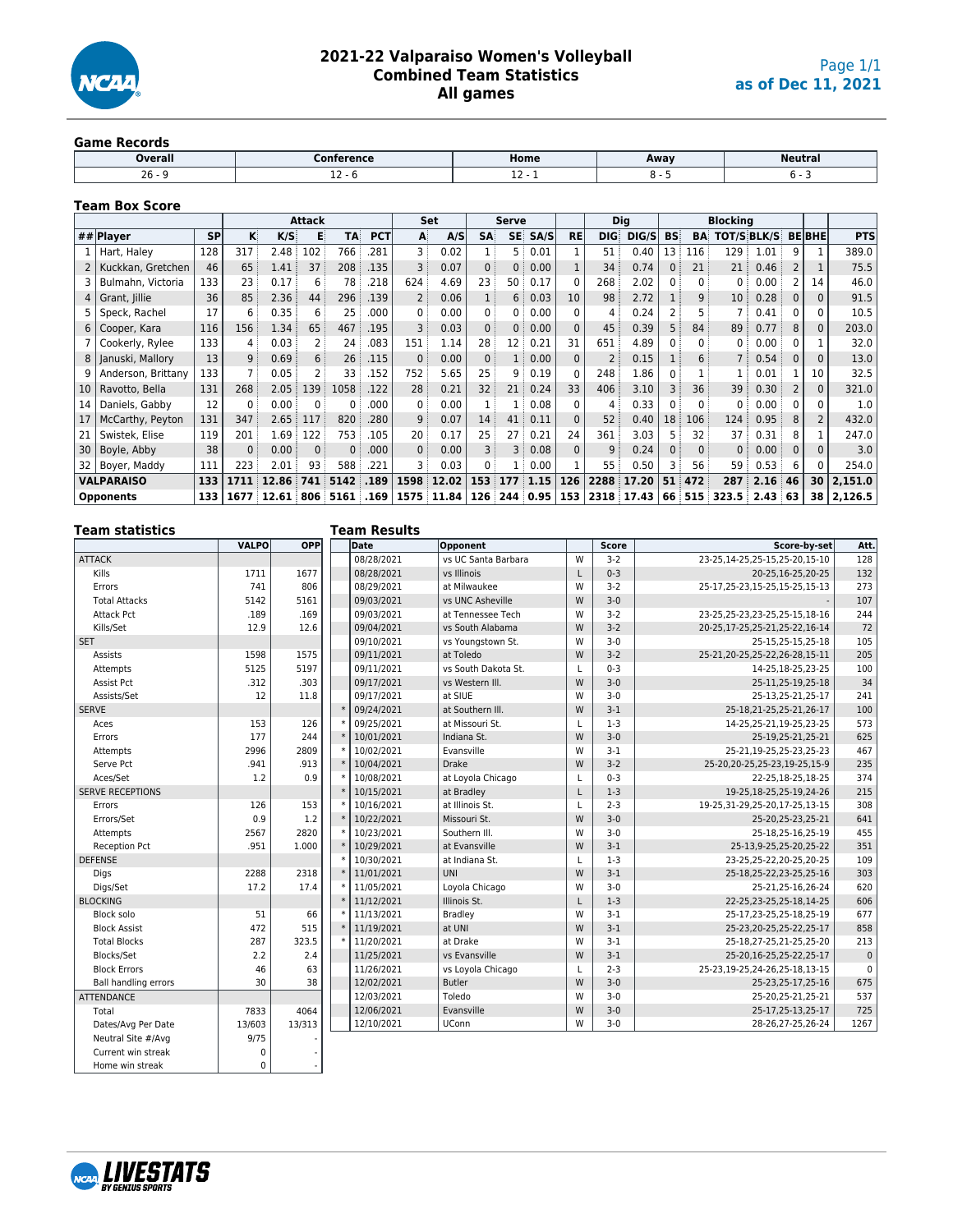# 2021-22 Valparaiso Women's Volleyball
## Combined Team Statistics
### All games

as of Dec 11, 2021

### Game Records

| Overall | Conference | Home | Away | Neutral |
|---|---|---|---|---|
| 26 - 9 | 12 - 6 | 12 - 1 | 8 - 5 | 6 - 3 |

### Team Box Score

| ## | Player | SP | Attack | | | | | Set | | Serve | | | | Dig | | Blocking | | | | | | PTS |
|---|---|---|---|---|---|---|---|---|---|---|---|---|---|---|---|---|---|---|---|---|---|---|
| | | | K | K/S | E | TA | PCT | A | A/S | SA | SE | SA/S | RE | DIG | DIG/S | BS | BA | TOT/S | BLK/S | BE | BHE | |
| 1 | Hart, Haley | 128 | 317 | 2.48 | 102 | 766 | .281 | 3 | 0.02 | 1 | 5 | 0.01 | 1 | 51 | 0.40 | 13 | 116 | 129 | 1.01 | 9 | 1 | 389.0 |
| 2 | Kuckkan, Gretchen | 46 | 65 | 1.41 | 37 | 208 | .135 | 3 | 0.07 | 0 | 0 | 0.00 | 1 | 34 | 0.74 | 0 | 21 | 21 | 0.46 | 2 | 1 | 75.5 |
| 3 | Bulmahn, Victoria | 133 | 23 | 0.17 | 6 | 78 | .218 | 624 | 4.69 | 23 | 50 | 0.17 | 0 | 268 | 2.02 | 0 | 0 | 0 | 0.00 | 2 | 14 | 46.0 |
| 4 | Grant, Jillie | 36 | 85 | 2.36 | 44 | 296 | .139 | 2 | 0.06 | 1 | 6 | 0.03 | 10 | 98 | 2.72 | 1 | 9 | 10 | 0.28 | 0 | 0 | 91.5 |
| 5 | Speck, Rachel | 17 | 6 | 0.35 | 6 | 25 | .000 | 0 | 0.00 | 0 | 0 | 0.00 | 0 | 4 | 0.24 | 2 | 5 | 7 | 0.41 | 0 | 0 | 10.5 |
| 6 | Cooper, Kara | 116 | 156 | 1.34 | 65 | 467 | .195 | 3 | 0.03 | 0 | 0 | 0.00 | 0 | 45 | 0.39 | 5 | 84 | 89 | 0.77 | 8 | 0 | 203.0 |
| 7 | Cookerly, Rylee | 133 | 4 | 0.03 | 2 | 24 | .083 | 151 | 1.14 | 28 | 12 | 0.21 | 31 | 651 | 4.89 | 0 | 0 | 0 | 0.00 | 0 | 1 | 32.0 |
| 8 | Januski, Mallory | 13 | 9 | 0.69 | 6 | 26 | .115 | 0 | 0.00 | 0 | 1 | 0.00 | 0 | 2 | 0.15 | 1 | 6 | 7 | 0.54 | 0 | 0 | 13.0 |
| 9 | Anderson, Brittany | 133 | 7 | 0.05 | 2 | 33 | .152 | 752 | 5.65 | 25 | 9 | 0.19 | 0 | 248 | 1.86 | 0 | 1 | 1 | 0.01 | 1 | 10 | 32.5 |
| 10 | Ravotto, Bella | 131 | 268 | 2.05 | 139 | 1058 | .122 | 28 | 0.21 | 32 | 21 | 0.24 | 33 | 406 | 3.10 | 3 | 36 | 39 | 0.30 | 2 | 0 | 321.0 |
| 14 | Daniels, Gabby | 12 | 0 | 0.00 | 0 | 0 | .000 | 0 | 0.00 | 1 | 1 | 0.08 | 0 | 4 | 0.33 | 0 | 0 | 0 | 0.00 | 0 | 0 | 1.0 |
| 17 | McCarthy, Peyton | 131 | 347 | 2.65 | 117 | 820 | .280 | 9 | 0.07 | 14 | 41 | 0.11 | 0 | 52 | 0.40 | 18 | 106 | 124 | 0.95 | 8 | 2 | 432.0 |
| 21 | Swistek, Elise | 119 | 201 | 1.69 | 122 | 753 | .105 | 20 | 0.17 | 25 | 27 | 0.21 | 24 | 361 | 3.03 | 5 | 32 | 37 | 0.31 | 8 | 1 | 247.0 |
| 30 | Boyle, Abby | 38 | 0 | 0.00 | 0 | 0 | .000 | 0 | 0.00 | 3 | 3 | 0.08 | 0 | 9 | 0.24 | 0 | 0 | 0 | 0.00 | 0 | 0 | 3.0 |
| 32 | Boyer, Maddy | 111 | 223 | 2.01 | 93 | 588 | .221 | 3 | 0.03 | 0 | 1 | 0.00 | 1 | 55 | 0.50 | 3 | 56 | 59 | 0.53 | 6 | 0 | 254.0 |
| | **VALPARAISO** | **133** | **1711** | **12.86** | **741** | **5142** | **.189** | **1598** | **12.02** | **153** | **177** | **1.15** | **126** | **2288** | **17.20** | **51** | **472** | **287** | **2.16** | **46** | **30** | **2,151.0** |
| | **Opponents** | **133** | **1677** | **12.61** | **806** | **5161** | **.169** | **1575** | **11.84** | **126** | **244** | **0.95** | **153** | **2318** | **17.43** | **66** | **515** | **323.5** | **2.43** | **63** | **38** | **2,126.5** |

### Team statistics

| | VALPO | OPP |
|---|---|---|
| ATTACK | | |
| Kills | 1711 | 1677 |
| Errors | 741 | 806 |
| Total Attacks | 5142 | 5161 |
| Attack Pct | .189 | .169 |
| Kills/Set | 12.9 | 12.6 |
| SET | | |
| Assists | 1598 | 1575 |
| Attempts | 5125 | 5197 |
| Assist Pct | .312 | .303 |
| Assists/Set | 12 | 11.8 |
| SERVE | | |
| Aces | 153 | 126 |
| Errors | 177 | 244 |
| Attempts | 2996 | 2809 |
| Serve Pct | .941 | .913 |
| Aces/Set | 1.2 | 0.9 |
| SERVE RECEPTIONS | | |
| Errors | 126 | 153 |
| Errors/Set | 0.9 | 1.2 |
| Attempts | 2567 | 2820 |
| Reception Pct | .951 | 1.000 |
| DEFENSE | | |
| Digs | 2288 | 2318 |
| Digs/Set | 17.2 | 17.4 |
| BLOCKING | | |
| Block solo | 51 | 66 |
| Block Assist | 472 | 515 |
| Total Blocks | 287 | 323.5 |
| Blocks/Set | 2.2 | 2.4 |
| Block Errors | 46 | 63 |
| Ball handling errors | 30 | 38 |
| ATTENDANCE | | |
| Total | 7833 | 4064 |
| Dates/Avg Per Date | 13/603 | 13/313 |
| Neutral Site #/Avg | 9/75 | |
| Current win streak | 0 | - |
| Home win streak | 0 | - |

### Team Results

| | Date | Opponent | | Score | Score-by-set | Att. |
|---|---|---|---|---|---|---|
| | 08/28/2021 | vs UC Santa Barbara | W | 3-2 | 23-25,14-25,25-15,25-20,15-10 | 128 |
| | 08/28/2021 | vs Illinois | L | 0-3 | 20-25,16-25,20-25 | 132 |
| | 08/29/2021 | at Milwaukee | W | 3-2 | 25-17,25-23,15-25,15-25,15-13 | 273 |
| | 09/03/2021 | vs UNC Asheville | W | 3-0 | - | 107 |
| | 09/03/2021 | at Tennessee Tech | W | 3-2 | 23-25,25-23,23-25,25-15,18-16 | 244 |
| | 09/04/2021 | vs South Alabama | W | 3-2 | 20-25,17-25,25-21,25-22,16-14 | 72 |
| | 09/10/2021 | vs Youngstown St. | W | 3-0 | 25-15,25-15,25-18 | 105 |
| | 09/11/2021 | at Toledo | W | 3-2 | 25-21,20-25,25-22,26-28,15-11 | 205 |
| | 09/11/2021 | vs South Dakota St. | L | 0-3 | 14-25,18-25,23-25 | 100 |
| | 09/17/2021 | vs Western Ill. | W | 3-0 | 25-11,25-19,25-18 | 34 |
| | 09/17/2021 | at SIUE | W | 3-0 | 25-13,25-21,25-17 | 241 |
| * | 09/24/2021 | at Southern Ill. | W | 3-1 | 25-18,21-25,25-21,26-17 | 100 |
| * | 09/25/2021 | at Missouri St. | L | 1-3 | 14-25,25-21,19-25,23-25 | 573 |
| * | 10/01/2021 | Indiana St. | W | 3-0 | 25-19,25-21,25-21 | 625 |
| * | 10/02/2021 | Evansville | W | 3-1 | 25-21,19-25,25-23,25-23 | 467 |
| * | 10/04/2021 | Drake | W | 3-2 | 25-20,20-25,25-23,19-25,25-9 | 235 |
| * | 10/08/2021 | at Loyola Chicago | L | 0-3 | 22-25,18-25,18-25 | 374 |
| * | 10/15/2021 | at Bradley | L | 1-3 | 19-25,18-25,25-19,24-26 | 215 |
| * | 10/16/2021 | at Illinois St. | L | 2-3 | 19-25,31-29,25-20,17-25,13-15 | 308 |
| * | 10/22/2021 | Missouri St. | W | 3-0 | 25-20,25-23,25-21 | 641 |
| * | 10/23/2021 | Southern Ill. | W | 3-0 | 25-18,25-16,25-19 | 455 |
| * | 10/29/2021 | at Evansville | W | 3-1 | 25-13,9-25,25-20,25-22 | 351 |
| * | 10/30/2021 | at Indiana St. | L | 1-3 | 23-25,22-25,20-25,20-25 | 109 |
| * | 11/01/2021 | UNI | W | 3-1 | 25-18,25-22,23-25,25-16 | 303 |
| * | 11/05/2021 | Loyola Chicago | W | 3-0 | 25-21,25-16,26-24 | 620 |
| * | 11/12/2021 | Illinois St. | L | 1-3 | 22-25,23-25,25-18,14-25 | 606 |
| * | 11/13/2021 | Bradley | W | 3-1 | 25-17,23-25,25-18,25-19 | 677 |
| * | 11/19/2021 | at UNI | W | 3-1 | 25-23,20-25,25-22,25-17 | 858 |
| * | 11/20/2021 | at Drake | W | 3-1 | 25-18,27-25,21-25,25-20 | 213 |
| | 11/25/2021 | vs Evansville | W | 3-1 | 25-20,16-25,25-22,25-17 | 0 |
| | 11/26/2021 | vs Loyola Chicago | L | 2-3 | 25-23,19-25,24-26,25-18,13-15 | 0 |
| | 12/02/2021 | Butler | W | 3-0 | 25-23,25-17,25-16 | 675 |
| | 12/03/2021 | Toledo | W | 3-0 | 25-20,25-21,25-21 | 537 |
| | 12/06/2021 | Evansville | W | 3-0 | 25-17,25-13,25-17 | 725 |
| | 12/10/2021 | UConn | W | 3-0 | 28-26,27-25,26-24 | 1267 |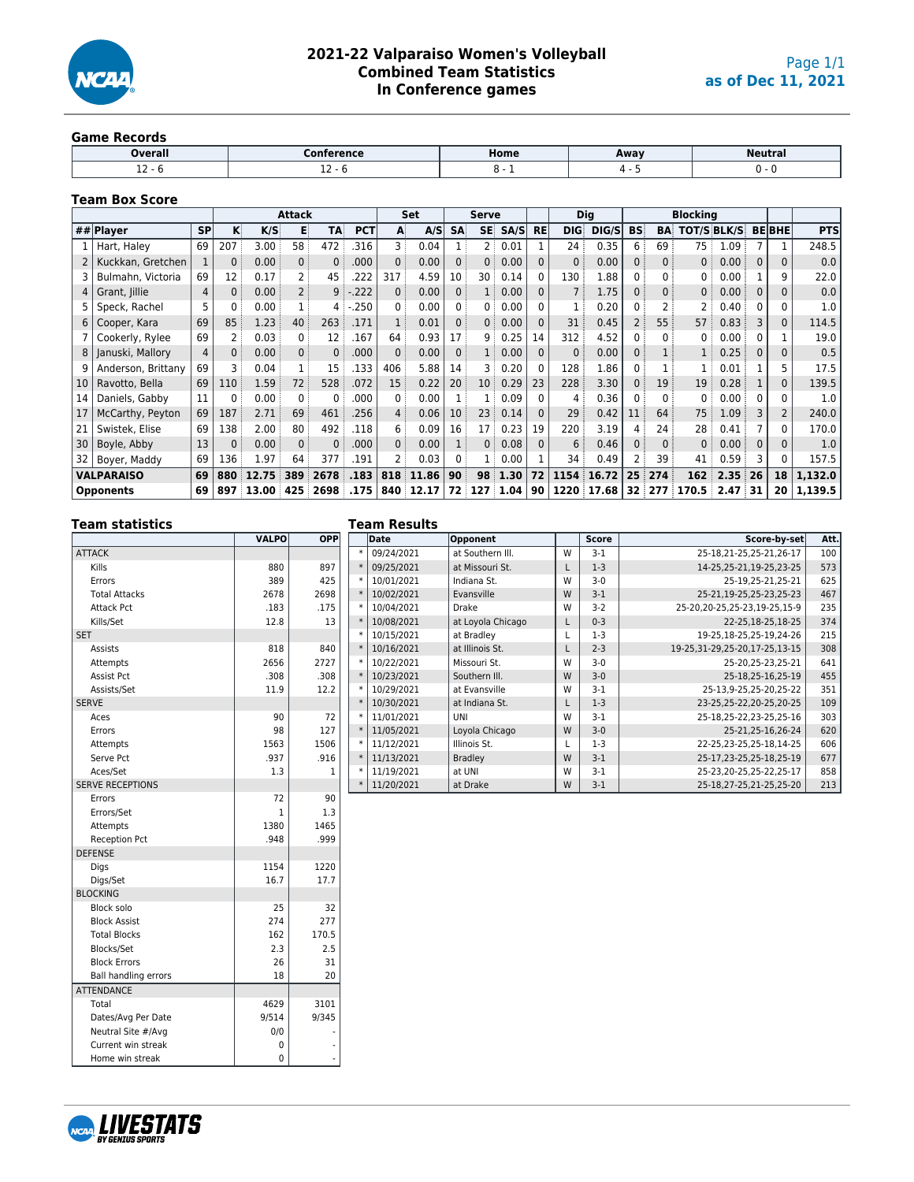# 2021-22 Valparaiso Women's Volleyball
## Combined Team Statistics
## In Conference games

as of Dec 11, 2021

### Game Records

| Overall | Conference | Home | Away | Neutral |
|---|---|---|---|---|
| 12 - 6 | 12 - 6 | 8 - 1 | 4 - 5 | 0 - 0 |

### Team Box Score

| | | | Attack | | | | | Set | | Serve | | | | Dig | | Blocking | | | | | | |
|---|---|---|---|---|---|---|---|---|---|---|---|---|---|---|---|---|---|---|---|---|---|---|
| ## | Player | SP | K | K/S | E | TA | PCT | A | A/S | SA | SE | SA/S | RE | DIG | DIG/S | BS | BA | TOT/S | BLK/S | BE | BHE | PTS |
| 1 | Hart, Haley | 69 | 207 | 3.00 | 58 | 472 | .316 | 3 | 0.04 | 1 | 2 | 0.01 | 1 | 24 | 0.35 | 6 | 69 | 75 | 1.09 | 7 | 1 | 248.5 |
| 2 | Kuckkan, Gretchen | 1 | 0 | 0.00 | 0 | 0 | .000 | 0 | 0.00 | 0 | 0 | 0.00 | 0 | 0 | 0.00 | 0 | 0 | 0 | 0.00 | 0 | 0 | 0.0 |
| 3 | Bulmahn, Victoria | 69 | 12 | 0.17 | 2 | 45 | .222 | 317 | 4.59 | 10 | 30 | 0.14 | 0 | 130 | 1.88 | 0 | 0 | 0 | 0.00 | 1 | 9 | 22.0 |
| 4 | Grant, Jillie | 4 | 0 | 0.00 | 2 | 9 | -.222 | 0 | 0.00 | 0 | 1 | 0.00 | 0 | 7 | 1.75 | 0 | 0 | 0 | 0.00 | 0 | 0 | 0.0 |
| 5 | Speck, Rachel | 5 | 0 | 0.00 | 1 | 4 | -.250 | 0 | 0.00 | 0 | 0 | 0.00 | 0 | 1 | 0.20 | 0 | 2 | 2 | 0.40 | 0 | 0 | 1.0 |
| 6 | Cooper, Kara | 69 | 85 | 1.23 | 40 | 263 | .171 | 1 | 0.01 | 0 | 0 | 0.00 | 0 | 31 | 0.45 | 2 | 55 | 57 | 0.83 | 3 | 0 | 114.5 |
| 7 | Cookerly, Rylee | 69 | 2 | 0.03 | 0 | 12 | .167 | 64 | 0.93 | 17 | 9 | 0.25 | 14 | 312 | 4.52 | 0 | 0 | 0 | 0.00 | 0 | 1 | 19.0 |
| 8 | Januski, Mallory | 4 | 0 | 0.00 | 0 | 0 | .000 | 0 | 0.00 | 0 | 1 | 0.00 | 0 | 0 | 0.00 | 0 | 1 | 1 | 0.25 | 0 | 0 | 0.5 |
| 9 | Anderson, Brittany | 69 | 3 | 0.04 | 1 | 15 | .133 | 406 | 5.88 | 14 | 3 | 0.20 | 0 | 128 | 1.86 | 0 | 1 | 1 | 0.01 | 1 | 5 | 17.5 |
| 10 | Ravotto, Bella | 69 | 110 | 1.59 | 72 | 528 | .072 | 15 | 0.22 | 20 | 10 | 0.29 | 23 | 228 | 3.30 | 0 | 19 | 19 | 0.28 | 1 | 0 | 139.5 |
| 14 | Daniels, Gabby | 11 | 0 | 0.00 | 0 | 0 | .000 | 0 | 0.00 | 1 | 1 | 0.09 | 0 | 4 | 0.36 | 0 | 0 | 0 | 0.00 | 0 | 0 | 1.0 |
| 17 | McCarthy, Peyton | 69 | 187 | 2.71 | 69 | 461 | .256 | 4 | 0.06 | 10 | 23 | 0.14 | 0 | 29 | 0.42 | 11 | 64 | 75 | 1.09 | 3 | 2 | 240.0 |
| 21 | Swistek, Elise | 69 | 138 | 2.00 | 80 | 492 | .118 | 6 | 0.09 | 16 | 17 | 0.23 | 19 | 220 | 3.19 | 4 | 24 | 28 | 0.41 | 7 | 0 | 170.0 |
| 30 | Boyle, Abby | 13 | 0 | 0.00 | 0 | 0 | .000 | 0 | 0.00 | 1 | 0 | 0.08 | 0 | 6 | 0.46 | 0 | 0 | 0 | 0.00 | 0 | 0 | 1.0 |
| 32 | Boyer, Maddy | 69 | 136 | 1.97 | 64 | 377 | .191 | 2 | 0.03 | 0 | 1 | 0.00 | 1 | 34 | 0.49 | 2 | 39 | 41 | 0.59 | 3 | 0 | 157.5 |
| | **VALPARAISO** | **69** | **880** | **12.75** | **389** | **2678** | **.183** | **818** | **11.86** | **90** | **98** | **1.30** | **72** | **1154** | **16.72** | **25** | **274** | **162** | **2.35** | **26** | **18** | **1,132.0** |
| | **Opponents** | **69** | **897** | **13.00** | **425** | **2698** | **.175** | **840** | **12.17** | **72** | **127** | **1.04** | **90** | **1220** | **17.68** | **32** | **277** | **170.5** | **2.47** | **31** | **20** | **1,139.5** |

### Team statistics

| | VALPO | OPP |
|---|---|---|
| ATTACK | | |
| Kills | 880 | 897 |
| Errors | 389 | 425 |
| Total Attacks | 2678 | 2698 |
| Attack Pct | .183 | .175 |
| Kills/Set | 12.8 | 13 |
| SET | | |
| Assists | 818 | 840 |
| Attempts | 2656 | 2727 |
| Assist Pct | .308 | .308 |
| Assists/Set | 11.9 | 12.2 |
| SERVE | | |
| Aces | 90 | 72 |
| Errors | 98 | 127 |
| Attempts | 1563 | 1506 |
| Serve Pct | .937 | .916 |
| Aces/Set | 1.3 | 1 |
| SERVE RECEPTIONS | | |
| Errors | 72 | 90 |
| Errors/Set | 1 | 1.3 |
| Attempts | 1380 | 1465 |
| Reception Pct | .948 | .999 |
| DEFENSE | | |
| Digs | 1154 | 1220 |
| Digs/Set | 16.7 | 17.7 |
| BLOCKING | | |
| Block solo | 25 | 32 |
| Block Assist | 274 | 277 |
| Total Blocks | 162 | 170.5 |
| Blocks/Set | 2.3 | 2.5 |
| Block Errors | 26 | 31 |
| Ball handling errors | 18 | 20 |
| ATTENDANCE | | |
| Total | 4629 | 3101 |
| Dates/Avg Per Date | 9/514 | 9/345 |
| Neutral Site #/Avg | 0/0 | - |
| Current win streak | 0 | - |
| Home win streak | 0 | - |

### Team Results

| | Date | Opponent | | Score | Score-by-set | Att. |
|---|---|---|---|---|---|---|
| * | 09/24/2021 | at Southern Ill. | W | 3-1 | 25-18,21-25,25-21,26-17 | 100 |
| * | 09/25/2021 | at Missouri St. | L | 1-3 | 14-25,25-21,19-25,23-25 | 573 |
| * | 10/01/2021 | Indiana St. | W | 3-0 | 25-19,25-21,25-21 | 625 |
| * | 10/02/2021 | Evansville | W | 3-1 | 25-21,19-25,25-23,25-23 | 467 |
| * | 10/04/2021 | Drake | W | 3-2 | 25-20,20-25,25-23,19-25,15-9 | 235 |
| * | 10/08/2021 | at Loyola Chicago | L | 0-3 | 22-25,18-25,18-25 | 374 |
| * | 10/15/2021 | at Bradley | L | 1-3 | 19-25,18-25,25-19,24-26 | 215 |
| * | 10/16/2021 | at Illinois St. | L | 2-3 | 19-25,31-29,25-20,17-25,13-15 | 308 |
| * | 10/22/2021 | Missouri St. | W | 3-0 | 25-20,25-23,25-21 | 641 |
| * | 10/23/2021 | Southern Ill. | W | 3-0 | 25-18,25-16,25-19 | 455 |
| * | 10/29/2021 | at Evansville | W | 3-1 | 25-13,9-25,25-20,25-22 | 351 |
| * | 10/30/2021 | at Indiana St. | L | 1-3 | 23-25,25-22,20-25,20-25 | 109 |
| * | 11/01/2021 | UNI | W | 3-1 | 25-18,25-22,23-25,25-16 | 303 |
| * | 11/05/2021 | Loyola Chicago | W | 3-0 | 25-21,25-16,26-24 | 620 |
| * | 11/12/2021 | Illinois St. | L | 1-3 | 22-25,23-25,25-18,14-25 | 606 |
| * | 11/13/2021 | Bradley | W | 3-1 | 25-17,23-25,25-18,25-19 | 677 |
| * | 11/19/2021 | at UNI | W | 3-1 | 25-23,20-25,25-22,25-17 | 858 |
| * | 11/20/2021 | at Drake | W | 3-1 | 25-18,27-25,21-25,25-20 | 213 |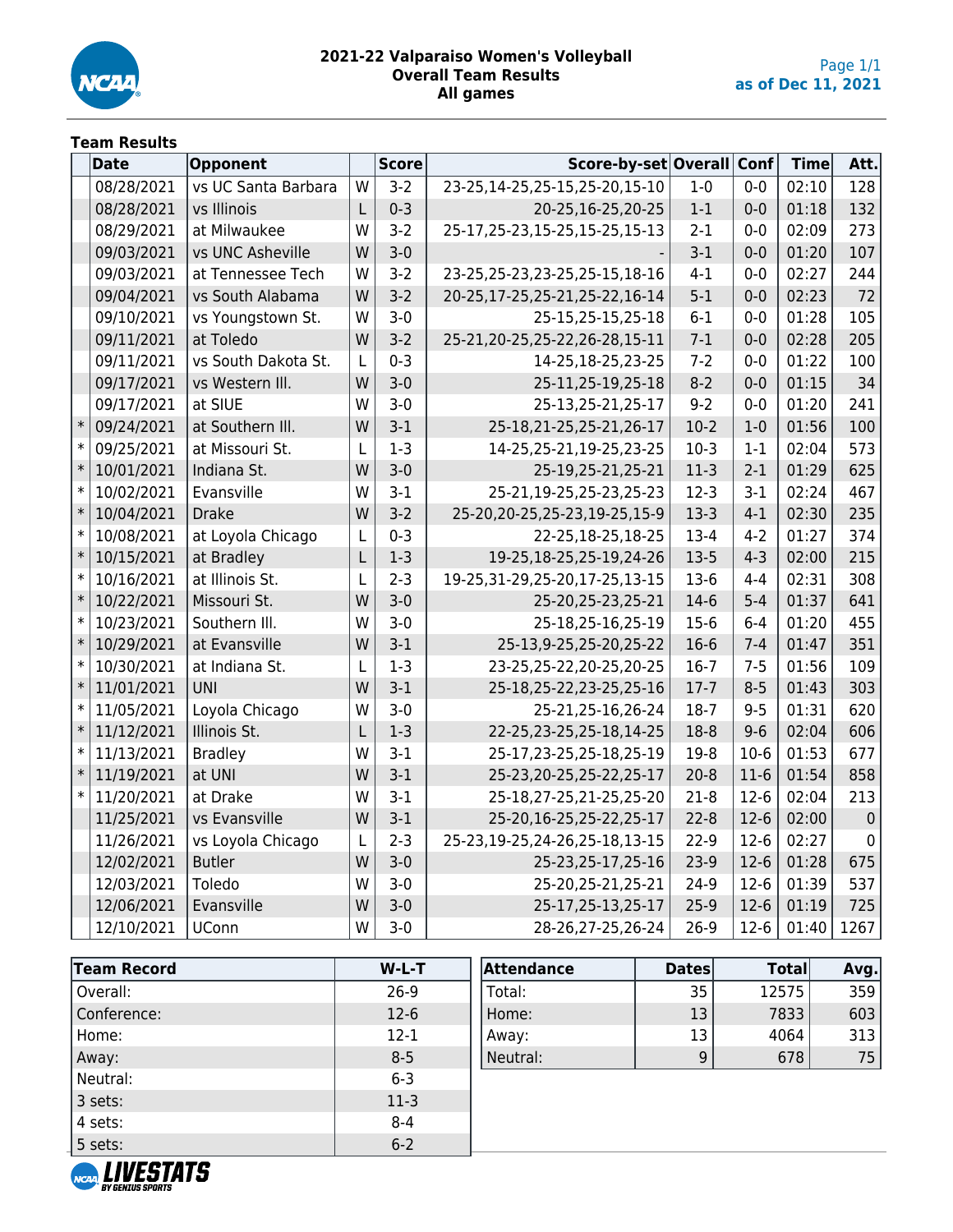# 2021-22 Valparaiso Women's Volleyball
## Overall Team Results
### All games

as of Dec 11, 2021

**Team Results**

| | Date | Opponent | | Score | Score-by-set | Overall | Conf | Time | Att. |
|---|---|---|---|---|---|---|---|---|---|
| | 08/28/2021 | vs UC Santa Barbara | W | 3-2 | 23-25,14-25,25-15,25-20,15-10 | 1-0 | 0-0 | 02:10 | 128 |
| | 08/28/2021 | vs Illinois | L | 0-3 | 20-25,16-25,20-25 | 1-1 | 0-0 | 01:18 | 132 |
| | 08/29/2021 | at Milwaukee | W | 3-2 | 25-17,25-23,15-25,15-25,15-13 | 2-1 | 0-0 | 02:09 | 273 |
| | 09/03/2021 | vs UNC Asheville | W | 3-0 | - | 3-1 | 0-0 | 01:20 | 107 |
| | 09/03/2021 | at Tennessee Tech | W | 3-2 | 23-25,25-23,23-25,25-15,18-16 | 4-1 | 0-0 | 02:27 | 244 |
| | 09/04/2021 | vs South Alabama | W | 3-2 | 20-25,17-25,25-21,25-22,16-14 | 5-1 | 0-0 | 02:23 | 72 |
| | 09/10/2021 | vs Youngstown St. | W | 3-0 | 25-15,25-15,25-18 | 6-1 | 0-0 | 01:28 | 105 |
| | 09/11/2021 | at Toledo | W | 3-2 | 25-21,20-25,25-22,26-28,15-11 | 7-1 | 0-0 | 02:28 | 205 |
| | 09/11/2021 | vs South Dakota St. | L | 0-3 | 14-25,18-25,23-25 | 7-2 | 0-0 | 01:22 | 100 |
| | 09/17/2021 | vs Western Ill. | W | 3-0 | 25-11,25-19,25-18 | 8-2 | 0-0 | 01:15 | 34 |
| | 09/17/2021 | at SIUE | W | 3-0 | 25-13,25-21,25-17 | 9-2 | 0-0 | 01:20 | 241 |
| * | 09/24/2021 | at Southern Ill. | W | 3-1 | 25-18,21-25,25-21,26-17 | 10-2 | 1-0 | 01:56 | 100 |
| * | 09/25/2021 | at Missouri St. | L | 1-3 | 14-25,25-21,19-25,23-25 | 10-3 | 1-1 | 02:04 | 573 |
| * | 10/01/2021 | Indiana St. | W | 3-0 | 25-19,25-21,25-21 | 11-3 | 2-1 | 01:29 | 625 |
| * | 10/02/2021 | Evansville | W | 3-1 | 25-21,19-25,25-23,25-23 | 12-3 | 3-1 | 02:24 | 467 |
| * | 10/04/2021 | Drake | W | 3-2 | 25-20,20-25,25-23,19-25,15-9 | 13-3 | 4-1 | 02:30 | 235 |
| * | 10/08/2021 | at Loyola Chicago | L | 0-3 | 22-25,18-25,18-25 | 13-4 | 4-2 | 01:27 | 374 |
| * | 10/15/2021 | at Bradley | L | 1-3 | 19-25,18-25,25-19,24-26 | 13-5 | 4-3 | 02:00 | 215 |
| * | 10/16/2021 | at Illinois St. | L | 2-3 | 19-25,31-29,25-20,17-25,13-15 | 13-6 | 4-4 | 02:31 | 308 |
| * | 10/22/2021 | Missouri St. | W | 3-0 | 25-20,25-23,25-21 | 14-6 | 5-4 | 01:37 | 641 |
| * | 10/23/2021 | Southern Ill. | W | 3-0 | 25-18,25-16,25-19 | 15-6 | 6-4 | 01:20 | 455 |
| * | 10/29/2021 | at Evansville | W | 3-1 | 25-13,9-25,25-20,25-22 | 16-6 | 7-4 | 01:47 | 351 |
| * | 10/30/2021 | at Indiana St. | L | 1-3 | 23-25,25-22,20-25,20-25 | 16-7 | 7-5 | 01:56 | 109 |
| * | 11/01/2021 | UNI | W | 3-1 | 25-18,25-22,23-25,25-16 | 17-7 | 8-5 | 01:43 | 303 |
| * | 11/05/2021 | Loyola Chicago | W | 3-0 | 25-21,25-16,26-24 | 18-7 | 9-5 | 01:31 | 620 |
| * | 11/12/2021 | Illinois St. | L | 1-3 | 22-25,23-25,25-18,14-25 | 18-8 | 9-6 | 02:04 | 606 |
| * | 11/13/2021 | Bradley | W | 3-1 | 25-17,23-25,25-18,25-19 | 19-8 | 10-6 | 01:53 | 677 |
| * | 11/19/2021 | at UNI | W | 3-1 | 25-23,20-25,25-22,25-17 | 20-8 | 11-6 | 01:54 | 858 |
| * | 11/20/2021 | at Drake | W | 3-1 | 25-18,27-25,21-25,25-20 | 21-8 | 12-6 | 02:04 | 213 |
| | 11/25/2021 | vs Evansville | W | 3-1 | 25-20,16-25,25-22,25-17 | 22-8 | 12-6 | 02:00 | 0 |
| | 11/26/2021 | vs Loyola Chicago | L | 2-3 | 25-23,19-25,24-26,25-18,13-15 | 22-9 | 12-6 | 02:27 | 0 |
| | 12/02/2021 | Butler | W | 3-0 | 25-23,25-17,25-16 | 23-9 | 12-6 | 01:28 | 675 |
| | 12/03/2021 | Toledo | W | 3-0 | 25-20,25-21,25-21 | 24-9 | 12-6 | 01:39 | 537 |
| | 12/06/2021 | Evansville | W | 3-0 | 25-17,25-13,25-17 | 25-9 | 12-6 | 01:19 | 725 |
| | 12/10/2021 | UConn | W | 3-0 | 28-26,27-25,26-24 | 26-9 | 12-6 | 01:40 | 1267 |

| Team Record | W-L-T |
|---|---|
| Overall: | 26-9 |
| Conference: | 12-6 |
| Home: | 12-1 |
| Away: | 8-5 |
| Neutral: | 6-3 |
| 3 sets: | 11-3 |
| 4 sets: | 8-4 |
| 5 sets: | 6-2 |

| Attendance | Dates | Total | Avg. |
|---|---|---|---|
| Total: | 35 | 12575 | 359 |
| Home: | 13 | 7833 | 603 |
| Away: | 13 | 4064 | 313 |
| Neutral: | 9 | 678 | 75 |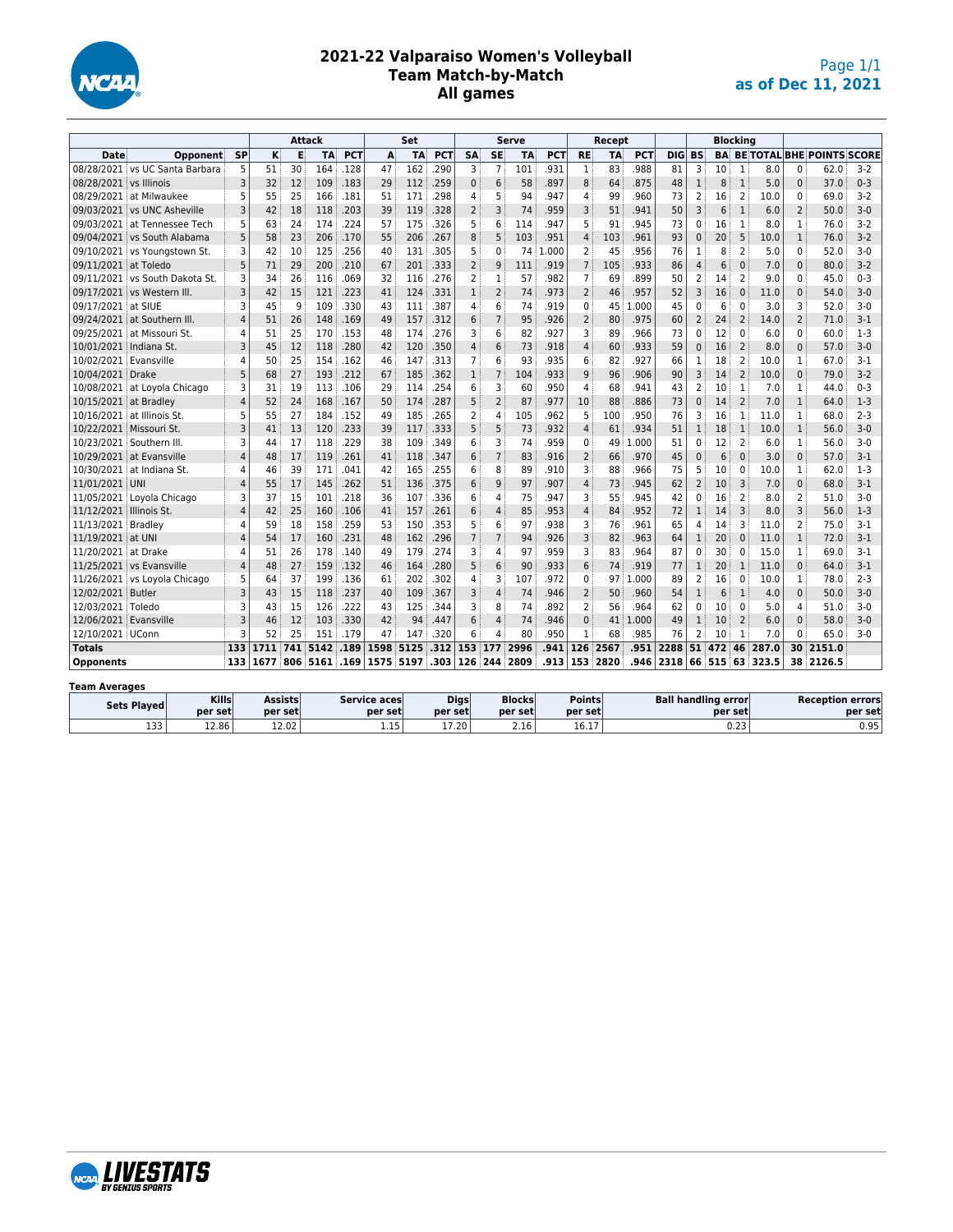# 2021-22 Valparaiso Women's Volleyball
## Team Match-by-Match
## All games

as of Dec 11, 2021

| | | | Attack | | | | Set | | | Serve | | | | Recept | | | | Blocking | | | | | | |
|---|---|---|---|---|---|---|---|---|---|---|---|---|---|---|---|---|---|---|---|---|---|---|---|---|
| Date | Opponent | SP | K | E | TA | PCT | A | TA | PCT | SA | SE | TA | PCT | RE | TA | PCT | DIG | BS | BA | BE | TOTAL | BHE | POINTS | SCORE |
| 08/28/2021 | vs UC Santa Barbara | 5 | 51 | 30 | 164 | .128 | 47 | 162 | .290 | 3 | 7 | 101 | .931 | 1 | 83 | .988 | 81 | 3 | 10 | 1 | 8.0 | 0 | 62.0 | 3-2 |
| 08/28/2021 | vs Illinois | 3 | 32 | 12 | 109 | .183 | 29 | 112 | .259 | 0 | 6 | 58 | .897 | 8 | 64 | .875 | 48 | 1 | 8 | 1 | 5.0 | 0 | 37.0 | 0-3 |
| 08/29/2021 | at Milwaukee | 5 | 55 | 25 | 166 | .181 | 51 | 171 | .298 | 4 | 5 | 94 | .947 | 4 | 99 | .960 | 73 | 2 | 16 | 2 | 10.0 | 0 | 69.0 | 3-2 |
| 09/03/2021 | vs UNC Asheville | 3 | 42 | 18 | 118 | .203 | 39 | 119 | .328 | 2 | 3 | 74 | .959 | 3 | 51 | .941 | 50 | 3 | 6 | 1 | 6.0 | 2 | 50.0 | 3-0 |
| 09/03/2021 | at Tennessee Tech | 5 | 63 | 24 | 174 | .224 | 57 | 175 | .326 | 5 | 6 | 114 | .947 | 5 | 91 | .945 | 73 | 0 | 16 | 1 | 8.0 | 1 | 76.0 | 3-2 |
| 09/04/2021 | vs South Alabama | 5 | 58 | 23 | 206 | .170 | 55 | 206 | .267 | 8 | 5 | 103 | .951 | 4 | 103 | .961 | 93 | 0 | 20 | 5 | 10.0 | 1 | 76.0 | 3-2 |
| 09/10/2021 | vs Youngstown St. | 3 | 42 | 10 | 125 | .256 | 40 | 131 | .305 | 5 | 0 | 74 | 1.000 | 2 | 45 | .956 | 76 | 1 | 8 | 2 | 5.0 | 0 | 52.0 | 3-0 |
| 09/11/2021 | at Toledo | 5 | 71 | 29 | 200 | .210 | 67 | 201 | .333 | 2 | 9 | 111 | .919 | 7 | 105 | .933 | 86 | 4 | 6 | 0 | 7.0 | 0 | 80.0 | 3-2 |
| 09/11/2021 | vs South Dakota St. | 3 | 34 | 26 | 116 | .069 | 32 | 116 | .276 | 2 | 1 | 57 | .982 | 7 | 69 | .899 | 50 | 2 | 14 | 2 | 9.0 | 0 | 45.0 | 0-3 |
| 09/17/2021 | vs Western Ill. | 3 | 42 | 15 | 121 | .223 | 41 | 124 | .331 | 1 | 2 | 74 | .973 | 2 | 46 | .957 | 52 | 3 | 16 | 0 | 11.0 | 0 | 54.0 | 3-0 |
| 09/17/2021 | at SIUE | 3 | 45 | 9 | 109 | .330 | 43 | 111 | .387 | 4 | 6 | 74 | .919 | 0 | 45 | 1.000 | 45 | 0 | 6 | 0 | 3.0 | 3 | 52.0 | 3-0 |
| 09/24/2021 | at Southern Ill. | 4 | 51 | 26 | 148 | .169 | 49 | 157 | .312 | 6 | 7 | 95 | .926 | 2 | 80 | .975 | 60 | 2 | 24 | 2 | 14.0 | 2 | 71.0 | 3-1 |
| 09/25/2021 | at Missouri St. | 4 | 51 | 25 | 170 | .153 | 48 | 174 | .276 | 3 | 6 | 82 | .927 | 3 | 89 | .966 | 73 | 0 | 12 | 0 | 6.0 | 0 | 60.0 | 1-3 |
| 10/01/2021 | Indiana St. | 3 | 45 | 12 | 118 | .280 | 42 | 120 | .350 | 4 | 6 | 73 | .918 | 4 | 60 | .933 | 59 | 0 | 16 | 2 | 8.0 | 0 | 57.0 | 3-0 |
| 10/02/2021 | Evansville | 4 | 50 | 25 | 154 | .162 | 46 | 147 | .313 | 7 | 6 | 93 | .935 | 6 | 82 | .927 | 66 | 1 | 18 | 2 | 10.0 | 1 | 67.0 | 3-1 |
| 10/04/2021 | Drake | 5 | 68 | 27 | 193 | .212 | 67 | 185 | .362 | 1 | 7 | 104 | .933 | 9 | 96 | .906 | 90 | 3 | 14 | 2 | 10.0 | 0 | 79.0 | 3-2 |
| 10/08/2021 | at Loyola Chicago | 3 | 31 | 19 | 113 | .106 | 29 | 114 | .254 | 6 | 3 | 60 | .950 | 4 | 68 | .941 | 43 | 2 | 10 | 1 | 7.0 | 1 | 44.0 | 0-3 |
| 10/15/2021 | at Bradley | 4 | 52 | 24 | 168 | .167 | 50 | 174 | .287 | 5 | 2 | 87 | .977 | 10 | 88 | .886 | 73 | 0 | 14 | 2 | 7.0 | 1 | 64.0 | 1-3 |
| 10/16/2021 | at Illinois St. | 5 | 55 | 27 | 184 | .152 | 49 | 185 | .265 | 2 | 4 | 105 | .962 | 5 | 100 | .950 | 76 | 3 | 16 | 1 | 11.0 | 1 | 68.0 | 2-3 |
| 10/22/2021 | Missouri St. | 3 | 41 | 13 | 120 | .233 | 39 | 117 | .333 | 5 | 5 | 73 | .932 | 4 | 61 | .934 | 51 | 1 | 18 | 1 | 10.0 | 1 | 56.0 | 3-0 |
| 10/23/2021 | Southern Ill. | 3 | 44 | 17 | 118 | .229 | 38 | 109 | .349 | 6 | 3 | 74 | .959 | 0 | 49 | 1.000 | 51 | 0 | 12 | 2 | 6.0 | 1 | 56.0 | 3-0 |
| 10/29/2021 | at Evansville | 4 | 48 | 17 | 119 | .261 | 41 | 118 | .347 | 6 | 7 | 83 | .916 | 2 | 66 | .970 | 45 | 0 | 6 | 0 | 3.0 | 0 | 57.0 | 3-1 |
| 10/30/2021 | at Indiana St. | 4 | 46 | 39 | 171 | .041 | 42 | 165 | .255 | 6 | 8 | 89 | .910 | 3 | 88 | .966 | 75 | 5 | 10 | 0 | 10.0 | 1 | 62.0 | 1-3 |
| 11/01/2021 | UNI | 4 | 55 | 17 | 145 | .262 | 51 | 136 | .375 | 6 | 9 | 97 | .907 | 4 | 73 | .945 | 62 | 2 | 10 | 3 | 7.0 | 0 | 68.0 | 3-1 |
| 11/05/2021 | Loyola Chicago | 3 | 37 | 15 | 101 | .218 | 36 | 107 | .336 | 6 | 4 | 75 | .947 | 3 | 55 | .945 | 42 | 0 | 16 | 2 | 8.0 | 2 | 51.0 | 3-0 |
| 11/12/2021 | Illinois St. | 4 | 42 | 25 | 160 | .106 | 41 | 157 | .261 | 6 | 4 | 85 | .953 | 4 | 84 | .952 | 72 | 1 | 14 | 3 | 8.0 | 3 | 56.0 | 1-3 |
| 11/13/2021 | Bradley | 4 | 59 | 18 | 158 | .259 | 53 | 150 | .353 | 5 | 6 | 97 | .938 | 3 | 76 | .961 | 65 | 4 | 14 | 3 | 11.0 | 2 | 75.0 | 3-1 |
| 11/19/2021 | at UNI | 4 | 54 | 17 | 160 | .231 | 48 | 162 | .296 | 7 | 7 | 94 | .926 | 3 | 82 | .963 | 64 | 1 | 20 | 0 | 11.0 | 1 | 72.0 | 3-1 |
| 11/20/2021 | at Drake | 4 | 51 | 26 | 178 | .140 | 49 | 179 | .274 | 3 | 4 | 97 | .959 | 3 | 83 | .964 | 87 | 0 | 30 | 0 | 15.0 | 1 | 69.0 | 3-1 |
| 11/25/2021 | vs Evansville | 4 | 48 | 27 | 159 | .132 | 46 | 164 | .280 | 5 | 6 | 90 | .933 | 6 | 74 | .919 | 77 | 1 | 20 | 1 | 11.0 | 0 | 64.0 | 3-1 |
| 11/26/2021 | vs Loyola Chicago | 5 | 64 | 37 | 199 | .136 | 61 | 202 | .302 | 4 | 3 | 107 | .972 | 0 | 97 | 1.000 | 89 | 2 | 16 | 0 | 10.0 | 1 | 78.0 | 2-3 |
| 12/02/2021 | Butler | 3 | 43 | 15 | 118 | .237 | 40 | 109 | .367 | 3 | 4 | 74 | .946 | 2 | 50 | .960 | 54 | 1 | 6 | 1 | 4.0 | 0 | 50.0 | 3-0 |
| 12/03/2021 | Toledo | 3 | 43 | 15 | 126 | .222 | 43 | 125 | .344 | 3 | 8 | 74 | .892 | 2 | 56 | .964 | 62 | 0 | 10 | 0 | 5.0 | 4 | 51.0 | 3-0 |
| 12/06/2021 | Evansville | 3 | 46 | 12 | 103 | .330 | 42 | 94 | .447 | 6 | 4 | 74 | .946 | 0 | 41 | 1.000 | 49 | 1 | 10 | 2 | 6.0 | 0 | 58.0 | 3-0 |
| 12/10/2021 | UConn | 3 | 52 | 25 | 151 | .179 | 47 | 147 | .320 | 6 | 4 | 80 | .950 | 1 | 68 | .985 | 76 | 2 | 10 | 1 | 7.0 | 0 | 65.0 | 3-0 |
| **Totals** | | **133** | **1711** | **741** | **5142** | **.189** | **1598** | **5125** | **.312** | **153** | **177** | **2996** | **.941** | **126** | **2567** | **.951** | **2288** | **51** | **472** | **46** | **287.0** | **30** | **2151.0** | |
| **Opponents** | | **133** | **1677** | **806** | **5161** | **.169** | **1575** | **5197** | **.303** | **126** | **244** | **2809** | **.913** | **153** | **2820** | **.946** | **2318** | **66** | **515** | **63** | **323.5** | **38** | **2126.5** | |

**Team Averages**

| Sets Played | Kills per set | Assists per set | Service aces per set | Digs per set | Blocks per set | Points per set | Ball handling error per set | Reception errors per set |
|---|---|---|---|---|---|---|---|---|
| 133 | 12.86 | 12.02 | 1.15 | 17.20 | 2.16 | 16.17 | 0.23 | 0.95 |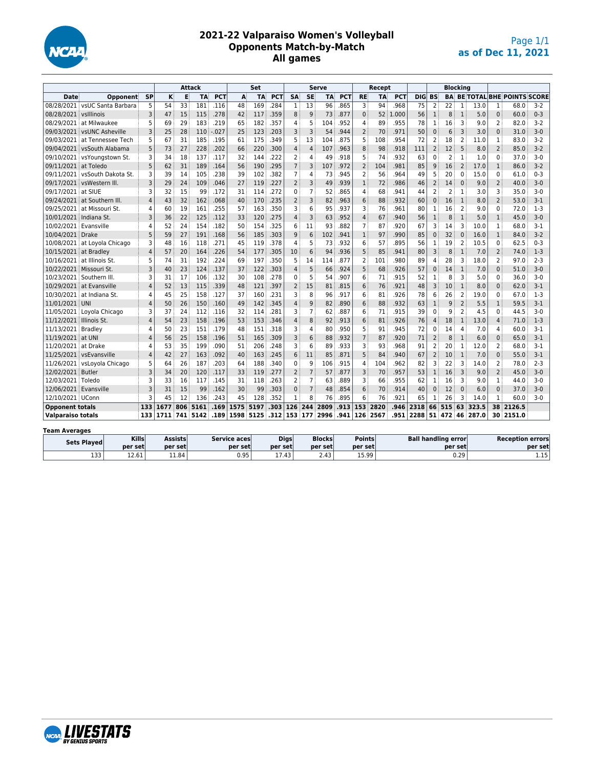# 2021-22 Valparaiso Women's Volleyball
## Opponents Match-by-Match
### All games

as of Dec 11, 2021

| | | | Attack | | | | Set | | | Serve | | | | Recept | | | | Blocking | | | | | | |
|---|---|---|---|---|---|---|---|---|---|---|---|---|---|---|---|---|---|---|---|---|---|---|---|---|
| Date | Opponent | SP | K | E | TA | PCT | A | TA | PCT | SA | SE | TA | PCT | RE | TA | PCT | DIG | BS | BA | BE | TOTAL | BHE | POINTS | SCORE |
| 08/28/2021 | vsUC Santa Barbara | 5 | 54 | 33 | 181 | .116 | 48 | 169 | .284 | 1 | 13 | 96 | .865 | 3 | 94 | .968 | 75 | 2 | 22 | 1 | 13.0 | 1 | 68.0 | 3-2 |
| 08/28/2021 | vsIllinois | 3 | 47 | 15 | 115 | .278 | 42 | 117 | .359 | 8 | 9 | 73 | .877 | 0 | 52 | 1.000 | 56 | 1 | 8 | 1 | 5.0 | 0 | 60.0 | 0-3 |
| 08/29/2021 | at Milwaukee | 5 | 69 | 29 | 183 | .219 | 65 | 182 | .357 | 4 | 5 | 104 | .952 | 4 | 89 | .955 | 78 | 1 | 16 | 3 | 9.0 | 2 | 82.0 | 3-2 |
| 09/03/2021 | vsUNC Asheville | 3 | 25 | 28 | 110 | -.027 | 25 | 123 | .203 | 3 | 3 | 54 | .944 | 2 | 70 | .971 | 50 | 0 | 6 | 3 | 3.0 | 0 | 31.0 | 3-0 |
| 09/03/2021 | at Tennessee Tech | 5 | 67 | 31 | 185 | .195 | 61 | 175 | .349 | 5 | 13 | 104 | .875 | 5 | 108 | .954 | 72 | 2 | 18 | 2 | 11.0 | 1 | 83.0 | 3-2 |
| 09/04/2021 | vsSouth Alabama | 5 | 73 | 27 | 228 | .202 | 66 | 220 | .300 | 4 | 4 | 107 | .963 | 8 | 98 | .918 | 111 | 2 | 12 | 5 | 8.0 | 2 | 85.0 | 3-2 |
| 09/10/2021 | vsYoungstown St. | 3 | 34 | 18 | 137 | .117 | 32 | 144 | .222 | 2 | 4 | 49 | .918 | 5 | 74 | .932 | 63 | 0 | 2 | 1 | 1.0 | 0 | 37.0 | 3-0 |
| 09/11/2021 | at Toledo | 5 | 62 | 31 | 189 | .164 | 56 | 190 | .295 | 7 | 3 | 107 | .972 | 2 | 104 | .981 | 85 | 9 | 16 | 2 | 17.0 | 1 | 86.0 | 3-2 |
| 09/11/2021 | vsSouth Dakota St. | 3 | 39 | 14 | 105 | .238 | 39 | 102 | .382 | 7 | 4 | 73 | .945 | 2 | 56 | .964 | 49 | 5 | 20 | 0 | 15.0 | 0 | 61.0 | 0-3 |
| 09/17/2021 | vsWestern Ill. | 3 | 29 | 24 | 109 | .046 | 27 | 119 | .227 | 2 | 3 | 49 | .939 | 1 | 72 | .986 | 46 | 2 | 14 | 0 | 9.0 | 2 | 40.0 | 3-0 |
| 09/17/2021 | at SIUE | 3 | 32 | 15 | 99 | .172 | 31 | 114 | .272 | 0 | 7 | 52 | .865 | 4 | 68 | .941 | 44 | 2 | 2 | 1 | 3.0 | 3 | 35.0 | 3-0 |
| 09/24/2021 | at Southern Ill. | 4 | 43 | 32 | 162 | .068 | 40 | 170 | .235 | 2 | 3 | 82 | .963 | 6 | 88 | .932 | 60 | 0 | 16 | 1 | 8.0 | 2 | 53.0 | 3-1 |
| 09/25/2021 | at Missouri St. | 4 | 60 | 19 | 161 | .255 | 57 | 163 | .350 | 3 | 6 | 95 | .937 | 3 | 76 | .961 | 80 | 1 | 16 | 2 | 9.0 | 0 | 72.0 | 1-3 |
| 10/01/2021 | Indiana St. | 3 | 36 | 22 | 125 | .112 | 33 | 120 | .275 | 4 | 3 | 63 | .952 | 4 | 67 | .940 | 56 | 1 | 8 | 1 | 5.0 | 1 | 45.0 | 3-0 |
| 10/02/2021 | Evansville | 4 | 52 | 24 | 154 | .182 | 50 | 154 | .325 | 6 | 11 | 93 | .882 | 7 | 87 | .920 | 67 | 3 | 14 | 3 | 10.0 | 1 | 68.0 | 3-1 |
| 10/04/2021 | Drake | 5 | 59 | 27 | 191 | .168 | 56 | 185 | .303 | 9 | 6 | 102 | .941 | 1 | 97 | .990 | 85 | 0 | 32 | 0 | 16.0 | 1 | 84.0 | 3-2 |
| 10/08/2021 | at Loyola Chicago | 3 | 48 | 16 | 118 | .271 | 45 | 119 | .378 | 4 | 5 | 73 | .932 | 6 | 57 | .895 | 56 | 1 | 19 | 2 | 10.5 | 0 | 62.5 | 0-3 |
| 10/15/2021 | at Bradley | 4 | 57 | 20 | 164 | .226 | 54 | 177 | .305 | 10 | 6 | 94 | .936 | 5 | 85 | .941 | 80 | 3 | 8 | 1 | 7.0 | 2 | 74.0 | 1-3 |
| 10/16/2021 | at Illinois St. | 5 | 74 | 31 | 192 | .224 | 69 | 197 | .350 | 5 | 14 | 114 | .877 | 2 | 101 | .980 | 89 | 4 | 28 | 3 | 18.0 | 2 | 97.0 | 2-3 |
| 10/22/2021 | Missouri St. | 3 | 40 | 23 | 124 | .137 | 37 | 122 | .303 | 4 | 5 | 66 | .924 | 5 | 68 | .926 | 57 | 0 | 14 | 1 | 7.0 | 0 | 51.0 | 3-0 |
| 10/23/2021 | Southern Ill. | 3 | 31 | 17 | 106 | .132 | 30 | 108 | .278 | 0 | 5 | 54 | .907 | 6 | 71 | .915 | 52 | 1 | 8 | 3 | 5.0 | 0 | 36.0 | 3-0 |
| 10/29/2021 | at Evansville | 4 | 52 | 13 | 115 | .339 | 48 | 121 | .397 | 2 | 15 | 81 | .815 | 6 | 76 | .921 | 48 | 3 | 10 | 1 | 8.0 | 0 | 62.0 | 3-1 |
| 10/30/2021 | at Indiana St. | 4 | 45 | 25 | 158 | .127 | 37 | 160 | .231 | 3 | 8 | 96 | .917 | 6 | 81 | .926 | 78 | 6 | 26 | 2 | 19.0 | 0 | 67.0 | 1-3 |
| 11/01/2021 | UNI | 4 | 50 | 26 | 150 | .160 | 49 | 142 | .345 | 4 | 9 | 82 | .890 | 6 | 88 | .932 | 63 | 1 | 9 | 2 | 5.5 | 1 | 59.5 | 3-1 |
| 11/05/2021 | Loyola Chicago | 3 | 37 | 24 | 112 | .116 | 32 | 114 | .281 | 3 | 7 | 62 | .887 | 6 | 71 | .915 | 39 | 0 | 9 | 2 | 4.5 | 0 | 44.5 | 3-0 |
| 11/12/2021 | Illinois St. | 4 | 54 | 23 | 158 | .196 | 53 | 153 | .346 | 4 | 8 | 92 | .913 | 6 | 81 | .926 | 76 | 4 | 18 | 1 | 13.0 | 4 | 71.0 | 1-3 |
| 11/13/2021 | Bradley | 4 | 50 | 23 | 151 | .179 | 48 | 151 | .318 | 3 | 4 | 80 | .950 | 5 | 91 | .945 | 72 | 0 | 14 | 4 | 7.0 | 4 | 60.0 | 3-1 |
| 11/19/2021 | at UNI | 4 | 56 | 25 | 158 | .196 | 51 | 165 | .309 | 3 | 6 | 88 | .932 | 7 | 87 | .920 | 71 | 2 | 8 | 1 | 6.0 | 0 | 65.0 | 3-1 |
| 11/20/2021 | at Drake | 4 | 53 | 35 | 199 | .090 | 51 | 206 | .248 | 3 | 6 | 89 | .933 | 3 | 93 | .968 | 91 | 2 | 20 | 1 | 12.0 | 2 | 68.0 | 3-1 |
| 11/25/2021 | vsEvansville | 4 | 42 | 27 | 163 | .092 | 40 | 163 | .245 | 6 | 11 | 85 | .871 | 5 | 84 | .940 | 67 | 2 | 10 | 1 | 7.0 | 0 | 55.0 | 3-1 |
| 11/26/2021 | vsLoyola Chicago | 5 | 64 | 26 | 187 | .203 | 64 | 188 | .340 | 0 | 9 | 106 | .915 | 4 | 104 | .962 | 82 | 3 | 22 | 3 | 14.0 | 2 | 78.0 | 2-3 |
| 12/02/2021 | Butler | 3 | 34 | 20 | 120 | .117 | 33 | 119 | .277 | 2 | 7 | 57 | .877 | 3 | 70 | .957 | 53 | 1 | 16 | 3 | 9.0 | 2 | 45.0 | 3-0 |
| 12/03/2021 | Toledo | 3 | 33 | 16 | 117 | .145 | 31 | 118 | .263 | 2 | 7 | 63 | .889 | 3 | 66 | .955 | 62 | 1 | 16 | 3 | 9.0 | 1 | 44.0 | 3-0 |
| 12/06/2021 | Evansville | 3 | 31 | 15 | 99 | .162 | 30 | 99 | .303 | 0 | 7 | 48 | .854 | 6 | 70 | .914 | 40 | 0 | 12 | 0 | 6.0 | 0 | 37.0 | 3-0 |
| 12/10/2021 | UConn | 3 | 45 | 12 | 136 | .243 | 45 | 128 | .352 | 1 | 8 | 76 | .895 | 6 | 76 | .921 | 65 | 1 | 26 | 3 | 14.0 | 1 | 60.0 | 3-0 |
| **Opponent totals** | | **133** | **1677** | **806** | **5161** | **.169** | **1575** | **5197** | **.303** | **126** | **244** | **2809** | **.913** | **153** | **2820** | **.946** | **2318** | **66** | **515** | **63** | **323.5** | **38** | **2126.5** | |
| **Valparaiso totals** | | **133** | **1711** | **741** | **5142** | **.189** | **1598** | **5125** | **.312** | **153** | **177** | **2996** | **.941** | **126** | **2567** | **.951** | **2288** | **51** | **472** | **46** | **287.0** | **30** | **2151.0** | |

**Team Averages**

| Sets Played | Kills per set | Assists per set | Service aces per set | Digs per set | Blocks per set | Points per set | Ball handling error per set | Reception errors per set |
|---|---|---|---|---|---|---|---|---|
| 133 | 12.61 | 11.84 | 0.95 | 17.43 | 2.43 | 15.99 | 0.29 | 1.15 |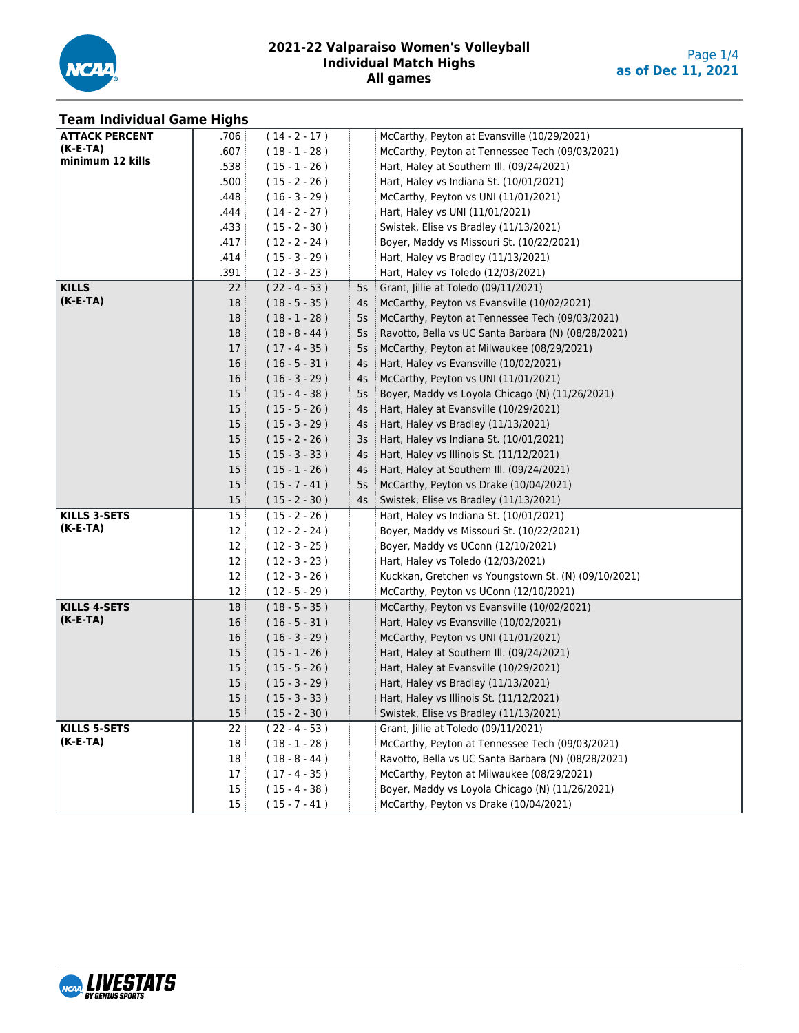# 2021-22 Valparaiso Women's Volleyball
## Individual Match Highs
### All games

as of Dec 11, 2021

### Team Individual Game Highs

| | | | | |
|---|---|---|---|---|
| **ATTACK PERCENT (K-E-TA) minimum 12 kills** | .706 | ( 14 - 2 - 17 ) | | McCarthy, Peyton at Evansville (10/29/2021) |
| | .607 | ( 18 - 1 - 28 ) | | McCarthy, Peyton at Tennessee Tech (09/03/2021) |
| | .538 | ( 15 - 1 - 26 ) | | Hart, Haley at Southern Ill. (09/24/2021) |
| | .500 | ( 15 - 2 - 26 ) | | Hart, Haley vs Indiana St. (10/01/2021) |
| | .448 | ( 16 - 3 - 29 ) | | McCarthy, Peyton vs UNI (11/01/2021) |
| | .444 | ( 14 - 2 - 27 ) | | Hart, Haley vs UNI (11/01/2021) |
| | .433 | ( 15 - 2 - 30 ) | | Swistek, Elise vs Bradley (11/13/2021) |
| | .417 | ( 12 - 2 - 24 ) | | Boyer, Maddy vs Missouri St. (10/22/2021) |
| | .414 | ( 15 - 3 - 29 ) | | Hart, Haley vs Bradley (11/13/2021) |
| | .391 | ( 12 - 3 - 23 ) | | Hart, Haley vs Toledo (12/03/2021) |
| **KILLS (K-E-TA)** | 22 | ( 22 - 4 - 53 ) | 5s | Grant, Jillie at Toledo (09/11/2021) |
| | 18 | ( 18 - 5 - 35 ) | 4s | McCarthy, Peyton vs Evansville (10/02/2021) |
| | 18 | ( 18 - 1 - 28 ) | 5s | McCarthy, Peyton at Tennessee Tech (09/03/2021) |
| | 18 | ( 18 - 8 - 44 ) | 5s | Ravotto, Bella vs UC Santa Barbara (N) (08/28/2021) |
| | 17 | ( 17 - 4 - 35 ) | 5s | McCarthy, Peyton at Milwaukee (08/29/2021) |
| | 16 | ( 16 - 5 - 31 ) | 4s | Hart, Haley vs Evansville (10/02/2021) |
| | 16 | ( 16 - 3 - 29 ) | 4s | McCarthy, Peyton vs UNI (11/01/2021) |
| | 15 | ( 15 - 4 - 38 ) | 5s | Boyer, Maddy vs Loyola Chicago (N) (11/26/2021) |
| | 15 | ( 15 - 5 - 26 ) | 4s | Hart, Haley at Evansville (10/29/2021) |
| | 15 | ( 15 - 3 - 29 ) | 4s | Hart, Haley vs Bradley (11/13/2021) |
| | 15 | ( 15 - 2 - 26 ) | 3s | Hart, Haley vs Indiana St. (10/01/2021) |
| | 15 | ( 15 - 3 - 33 ) | 4s | Hart, Haley vs Illinois St. (11/12/2021) |
| | 15 | ( 15 - 1 - 26 ) | 4s | Hart, Haley at Southern Ill. (09/24/2021) |
| | 15 | ( 15 - 7 - 41 ) | 5s | McCarthy, Peyton vs Drake (10/04/2021) |
| | 15 | ( 15 - 2 - 30 ) | 4s | Swistek, Elise vs Bradley (11/13/2021) |
| **KILLS 3-SETS (K-E-TA)** | 15 | ( 15 - 2 - 26 ) | | Hart, Haley vs Indiana St. (10/01/2021) |
| | 12 | ( 12 - 2 - 24 ) | | Boyer, Maddy vs Missouri St. (10/22/2021) |
| | 12 | ( 12 - 3 - 25 ) | | Boyer, Maddy vs UConn (12/10/2021) |
| | 12 | ( 12 - 3 - 23 ) | | Hart, Haley vs Toledo (12/03/2021) |
| | 12 | ( 12 - 3 - 26 ) | | Kuckkan, Gretchen vs Youngstown St. (N) (09/10/2021) |
| | 12 | ( 12 - 5 - 29 ) | | McCarthy, Peyton vs UConn (12/10/2021) |
| **KILLS 4-SETS (K-E-TA)** | 18 | ( 18 - 5 - 35 ) | | McCarthy, Peyton vs Evansville (10/02/2021) |
| | 16 | ( 16 - 5 - 31 ) | | Hart, Haley vs Evansville (10/02/2021) |
| | 16 | ( 16 - 3 - 29 ) | | McCarthy, Peyton vs UNI (11/01/2021) |
| | 15 | ( 15 - 1 - 26 ) | | Hart, Haley at Southern Ill. (09/24/2021) |
| | 15 | ( 15 - 5 - 26 ) | | Hart, Haley at Evansville (10/29/2021) |
| | 15 | ( 15 - 3 - 29 ) | | Hart, Haley vs Bradley (11/13/2021) |
| | 15 | ( 15 - 3 - 33 ) | | Hart, Haley vs Illinois St. (11/12/2021) |
| | 15 | ( 15 - 2 - 30 ) | | Swistek, Elise vs Bradley (11/13/2021) |
| **KILLS 5-SETS (K-E-TA)** | 22 | ( 22 - 4 - 53 ) | | Grant, Jillie at Toledo (09/11/2021) |
| | 18 | ( 18 - 1 - 28 ) | | McCarthy, Peyton at Tennessee Tech (09/03/2021) |
| | 18 | ( 18 - 8 - 44 ) | | Ravotto, Bella vs UC Santa Barbara (N) (08/28/2021) |
| | 17 | ( 17 - 4 - 35 ) | | McCarthy, Peyton at Milwaukee (08/29/2021) |
| | 15 | ( 15 - 4 - 38 ) | | Boyer, Maddy vs Loyola Chicago (N) (11/26/2021) |
| | 15 | ( 15 - 7 - 41 ) | | McCarthy, Peyton vs Drake (10/04/2021) |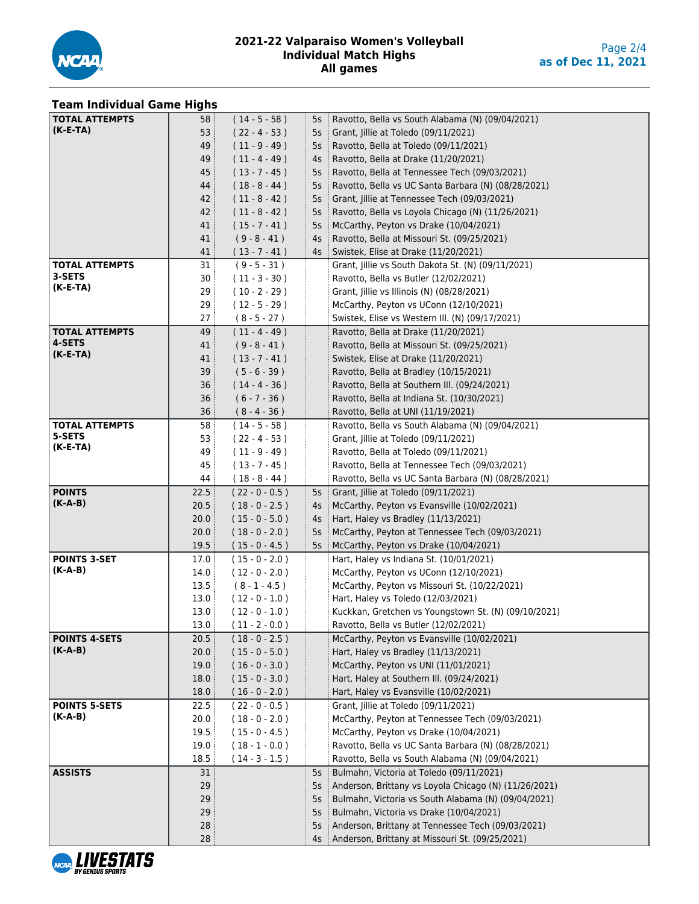# 2021-22 Valparaiso Women's Volleyball
## Individual Match Highs
### All games

as of Dec 11, 2021

### Team Individual Game Highs

| | | | | |
|---|---|---|---|---|
| **TOTAL ATTEMPTS (K-E-TA)** | 58 | ( 14 - 5 - 58 ) | 5s | Ravotto, Bella vs South Alabama (N) (09/04/2021) |
| | 53 | ( 22 - 4 - 53 ) | 5s | Grant, Jillie at Toledo (09/11/2021) |
| | 49 | ( 11 - 9 - 49 ) | 5s | Ravotto, Bella at Toledo (09/11/2021) |
| | 49 | ( 11 - 4 - 49 ) | 4s | Ravotto, Bella at Drake (11/20/2021) |
| | 45 | ( 13 - 7 - 45 ) | 5s | Ravotto, Bella at Tennessee Tech (09/03/2021) |
| | 44 | ( 18 - 8 - 44 ) | 5s | Ravotto, Bella vs UC Santa Barbara (N) (08/28/2021) |
| | 42 | ( 11 - 8 - 42 ) | 5s | Grant, Jillie at Tennessee Tech (09/03/2021) |
| | 42 | ( 11 - 8 - 42 ) | 5s | Ravotto, Bella vs Loyola Chicago (N) (11/26/2021) |
| | 41 | ( 15 - 7 - 41 ) | 5s | McCarthy, Peyton vs Drake (10/04/2021) |
| | 41 | ( 9 - 8 - 41 ) | 4s | Ravotto, Bella at Missouri St. (09/25/2021) |
| | 41 | ( 13 - 7 - 41 ) | 4s | Swistek, Elise at Drake (11/20/2021) |
| **TOTAL ATTEMPTS 3-SETS (K-E-TA)** | 31 | ( 9 - 5 - 31 ) | | Grant, Jillie vs South Dakota St. (N) (09/11/2021) |
| | 30 | ( 11 - 3 - 30 ) | | Ravotto, Bella vs Butler (12/02/2021) |
| | 29 | ( 10 - 2 - 29 ) | | Grant, Jillie vs Illinois (N) (08/28/2021) |
| | 29 | ( 12 - 5 - 29 ) | | McCarthy, Peyton vs UConn (12/10/2021) |
| | 27 | ( 8 - 5 - 27 ) | | Swistek, Elise vs Western Ill. (N) (09/17/2021) |
| **TOTAL ATTEMPTS 4-SETS (K-E-TA)** | 49 | ( 11 - 4 - 49 ) | | Ravotto, Bella at Drake (11/20/2021) |
| | 41 | ( 9 - 8 - 41 ) | | Ravotto, Bella at Missouri St. (09/25/2021) |
| | 41 | ( 13 - 7 - 41 ) | | Swistek, Elise at Drake (11/20/2021) |
| | 39 | ( 5 - 6 - 39 ) | | Ravotto, Bella at Bradley (10/15/2021) |
| | 36 | ( 14 - 4 - 36 ) | | Ravotto, Bella at Southern Ill. (09/24/2021) |
| | 36 | ( 6 - 7 - 36 ) | | Ravotto, Bella at Indiana St. (10/30/2021) |
| | 36 | ( 8 - 4 - 36 ) | | Ravotto, Bella at UNI (11/19/2021) |
| **TOTAL ATTEMPTS 5-SETS (K-E-TA)** | 58 | ( 14 - 5 - 58 ) | | Ravotto, Bella vs South Alabama (N) (09/04/2021) |
| | 53 | ( 22 - 4 - 53 ) | | Grant, Jillie at Toledo (09/11/2021) |
| | 49 | ( 11 - 9 - 49 ) | | Ravotto, Bella at Toledo (09/11/2021) |
| | 45 | ( 13 - 7 - 45 ) | | Ravotto, Bella at Tennessee Tech (09/03/2021) |
| | 44 | ( 18 - 8 - 44 ) | | Ravotto, Bella vs UC Santa Barbara (N) (08/28/2021) |
| **POINTS (K-A-B)** | 22.5 | ( 22 - 0 - 0.5 ) | 5s | Grant, Jillie at Toledo (09/11/2021) |
| | 20.5 | ( 18 - 0 - 2.5 ) | 4s | McCarthy, Peyton vs Evansville (10/02/2021) |
| | 20.0 | ( 15 - 0 - 5.0 ) | 4s | Hart, Haley vs Bradley (11/13/2021) |
| | 20.0 | ( 18 - 0 - 2.0 ) | 5s | McCarthy, Peyton at Tennessee Tech (09/03/2021) |
| | 19.5 | ( 15 - 0 - 4.5 ) | 5s | McCarthy, Peyton vs Drake (10/04/2021) |
| **POINTS 3-SET (K-A-B)** | 17.0 | ( 15 - 0 - 2.0 ) | | Hart, Haley vs Indiana St. (10/01/2021) |
| | 14.0 | ( 12 - 0 - 2.0 ) | | McCarthy, Peyton vs UConn (12/10/2021) |
| | 13.5 | ( 8 - 1 - 4.5 ) | | McCarthy, Peyton vs Missouri St. (10/22/2021) |
| | 13.0 | ( 12 - 0 - 1.0 ) | | Hart, Haley vs Toledo (12/03/2021) |
| | 13.0 | ( 12 - 0 - 1.0 ) | | Kuckkan, Gretchen vs Youngstown St. (N) (09/10/2021) |
| | 13.0 | ( 11 - 2 - 0.0 ) | | Ravotto, Bella vs Butler (12/02/2021) |
| **POINTS 4-SETS (K-A-B)** | 20.5 | ( 18 - 0 - 2.5 ) | | McCarthy, Peyton vs Evansville (10/02/2021) |
| | 20.0 | ( 15 - 0 - 5.0 ) | | Hart, Haley vs Bradley (11/13/2021) |
| | 19.0 | ( 16 - 0 - 3.0 ) | | McCarthy, Peyton vs UNI (11/01/2021) |
| | 18.0 | ( 15 - 0 - 3.0 ) | | Hart, Haley at Southern Ill. (09/24/2021) |
| | 18.0 | ( 16 - 0 - 2.0 ) | | Hart, Haley vs Evansville (10/02/2021) |
| **POINTS 5-SETS (K-A-B)** | 22.5 | ( 22 - 0 - 0.5 ) | | Grant, Jillie at Toledo (09/11/2021) |
| | 20.0 | ( 18 - 0 - 2.0 ) | | McCarthy, Peyton at Tennessee Tech (09/03/2021) |
| | 19.5 | ( 15 - 0 - 4.5 ) | | McCarthy, Peyton vs Drake (10/04/2021) |
| | 19.0 | ( 18 - 1 - 0.0 ) | | Ravotto, Bella vs UC Santa Barbara (N) (08/28/2021) |
| | 18.5 | ( 14 - 3 - 1.5 ) | | Ravotto, Bella vs South Alabama (N) (09/04/2021) |
| **ASSISTS** | 31 | | 5s | Bulmahn, Victoria at Toledo (09/11/2021) |
| | 29 | | 5s | Anderson, Brittany vs Loyola Chicago (N) (11/26/2021) |
| | 29 | | 5s | Bulmahn, Victoria vs South Alabama (N) (09/04/2021) |
| | 29 | | 5s | Bulmahn, Victoria vs Drake (10/04/2021) |
| | 28 | | 5s | Anderson, Brittany at Tennessee Tech (09/03/2021) |
| | 28 | | 4s | Anderson, Brittany at Missouri St. (09/25/2021) |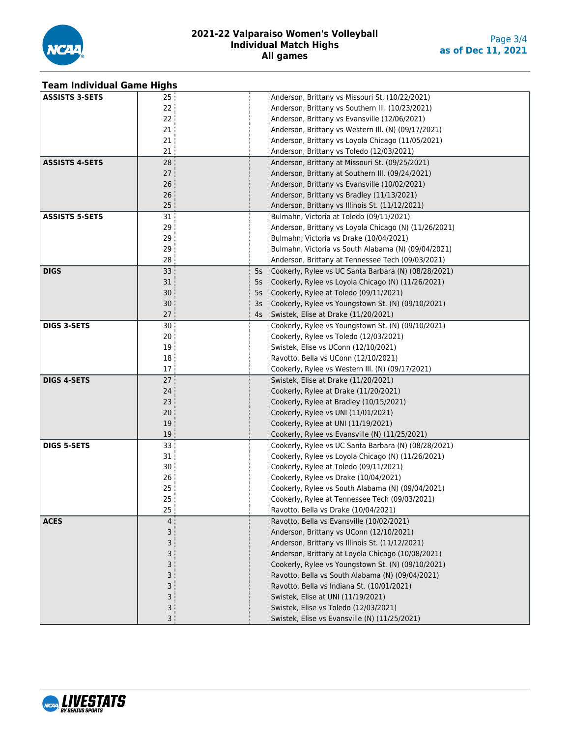# 2021-22 Valparaiso Women's Volleyball
## Individual Match Highs
### All games

as of Dec 11, 2021

**Team Individual Game Highs**

| | | | | |
|---|---|---|---|---|
| **ASSISTS 3-SETS** | 25 | | | Anderson, Brittany vs Missouri St. (10/22/2021) |
| | 22 | | | Anderson, Brittany vs Southern Ill. (10/23/2021) |
| | 22 | | | Anderson, Brittany vs Evansville (12/06/2021) |
| | 21 | | | Anderson, Brittany vs Western Ill. (N) (09/17/2021) |
| | 21 | | | Anderson, Brittany vs Loyola Chicago (11/05/2021) |
| | 21 | | | Anderson, Brittany vs Toledo (12/03/2021) |
| **ASSISTS 4-SETS** | 28 | | | Anderson, Brittany at Missouri St. (09/25/2021) |
| | 27 | | | Anderson, Brittany at Southern Ill. (09/24/2021) |
| | 26 | | | Anderson, Brittany vs Evansville (10/02/2021) |
| | 26 | | | Anderson, Brittany vs Bradley (11/13/2021) |
| | 25 | | | Anderson, Brittany vs Illinois St. (11/12/2021) |
| **ASSISTS 5-SETS** | 31 | | | Bulmahn, Victoria at Toledo (09/11/2021) |
| | 29 | | | Anderson, Brittany vs Loyola Chicago (N) (11/26/2021) |
| | 29 | | | Bulmahn, Victoria vs Drake (10/04/2021) |
| | 29 | | | Bulmahn, Victoria vs South Alabama (N) (09/04/2021) |
| | 28 | | | Anderson, Brittany at Tennessee Tech (09/03/2021) |
| **DIGS** | 33 | | 5s | Cookerly, Rylee vs UC Santa Barbara (N) (08/28/2021) |
| | 31 | | 5s | Cookerly, Rylee vs Loyola Chicago (N) (11/26/2021) |
| | 30 | | 5s | Cookerly, Rylee at Toledo (09/11/2021) |
| | 30 | | 3s | Cookerly, Rylee vs Youngstown St. (N) (09/10/2021) |
| | 27 | | 4s | Swistek, Elise at Drake (11/20/2021) |
| **DIGS 3-SETS** | 30 | | | Cookerly, Rylee vs Youngstown St. (N) (09/10/2021) |
| | 20 | | | Cookerly, Rylee vs Toledo (12/03/2021) |
| | 19 | | | Swistek, Elise vs UConn (12/10/2021) |
| | 18 | | | Ravotto, Bella vs UConn (12/10/2021) |
| | 17 | | | Cookerly, Rylee vs Western Ill. (N) (09/17/2021) |
| **DIGS 4-SETS** | 27 | | | Swistek, Elise at Drake (11/20/2021) |
| | 24 | | | Cookerly, Rylee at Drake (11/20/2021) |
| | 23 | | | Cookerly, Rylee at Bradley (10/15/2021) |
| | 20 | | | Cookerly, Rylee vs UNI (11/01/2021) |
| | 19 | | | Cookerly, Rylee at UNI (11/19/2021) |
| | 19 | | | Cookerly, Rylee vs Evansville (N) (11/25/2021) |
| **DIGS 5-SETS** | 33 | | | Cookerly, Rylee vs UC Santa Barbara (N) (08/28/2021) |
| | 31 | | | Cookerly, Rylee vs Loyola Chicago (N) (11/26/2021) |
| | 30 | | | Cookerly, Rylee at Toledo (09/11/2021) |
| | 26 | | | Cookerly, Rylee vs Drake (10/04/2021) |
| | 25 | | | Cookerly, Rylee vs South Alabama (N) (09/04/2021) |
| | 25 | | | Cookerly, Rylee at Tennessee Tech (09/03/2021) |
| | 25 | | | Ravotto, Bella vs Drake (10/04/2021) |
| **ACES** | 4 | | | Ravotto, Bella vs Evansville (10/02/2021) |
| | 3 | | | Anderson, Brittany vs UConn (12/10/2021) |
| | 3 | | | Anderson, Brittany vs Illinois St. (11/12/2021) |
| | 3 | | | Anderson, Brittany at Loyola Chicago (10/08/2021) |
| | 3 | | | Cookerly, Rylee vs Youngstown St. (N) (09/10/2021) |
| | 3 | | | Ravotto, Bella vs South Alabama (N) (09/04/2021) |
| | 3 | | | Ravotto, Bella vs Indiana St. (10/01/2021) |
| | 3 | | | Swistek, Elise at UNI (11/19/2021) |
| | 3 | | | Swistek, Elise vs Toledo (12/03/2021) |
| | 3 | | | Swistek, Elise vs Evansville (N) (11/25/2021) |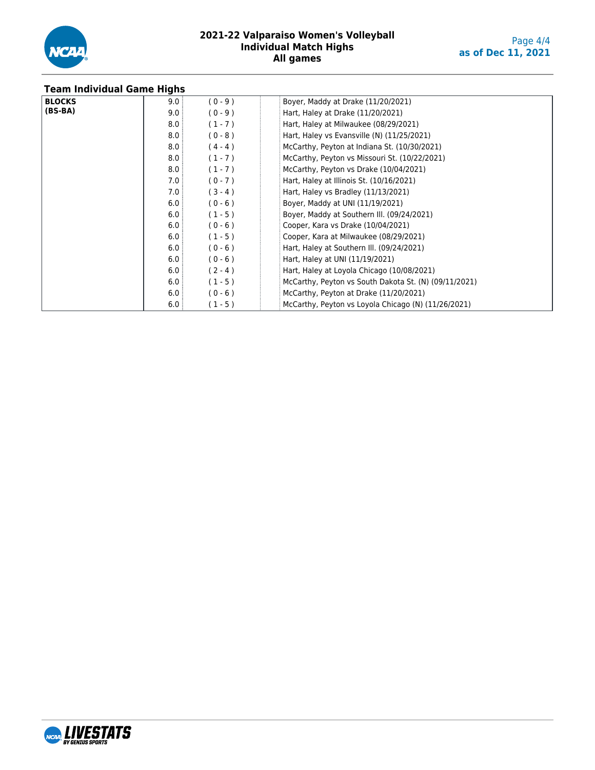## Team Individual Game Highs

| | | | |
|---|---|---|---|
| **BLOCKS (BS-BA)** | 9.0 | ( 0 - 9 ) | Boyer, Maddy at Drake (11/20/2021) |
| | 9.0 | ( 0 - 9 ) | Hart, Haley at Drake (11/20/2021) |
| | 8.0 | ( 1 - 7 ) | Hart, Haley at Milwaukee (08/29/2021) |
| | 8.0 | ( 0 - 8 ) | Hart, Haley vs Evansville (N) (11/25/2021) |
| | 8.0 | ( 4 - 4 ) | McCarthy, Peyton at Indiana St. (10/30/2021) |
| | 8.0 | ( 1 - 7 ) | McCarthy, Peyton vs Missouri St. (10/22/2021) |
| | 8.0 | ( 1 - 7 ) | McCarthy, Peyton vs Drake (10/04/2021) |
| | 7.0 | ( 0 - 7 ) | Hart, Haley at Illinois St. (10/16/2021) |
| | 7.0 | ( 3 - 4 ) | Hart, Haley vs Bradley (11/13/2021) |
| | 6.0 | ( 0 - 6 ) | Boyer, Maddy at UNI (11/19/2021) |
| | 6.0 | ( 1 - 5 ) | Boyer, Maddy at Southern Ill. (09/24/2021) |
| | 6.0 | ( 0 - 6 ) | Cooper, Kara vs Drake (10/04/2021) |
| | 6.0 | ( 1 - 5 ) | Cooper, Kara at Milwaukee (08/29/2021) |
| | 6.0 | ( 0 - 6 ) | Hart, Haley at Southern Ill. (09/24/2021) |
| | 6.0 | ( 0 - 6 ) | Hart, Haley at UNI (11/19/2021) |
| | 6.0 | ( 2 - 4 ) | Hart, Haley at Loyola Chicago (10/08/2021) |
| | 6.0 | ( 1 - 5 ) | McCarthy, Peyton vs South Dakota St. (N) (09/11/2021) |
| | 6.0 | ( 0 - 6 ) | McCarthy, Peyton at Drake (11/20/2021) |
| | 6.0 | ( 1 - 5 ) | McCarthy, Peyton vs Loyola Chicago (N) (11/26/2021) |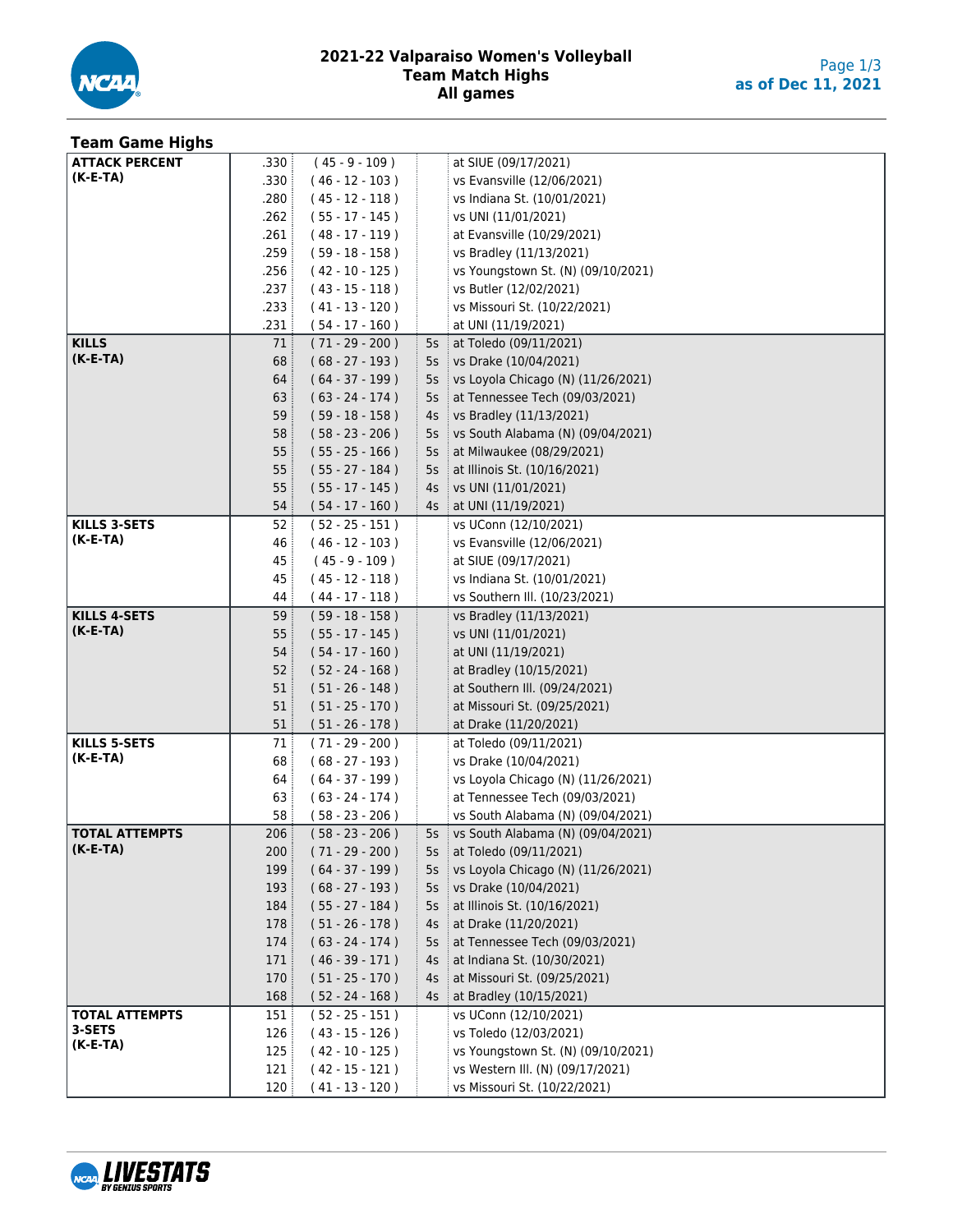# 2021-22 Valparaiso Women's Volleyball
## Team Match Highs
### All games

as of Dec 11, 2021

## Team Game Highs

| | | | | |
|---|---|---|---|---|
| **ATTACK PERCENT (K-E-TA)** | .330 | ( 45 - 9 - 109 ) | | at SIUE (09/17/2021) |
| | .330 | ( 46 - 12 - 103 ) | | vs Evansville (12/06/2021) |
| | .280 | ( 45 - 12 - 118 ) | | vs Indiana St. (10/01/2021) |
| | .262 | ( 55 - 17 - 145 ) | | vs UNI (11/01/2021) |
| | .261 | ( 48 - 17 - 119 ) | | at Evansville (10/29/2021) |
| | .259 | ( 59 - 18 - 158 ) | | vs Bradley (11/13/2021) |
| | .256 | ( 42 - 10 - 125 ) | | vs Youngstown St. (N) (09/10/2021) |
| | .237 | ( 43 - 15 - 118 ) | | vs Butler (12/02/2021) |
| | .233 | ( 41 - 13 - 120 ) | | vs Missouri St. (10/22/2021) |
| | .231 | ( 54 - 17 - 160 ) | | at UNI (11/19/2021) |
| **KILLS (K-E-TA)** | 71 | ( 71 - 29 - 200 ) | 5s | at Toledo (09/11/2021) |
| | 68 | ( 68 - 27 - 193 ) | 5s | vs Drake (10/04/2021) |
| | 64 | ( 64 - 37 - 199 ) | 5s | vs Loyola Chicago (N) (11/26/2021) |
| | 63 | ( 63 - 24 - 174 ) | 5s | at Tennessee Tech (09/03/2021) |
| | 59 | ( 59 - 18 - 158 ) | 4s | vs Bradley (11/13/2021) |
| | 58 | ( 58 - 23 - 206 ) | 5s | vs South Alabama (N) (09/04/2021) |
| | 55 | ( 55 - 25 - 166 ) | 5s | at Milwaukee (08/29/2021) |
| | 55 | ( 55 - 27 - 184 ) | 5s | at Illinois St. (10/16/2021) |
| | 55 | ( 55 - 17 - 145 ) | 4s | vs UNI (11/01/2021) |
| | 54 | ( 54 - 17 - 160 ) | 4s | at UNI (11/19/2021) |
| **KILLS 3-SETS (K-E-TA)** | 52 | ( 52 - 25 - 151 ) | | vs UConn (12/10/2021) |
| | 46 | ( 46 - 12 - 103 ) | | vs Evansville (12/06/2021) |
| | 45 | ( 45 - 9 - 109 ) | | at SIUE (09/17/2021) |
| | 45 | ( 45 - 12 - 118 ) | | vs Indiana St. (10/01/2021) |
| | 44 | ( 44 - 17 - 118 ) | | vs Southern Ill. (10/23/2021) |
| **KILLS 4-SETS (K-E-TA)** | 59 | ( 59 - 18 - 158 ) | | vs Bradley (11/13/2021) |
| | 55 | ( 55 - 17 - 145 ) | | vs UNI (11/01/2021) |
| | 54 | ( 54 - 17 - 160 ) | | at UNI (11/19/2021) |
| | 52 | ( 52 - 24 - 168 ) | | at Bradley (10/15/2021) |
| | 51 | ( 51 - 26 - 148 ) | | at Southern Ill. (09/24/2021) |
| | 51 | ( 51 - 25 - 170 ) | | at Missouri St. (09/25/2021) |
| | 51 | ( 51 - 26 - 178 ) | | at Drake (11/20/2021) |
| **KILLS 5-SETS (K-E-TA)** | 71 | ( 71 - 29 - 200 ) | | at Toledo (09/11/2021) |
| | 68 | ( 68 - 27 - 193 ) | | vs Drake (10/04/2021) |
| | 64 | ( 64 - 37 - 199 ) | | vs Loyola Chicago (N) (11/26/2021) |
| | 63 | ( 63 - 24 - 174 ) | | at Tennessee Tech (09/03/2021) |
| | 58 | ( 58 - 23 - 206 ) | | vs South Alabama (N) (09/04/2021) |
| **TOTAL ATTEMPTS (K-E-TA)** | 206 | ( 58 - 23 - 206 ) | 5s | vs South Alabama (N) (09/04/2021) |
| | 200 | ( 71 - 29 - 200 ) | 5s | at Toledo (09/11/2021) |
| | 199 | ( 64 - 37 - 199 ) | 5s | vs Loyola Chicago (N) (11/26/2021) |
| | 193 | ( 68 - 27 - 193 ) | 5s | vs Drake (10/04/2021) |
| | 184 | ( 55 - 27 - 184 ) | 5s | at Illinois St. (10/16/2021) |
| | 178 | ( 51 - 26 - 178 ) | 4s | at Drake (11/20/2021) |
| | 174 | ( 63 - 24 - 174 ) | 5s | at Tennessee Tech (09/03/2021) |
| | 171 | ( 46 - 39 - 171 ) | 4s | at Indiana St. (10/30/2021) |
| | 170 | ( 51 - 25 - 170 ) | 4s | at Missouri St. (09/25/2021) |
| | 168 | ( 52 - 24 - 168 ) | 4s | at Bradley (10/15/2021) |
| **TOTAL ATTEMPTS 3-SETS (K-E-TA)** | 151 | ( 52 - 25 - 151 ) | | vs UConn (12/10/2021) |
| | 126 | ( 43 - 15 - 126 ) | | vs Toledo (12/03/2021) |
| | 125 | ( 42 - 10 - 125 ) | | vs Youngstown St. (N) (09/10/2021) |
| | 121 | ( 42 - 15 - 121 ) | | vs Western Ill. (N) (09/17/2021) |
| | 120 | ( 41 - 13 - 120 ) | | vs Missouri St. (10/22/2021) |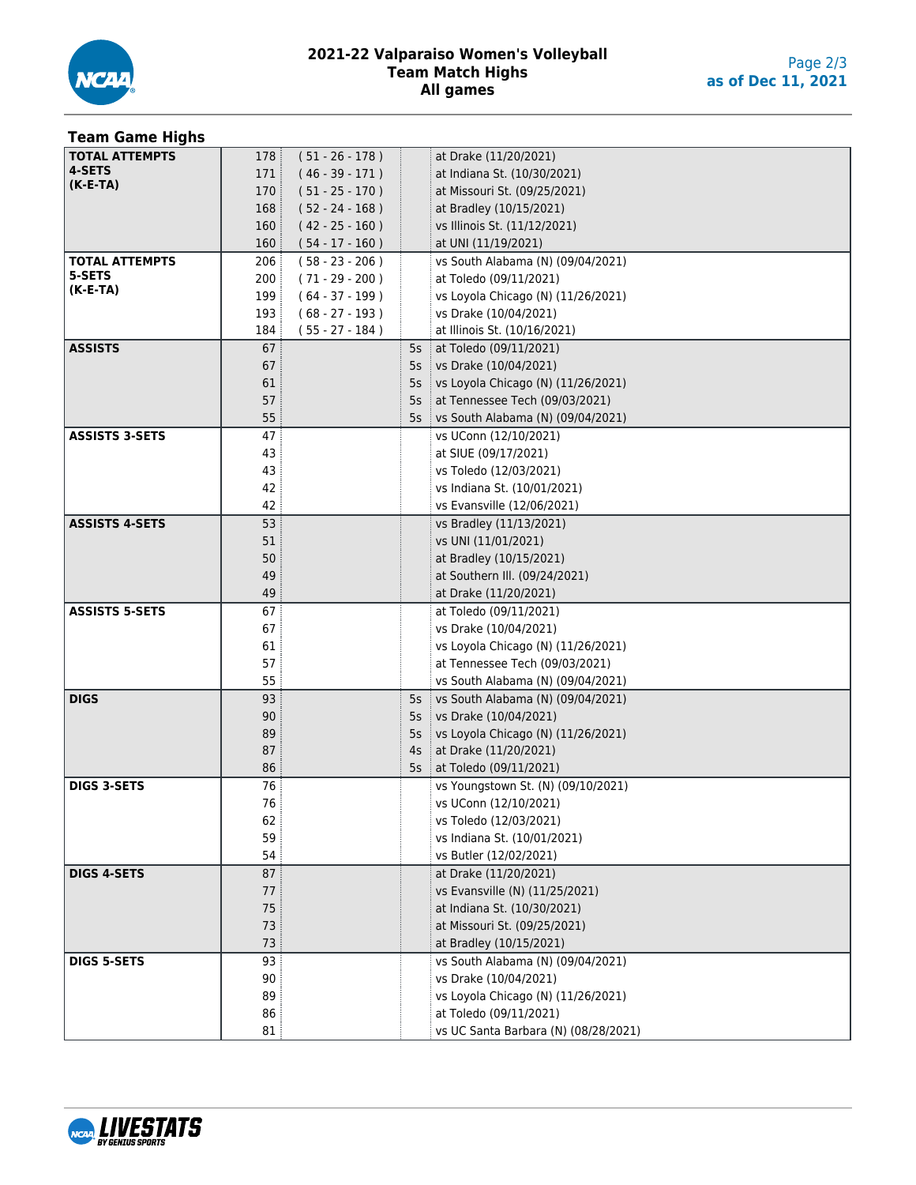## 2021-22 Valparaiso Women's Volleyball
## Team Match Highs
## All games

as of Dec 11, 2021

### Team Game Highs

| | | | | |
|---|---|---|---|---|
| **TOTAL ATTEMPTS 4-SETS (K-E-TA)** | 178 | ( 51 - 26 - 178 ) | | at Drake (11/20/2021) |
| | 171 | ( 46 - 39 - 171 ) | | at Indiana St. (10/30/2021) |
| | 170 | ( 51 - 25 - 170 ) | | at Missouri St. (09/25/2021) |
| | 168 | ( 52 - 24 - 168 ) | | at Bradley (10/15/2021) |
| | 160 | ( 42 - 25 - 160 ) | | vs Illinois St. (11/12/2021) |
| | 160 | ( 54 - 17 - 160 ) | | at UNI (11/19/2021) |
| **TOTAL ATTEMPTS 5-SETS (K-E-TA)** | 206 | ( 58 - 23 - 206 ) | | vs South Alabama (N) (09/04/2021) |
| | 200 | ( 71 - 29 - 200 ) | | at Toledo (09/11/2021) |
| | 199 | ( 64 - 37 - 199 ) | | vs Loyola Chicago (N) (11/26/2021) |
| | 193 | ( 68 - 27 - 193 ) | | vs Drake (10/04/2021) |
| | 184 | ( 55 - 27 - 184 ) | | at Illinois St. (10/16/2021) |
| **ASSISTS** | 67 | | 5s | at Toledo (09/11/2021) |
| | 67 | | 5s | vs Drake (10/04/2021) |
| | 61 | | 5s | vs Loyola Chicago (N) (11/26/2021) |
| | 57 | | 5s | at Tennessee Tech (09/03/2021) |
| | 55 | | 5s | vs South Alabama (N) (09/04/2021) |
| **ASSISTS 3-SETS** | 47 | | | vs UConn (12/10/2021) |
| | 43 | | | at SIUE (09/17/2021) |
| | 43 | | | vs Toledo (12/03/2021) |
| | 42 | | | vs Indiana St. (10/01/2021) |
| | 42 | | | vs Evansville (12/06/2021) |
| **ASSISTS 4-SETS** | 53 | | | vs Bradley (11/13/2021) |
| | 51 | | | vs UNI (11/01/2021) |
| | 50 | | | at Bradley (10/15/2021) |
| | 49 | | | at Southern Ill. (09/24/2021) |
| | 49 | | | at Drake (11/20/2021) |
| **ASSISTS 5-SETS** | 67 | | | at Toledo (09/11/2021) |
| | 67 | | | vs Drake (10/04/2021) |
| | 61 | | | vs Loyola Chicago (N) (11/26/2021) |
| | 57 | | | at Tennessee Tech (09/03/2021) |
| | 55 | | | vs South Alabama (N) (09/04/2021) |
| **DIGS** | 93 | | 5s | vs South Alabama (N) (09/04/2021) |
| | 90 | | 5s | vs Drake (10/04/2021) |
| | 89 | | 5s | vs Loyola Chicago (N) (11/26/2021) |
| | 87 | | 4s | at Drake (11/20/2021) |
| | 86 | | 5s | at Toledo (09/11/2021) |
| **DIGS 3-SETS** | 76 | | | vs Youngstown St. (N) (09/10/2021) |
| | 76 | | | vs UConn (12/10/2021) |
| | 62 | | | vs Toledo (12/03/2021) |
| | 59 | | | vs Indiana St. (10/01/2021) |
| | 54 | | | vs Butler (12/02/2021) |
| **DIGS 4-SETS** | 87 | | | at Drake (11/20/2021) |
| | 77 | | | vs Evansville (N) (11/25/2021) |
| | 75 | | | at Indiana St. (10/30/2021) |
| | 73 | | | at Missouri St. (09/25/2021) |
| | 73 | | | at Bradley (10/15/2021) |
| **DIGS 5-SETS** | 93 | | | vs South Alabama (N) (09/04/2021) |
| | 90 | | | vs Drake (10/04/2021) |
| | 89 | | | vs Loyola Chicago (N) (11/26/2021) |
| | 86 | | | at Toledo (09/11/2021) |
| | 81 | | | vs UC Santa Barbara (N) (08/28/2021) |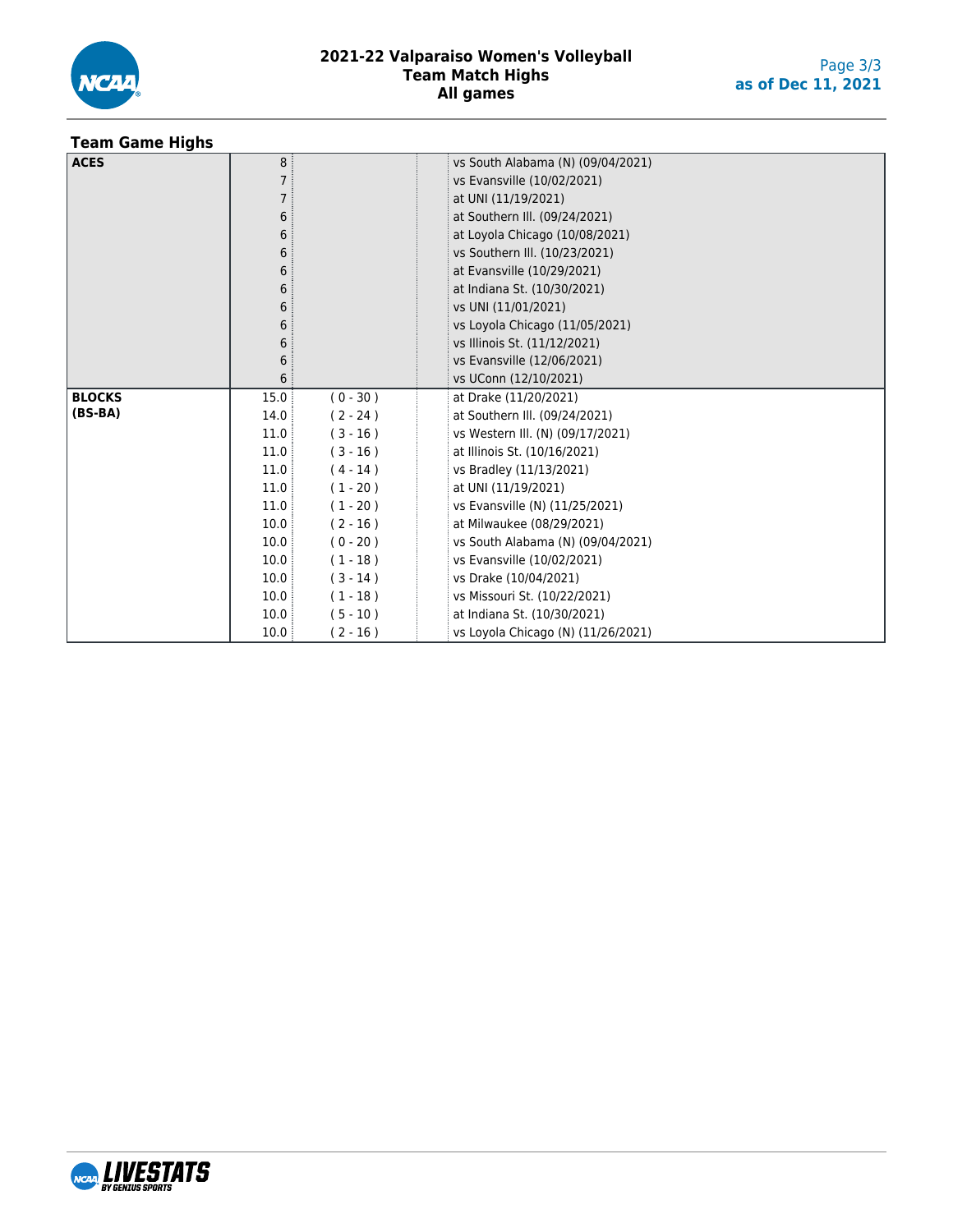# 2021-22 Valparaiso Women's Volleyball
## Team Match Highs
## All games

as of Dec 11, 2021

### Team Game Highs

| | | | |
|---|---|---|---|
| **ACES** | 8 | | vs South Alabama (N) (09/04/2021) |
| | 7 | | vs Evansville (10/02/2021) |
| | 7 | | at UNI (11/19/2021) |
| | 6 | | at Southern Ill. (09/24/2021) |
| | 6 | | at Loyola Chicago (10/08/2021) |
| | 6 | | vs Southern Ill. (10/23/2021) |
| | 6 | | at Evansville (10/29/2021) |
| | 6 | | at Indiana St. (10/30/2021) |
| | 6 | | vs UNI (11/01/2021) |
| | 6 | | vs Loyola Chicago (11/05/2021) |
| | 6 | | vs Illinois St. (11/12/2021) |
| | 6 | | vs Evansville (12/06/2021) |
| | 6 | | vs UConn (12/10/2021) |
| **BLOCKS (BS-BA)** | 15.0 | ( 0 - 30 ) | at Drake (11/20/2021) |
| | 14.0 | ( 2 - 24 ) | at Southern Ill. (09/24/2021) |
| | 11.0 | ( 3 - 16 ) | vs Western Ill. (N) (09/17/2021) |
| | 11.0 | ( 3 - 16 ) | at Illinois St. (10/16/2021) |
| | 11.0 | ( 4 - 14 ) | vs Bradley (11/13/2021) |
| | 11.0 | ( 1 - 20 ) | at UNI (11/19/2021) |
| | 11.0 | ( 1 - 20 ) | vs Evansville (N) (11/25/2021) |
| | 10.0 | ( 2 - 16 ) | at Milwaukee (08/29/2021) |
| | 10.0 | ( 0 - 20 ) | vs South Alabama (N) (09/04/2021) |
| | 10.0 | ( 1 - 18 ) | vs Evansville (10/02/2021) |
| | 10.0 | ( 3 - 14 ) | vs Drake (10/04/2021) |
| | 10.0 | ( 1 - 18 ) | vs Missouri St. (10/22/2021) |
| | 10.0 | ( 5 - 10 ) | at Indiana St. (10/30/2021) |
| | 10.0 | ( 2 - 16 ) | vs Loyola Chicago (N) (11/26/2021) |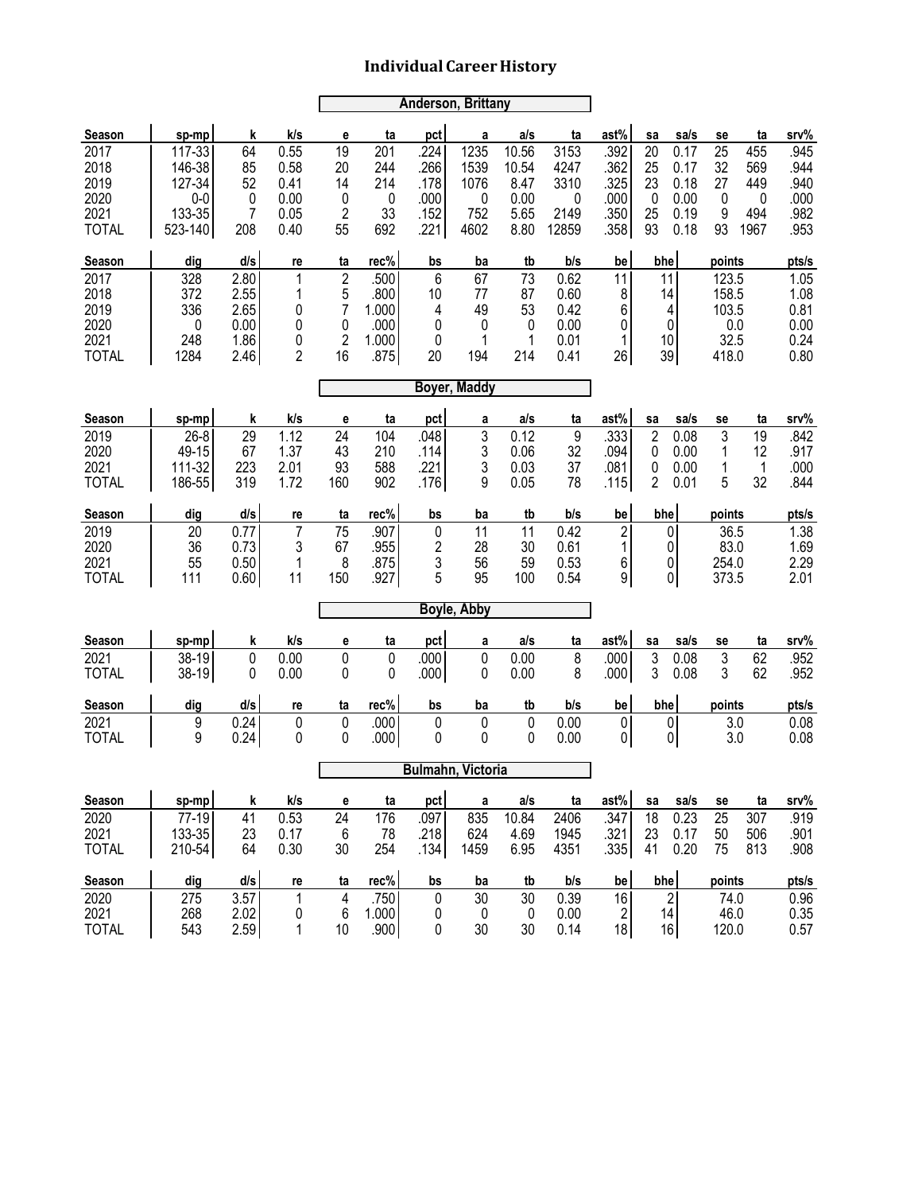# Individual Career History

## Anderson, Brittany

| Season | sp-mp | k | k/s | e | ta | pct | a | a/s | ta | ast% | sa | sa/s | se | ta | srv% |
|---|---|---|---|---|---|---|---|---|---|---|---|---|---|---|---|
| 2017 | 117-33 | 64 | 0.55 | 19 | 201 | .224 | 1235 | 10.56 | 3153 | .392 | 20 | 0.17 | 25 | 455 | .945 |
| 2018 | 146-38 | 85 | 0.58 | 20 | 244 | .266 | 1539 | 10.54 | 4247 | .362 | 25 | 0.17 | 32 | 569 | .944 |
| 2019 | 127-34 | 52 | 0.41 | 14 | 214 | .178 | 1076 | 8.47 | 3310 | .325 | 23 | 0.18 | 27 | 449 | .940 |
| 2020 | 0-0 | 0 | 0.00 | 0 | 0 | .000 | 0 | 0.00 | 0 | .000 | 0 | 0.00 | 0 | 0 | .000 |
| 2021 | 133-35 | 7 | 0.05 | 2 | 33 | .152 | 752 | 5.65 | 2149 | .350 | 25 | 0.19 | 9 | 494 | .982 |
| TOTAL | 523-140 | 208 | 0.40 | 55 | 692 | .221 | 4602 | 8.80 | 12859 | .358 | 93 | 0.18 | 93 | 1967 | .953 |

| Season | dig | d/s | re | ta | rec% | bs | ba | tb | b/s | be | bhe | points | pts/s |
|---|---|---|---|---|---|---|---|---|---|---|---|---|---|
| 2017 | 328 | 2.80 | 1 | 2 | .500 | 6 | 67 | 73 | 0.62 | 11 | 11 | 123.5 | 1.05 |
| 2018 | 372 | 2.55 | 1 | 5 | .800 | 10 | 77 | 87 | 0.60 | 8 | 14 | 158.5 | 1.08 |
| 2019 | 336 | 2.65 | 0 | 7 | 1.000 | 4 | 49 | 53 | 0.42 | 6 | 4 | 103.5 | 0.81 |
| 2020 | 0 | 0.00 | 0 | 0 | .000 | 0 | 0 | 0 | 0.00 | 0 | 0 | 0.0 | 0.00 |
| 2021 | 248 | 1.86 | 0 | 2 | 1.000 | 0 | 1 | 1 | 0.01 | 1 | 10 | 32.5 | 0.24 |
| TOTAL | 1284 | 2.46 | 2 | 16 | .875 | 20 | 194 | 214 | 0.41 | 26 | 39 | 418.0 | 0.80 |

## Boyer, Maddy

| Season | sp-mp | k | k/s | e | ta | pct | a | a/s | ta | ast% | sa | sa/s | se | ta | srv% |
|---|---|---|---|---|---|---|---|---|---|---|---|---|---|---|---|
| 2019 | 26-8 | 29 | 1.12 | 24 | 104 | .048 | 3 | 0.12 | 9 | .333 | 2 | 0.08 | 3 | 19 | .842 |
| 2020 | 49-15 | 67 | 1.37 | 43 | 210 | .114 | 3 | 0.06 | 32 | .094 | 0 | 0.00 | 1 | 12 | .917 |
| 2021 | 111-32 | 223 | 2.01 | 93 | 588 | .221 | 3 | 0.03 | 37 | .081 | 0 | 0.00 | 1 | 1 | .000 |
| TOTAL | 186-55 | 319 | 1.72 | 160 | 902 | .176 | 9 | 0.05 | 78 | .115 | 2 | 0.01 | 5 | 32 | .844 |

| Season | dig | d/s | re | ta | rec% | bs | ba | tb | b/s | be | bhe | points | pts/s |
|---|---|---|---|---|---|---|---|---|---|---|---|---|---|
| 2019 | 20 | 0.77 | 7 | 75 | .907 | 0 | 11 | 11 | 0.42 | 2 | 0 | 36.5 | 1.38 |
| 2020 | 36 | 0.73 | 3 | 67 | .955 | 2 | 28 | 30 | 0.61 | 1 | 0 | 83.0 | 1.69 |
| 2021 | 55 | 0.50 | 1 | 8 | .875 | 3 | 56 | 59 | 0.53 | 6 | 0 | 254.0 | 2.29 |
| TOTAL | 111 | 0.60 | 11 | 150 | .927 | 5 | 95 | 100 | 0.54 | 9 | 0 | 373.5 | 2.01 |

## Boyle, Abby

| Season | sp-mp | k | k/s | e | ta | pct | a | a/s | ta | ast% | sa | sa/s | se | ta | srv% |
|---|---|---|---|---|---|---|---|---|---|---|---|---|---|---|---|
| 2021 | 38-19 | 0 | 0.00 | 0 | 0 | .000 | 0 | 0.00 | 8 | .000 | 3 | 0.08 | 3 | 62 | .952 |
| TOTAL | 38-19 | 0 | 0.00 | 0 | 0 | .000 | 0 | 0.00 | 8 | .000 | 3 | 0.08 | 3 | 62 | .952 |

| Season | dig | d/s | re | ta | rec% | bs | ba | tb | b/s | be | bhe | points | pts/s |
|---|---|---|---|---|---|---|---|---|---|---|---|---|---|
| 2021 | 9 | 0.24 | 0 | 0 | .000 | 0 | 0 | 0 | 0.00 | 0 | 0 | 3.0 | 0.08 |
| TOTAL | 9 | 0.24 | 0 | 0 | .000 | 0 | 0 | 0 | 0.00 | 0 | 0 | 3.0 | 0.08 |

## Bulmahn, Victoria

| Season | sp-mp | k | k/s | e | ta | pct | a | a/s | ta | ast% | sa | sa/s | se | ta | srv% |
|---|---|---|---|---|---|---|---|---|---|---|---|---|---|---|---|
| 2020 | 77-19 | 41 | 0.53 | 24 | 176 | .097 | 835 | 10.84 | 2406 | .347 | 18 | 0.23 | 25 | 307 | .919 |
| 2021 | 133-35 | 23 | 0.17 | 6 | 78 | .218 | 624 | 4.69 | 1945 | .321 | 23 | 0.17 | 50 | 506 | .901 |
| TOTAL | 210-54 | 64 | 0.30 | 30 | 254 | .134 | 1459 | 6.95 | 4351 | .335 | 41 | 0.20 | 75 | 813 | .908 |

| Season | dig | d/s | re | ta | rec% | bs | ba | tb | b/s | be | bhe | points | pts/s |
|---|---|---|---|---|---|---|---|---|---|---|---|---|---|
| 2020 | 275 | 3.57 | 1 | 4 | .750 | 0 | 30 | 30 | 0.39 | 16 | 2 | 74.0 | 0.96 |
| 2021 | 268 | 2.02 | 0 | 6 | 1.000 | 0 | 0 | 0 | 0.00 | 2 | 14 | 46.0 | 0.35 |
| TOTAL | 543 | 2.59 | 1 | 10 | .900 | 0 | 30 | 30 | 0.14 | 18 | 16 | 120.0 | 0.57 |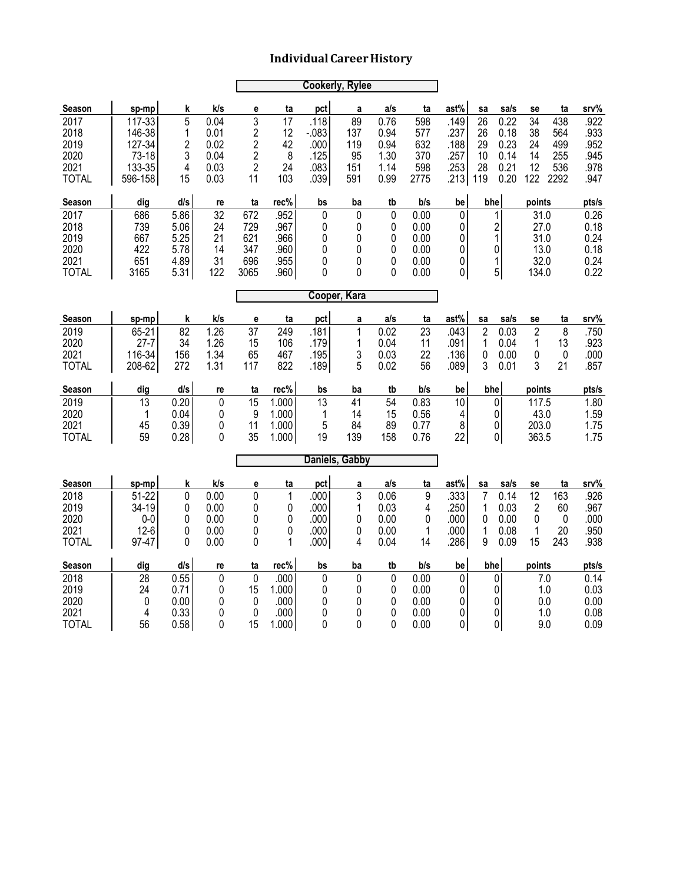# Individual Career History

## Cookerly, Rylee

| Season | sp-mp | k | k/s | e | ta | pct | a | a/s | ta | ast% | sa | sa/s | se | ta | srv% |
|---|---|---|---|---|---|---|---|---|---|---|---|---|---|---|---|
| 2017 | 117-33 | 5 | 0.04 | 3 | 17 | .118 | 89 | 0.76 | 598 | .149 | 26 | 0.22 | 34 | 438 | .922 |
| 2018 | 146-38 | 1 | 0.01 | 2 | 12 | -.083 | 137 | 0.94 | 577 | .237 | 26 | 0.18 | 38 | 564 | .933 |
| 2019 | 127-34 | 2 | 0.02 | 2 | 42 | .000 | 119 | 0.94 | 632 | .188 | 29 | 0.23 | 24 | 499 | .952 |
| 2020 | 73-18 | 3 | 0.04 | 2 | 8 | .125 | 95 | 1.30 | 370 | .257 | 10 | 0.14 | 14 | 255 | .945 |
| 2021 | 133-35 | 4 | 0.03 | 2 | 24 | .083 | 151 | 1.14 | 598 | .253 | 28 | 0.21 | 12 | 536 | .978 |
| TOTAL | 596-158 | 15 | 0.03 | 11 | 103 | .039 | 591 | 0.99 | 2775 | .213 | 119 | 0.20 | 122 | 2292 | .947 |

| Season | dig | d/s | re | ta | rec% | bs | ba | tb | b/s | be | bhe | points | pts/s |
|---|---|---|---|---|---|---|---|---|---|---|---|---|---|
| 2017 | 686 | 5.86 | 32 | 672 | .952 | 0 | 0 | 0 | 0.00 | 0 | 1 | 31.0 | 0.26 |
| 2018 | 739 | 5.06 | 24 | 729 | .967 | 0 | 0 | 0 | 0.00 | 0 | 2 | 27.0 | 0.18 |
| 2019 | 667 | 5.25 | 21 | 621 | .966 | 0 | 0 | 0 | 0.00 | 0 | 1 | 31.0 | 0.24 |
| 2020 | 422 | 5.78 | 14 | 347 | .960 | 0 | 0 | 0 | 0.00 | 0 | 0 | 13.0 | 0.18 |
| 2021 | 651 | 4.89 | 31 | 696 | .955 | 0 | 0 | 0 | 0.00 | 0 | 1 | 32.0 | 0.24 |
| TOTAL | 3165 | 5.31 | 122 | 3065 | .960 | 0 | 0 | 0 | 0.00 | 0 | 5 | 134.0 | 0.22 |

## Cooper, Kara

| Season | sp-mp | k | k/s | e | ta | pct | a | a/s | ta | ast% | sa | sa/s | se | ta | srv% |
|---|---|---|---|---|---|---|---|---|---|---|---|---|---|---|---|
| 2019 | 65-21 | 82 | 1.26 | 37 | 249 | .181 | 1 | 0.02 | 23 | .043 | 2 | 0.03 | 2 | 8 | .750 |
| 2020 | 27-7 | 34 | 1.26 | 15 | 106 | .179 | 1 | 0.04 | 11 | .091 | 1 | 0.04 | 1 | 13 | .923 |
| 2021 | 116-34 | 156 | 1.34 | 65 | 467 | .195 | 3 | 0.03 | 22 | .136 | 0 | 0.00 | 0 | 0 | .000 |
| TOTAL | 208-62 | 272 | 1.31 | 117 | 822 | .189 | 5 | 0.02 | 56 | .089 | 3 | 0.01 | 3 | 21 | .857 |

| Season | dig | d/s | re | ta | rec% | bs | ba | tb | b/s | be | bhe | points | pts/s |
|---|---|---|---|---|---|---|---|---|---|---|---|---|---|
| 2019 | 13 | 0.20 | 0 | 15 | 1.000 | 13 | 41 | 54 | 0.83 | 10 | 0 | 117.5 | 1.80 |
| 2020 | 1 | 0.04 | 0 | 9 | 1.000 | 1 | 14 | 15 | 0.56 | 4 | 0 | 43.0 | 1.59 |
| 2021 | 45 | 0.39 | 0 | 11 | 1.000 | 5 | 84 | 89 | 0.77 | 8 | 0 | 203.0 | 1.75 |
| TOTAL | 59 | 0.28 | 0 | 35 | 1.000 | 19 | 139 | 158 | 0.76 | 22 | 0 | 363.5 | 1.75 |

## Daniels, Gabby

| Season | sp-mp | k | k/s | e | ta | pct | a | a/s | ta | ast% | sa | sa/s | se | ta | srv% |
|---|---|---|---|---|---|---|---|---|---|---|---|---|---|---|---|
| 2018 | 51-22 | 0 | 0.00 | 0 | 1 | .000 | 3 | 0.06 | 9 | .333 | 7 | 0.14 | 12 | 163 | .926 |
| 2019 | 34-19 | 0 | 0.00 | 0 | 0 | .000 | 1 | 0.03 | 4 | .250 | 1 | 0.03 | 2 | 60 | .967 |
| 2020 | 0-0 | 0 | 0.00 | 0 | 0 | .000 | 0 | 0.00 | 0 | .000 | 0 | 0.00 | 0 | 0 | .000 |
| 2021 | 12-6 | 0 | 0.00 | 0 | 0 | .000 | 0 | 0.00 | 1 | .000 | 1 | 0.08 | 1 | 20 | .950 |
| TOTAL | 97-47 | 0 | 0.00 | 0 | 1 | .000 | 4 | 0.04 | 14 | .286 | 9 | 0.09 | 15 | 243 | .938 |

| Season | dig | d/s | re | ta | rec% | bs | ba | tb | b/s | be | bhe | points | pts/s |
|---|---|---|---|---|---|---|---|---|---|---|---|---|---|
| 2018 | 28 | 0.55 | 0 | 0 | .000 | 0 | 0 | 0 | 0.00 | 0 | 0 | 7.0 | 0.14 |
| 2019 | 24 | 0.71 | 0 | 15 | 1.000 | 0 | 0 | 0 | 0.00 | 0 | 0 | 1.0 | 0.03 |
| 2020 | 0 | 0.00 | 0 | 0 | .000 | 0 | 0 | 0 | 0.00 | 0 | 0 | 0.0 | 0.00 |
| 2021 | 4 | 0.33 | 0 | 0 | .000 | 0 | 0 | 0 | 0.00 | 0 | 0 | 1.0 | 0.08 |
| TOTAL | 56 | 0.58 | 0 | 15 | 1.000 | 0 | 0 | 0 | 0.00 | 0 | 0 | 9.0 | 0.09 |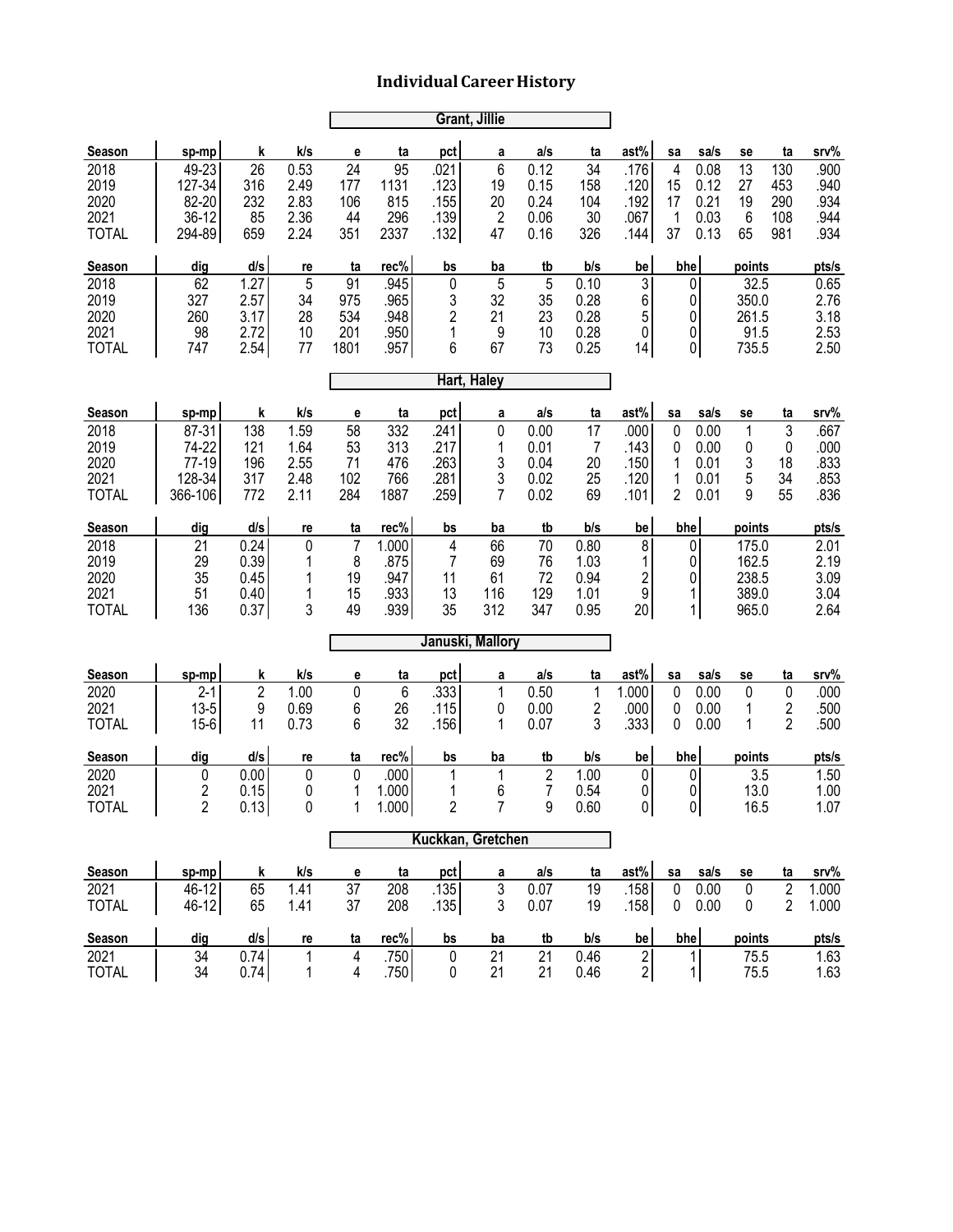# Individual Career History

## Grant, Jillie

| Season | sp-mp | k | k/s | e | ta | pct | a | a/s | ta | ast% | sa | sa/s | se | ta | srv% |
|---|---|---|---|---|---|---|---|---|---|---|---|---|---|---|---|
| 2018 | 49-23 | 26 | 0.53 | 24 | 95 | .021 | 6 | 0.12 | 34 | .176 | 4 | 0.08 | 13 | 130 | .900 |
| 2019 | 127-34 | 316 | 2.49 | 177 | 1131 | .123 | 19 | 0.15 | 158 | .120 | 15 | 0.12 | 27 | 453 | .940 |
| 2020 | 82-20 | 232 | 2.83 | 106 | 815 | .155 | 20 | 0.24 | 104 | .192 | 17 | 0.21 | 19 | 290 | .934 |
| 2021 | 36-12 | 85 | 2.36 | 44 | 296 | .139 | 2 | 0.06 | 30 | .067 | 1 | 0.03 | 6 | 108 | .944 |
| TOTAL | 294-89 | 659 | 2.24 | 351 | 2337 | .132 | 47 | 0.16 | 326 | .144 | 37 | 0.13 | 65 | 981 | .934 |

| Season | dig | d/s | re | ta | rec% | bs | ba | tb | b/s | be | bhe | points | pts/s |
|---|---|---|---|---|---|---|---|---|---|---|---|---|---|
| 2018 | 62 | 1.27 | 5 | 91 | .945 | 0 | 5 | 5 | 0.10 | 3 | 0 | 32.5 | 0.65 |
| 2019 | 327 | 2.57 | 34 | 975 | .965 | 3 | 32 | 35 | 0.28 | 6 | 0 | 350.0 | 2.76 |
| 2020 | 260 | 3.17 | 28 | 534 | .948 | 2 | 21 | 23 | 0.28 | 5 | 0 | 261.5 | 3.18 |
| 2021 | 98 | 2.72 | 10 | 201 | .950 | 1 | 9 | 10 | 0.28 | 0 | 0 | 91.5 | 2.53 |
| TOTAL | 747 | 2.54 | 77 | 1801 | .957 | 6 | 67 | 73 | 0.25 | 14 | 0 | 735.5 | 2.50 |

## Hart, Haley

| Season | sp-mp | k | k/s | e | ta | pct | a | a/s | ta | ast% | sa | sa/s | se | ta | srv% |
|---|---|---|---|---|---|---|---|---|---|---|---|---|---|---|---|
| 2018 | 87-31 | 138 | 1.59 | 58 | 332 | .241 | 0 | 0.00 | 17 | .000 | 0 | 0.00 | 1 | 3 | .667 |
| 2019 | 74-22 | 121 | 1.64 | 53 | 313 | .217 | 1 | 0.01 | 7 | .143 | 0 | 0.00 | 0 | 0 | .000 |
| 2020 | 77-19 | 196 | 2.55 | 71 | 476 | .263 | 3 | 0.04 | 20 | .150 | 1 | 0.01 | 3 | 18 | .833 |
| 2021 | 128-34 | 317 | 2.48 | 102 | 766 | .281 | 3 | 0.02 | 25 | .120 | 1 | 0.01 | 5 | 34 | .853 |
| TOTAL | 366-106 | 772 | 2.11 | 284 | 1887 | .259 | 7 | 0.02 | 69 | .101 | 2 | 0.01 | 9 | 55 | .836 |

| Season | dig | d/s | re | ta | rec% | bs | ba | tb | b/s | be | bhe | points | pts/s |
|---|---|---|---|---|---|---|---|---|---|---|---|---|---|
| 2018 | 21 | 0.24 | 0 | 7 | 1.000 | 4 | 66 | 70 | 0.80 | 8 | 0 | 175.0 | 2.01 |
| 2019 | 29 | 0.39 | 1 | 8 | .875 | 7 | 69 | 76 | 1.03 | 1 | 0 | 162.5 | 2.19 |
| 2020 | 35 | 0.45 | 1 | 19 | .947 | 11 | 61 | 72 | 0.94 | 2 | 0 | 238.5 | 3.09 |
| 2021 | 51 | 0.40 | 1 | 15 | .933 | 13 | 116 | 129 | 1.01 | 9 | 1 | 389.0 | 3.04 |
| TOTAL | 136 | 0.37 | 3 | 49 | .939 | 35 | 312 | 347 | 0.95 | 20 | 1 | 965.0 | 2.64 |

## Januski, Mallory

| Season | sp-mp | k | k/s | e | ta | pct | a | a/s | ta | ast% | sa | sa/s | se | ta | srv% |
|---|---|---|---|---|---|---|---|---|---|---|---|---|---|---|---|
| 2020 | 2-1 | 2 | 1.00 | 0 | 6 | .333 | 1 | 0.50 | 1 | 1.000 | 0 | 0.00 | 0 | 0 | .000 |
| 2021 | 13-5 | 9 | 0.69 | 6 | 26 | .115 | 0 | 0.00 | 2 | .000 | 0 | 0.00 | 1 | 2 | .500 |
| TOTAL | 15-6 | 11 | 0.73 | 6 | 32 | .156 | 1 | 0.07 | 3 | .333 | 0 | 0.00 | 1 | 2 | .500 |

| Season | dig | d/s | re | ta | rec% | bs | ba | tb | b/s | be | bhe | points | pts/s |
|---|---|---|---|---|---|---|---|---|---|---|---|---|---|
| 2020 | 0 | 0.00 | 0 | 0 | .000 | 1 | 1 | 2 | 1.00 | 0 | 0 | 3.5 | 1.50 |
| 2021 | 2 | 0.15 | 0 | 1 | 1.000 | 1 | 6 | 7 | 0.54 | 0 | 0 | 13.0 | 1.00 |
| TOTAL | 2 | 0.13 | 0 | 1 | 1.000 | 2 | 7 | 9 | 0.60 | 0 | 0 | 16.5 | 1.07 |

## Kuckkan, Gretchen

| Season | sp-mp | k | k/s | e | ta | pct | a | a/s | ta | ast% | sa | sa/s | se | ta | srv% |
|---|---|---|---|---|---|---|---|---|---|---|---|---|---|---|---|
| 2021 | 46-12 | 65 | 1.41 | 37 | 208 | .135 | 3 | 0.07 | 19 | .158 | 0 | 0.00 | 0 | 2 | 1.000 |
| TOTAL | 46-12 | 65 | 1.41 | 37 | 208 | .135 | 3 | 0.07 | 19 | .158 | 0 | 0.00 | 0 | 2 | 1.000 |

| Season | dig | d/s | re | ta | rec% | bs | ba | tb | b/s | be | bhe | points | pts/s |
|---|---|---|---|---|---|---|---|---|---|---|---|---|---|
| 2021 | 34 | 0.74 | 1 | 4 | .750 | 0 | 21 | 21 | 0.46 | 2 | 1 | 75.5 | 1.63 |
| TOTAL | 34 | 0.74 | 1 | 4 | .750 | 0 | 21 | 21 | 0.46 | 2 | 1 | 75.5 | 1.63 |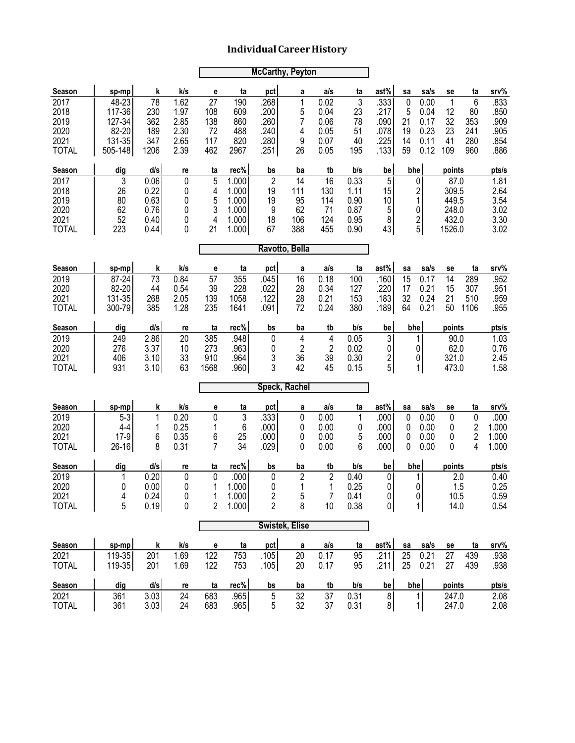# Individual Career History

## McCarthy, Peyton

| Season | sp-mp | k | k/s | e | ta | pct | a | a/s | ta | ast% | sa | sa/s | se | ta | srv% |
|---|---|---|---|---|---|---|---|---|---|---|---|---|---|---|---|
| 2017 | 48-23 | 78 | 1.62 | 27 | 190 | .268 | 1 | 0.02 | 3 | .333 | 0 | 0.00 | 1 | 6 | .833 |
| 2018 | 117-36 | 230 | 1.97 | 108 | 609 | .200 | 5 | 0.04 | 23 | .217 | 5 | 0.04 | 12 | 80 | .850 |
| 2019 | 127-34 | 362 | 2.85 | 138 | 860 | .260 | 7 | 0.06 | 78 | .090 | 21 | 0.17 | 32 | 353 | .909 |
| 2020 | 82-20 | 189 | 2.30 | 72 | 488 | .240 | 4 | 0.05 | 51 | .078 | 19 | 0.23 | 23 | 241 | .905 |
| 2021 | 131-35 | 347 | 2.65 | 117 | 820 | .280 | 9 | 0.07 | 40 | .225 | 14 | 0.11 | 41 | 280 | .854 |
| TOTAL | 505-148 | 1206 | 2.39 | 462 | 2967 | .251 | 26 | 0.05 | 195 | .133 | 59 | 0.12 | 109 | 960 | .886 |

| Season | dig | d/s | re | ta | rec% | bs | ba | tb | b/s | be | bhe | points | pts/s |
|---|---|---|---|---|---|---|---|---|---|---|---|---|---|
| 2017 | 3 | 0.06 | 0 | 5 | 1.000 | 2 | 14 | 16 | 0.33 | 5 | 0 | 87.0 | 1.81 |
| 2018 | 26 | 0.22 | 0 | 4 | 1.000 | 19 | 111 | 130 | 1.11 | 15 | 2 | 309.5 | 2.64 |
| 2019 | 80 | 0.63 | 0 | 5 | 1.000 | 19 | 95 | 114 | 0.90 | 10 | 1 | 449.5 | 3.54 |
| 2020 | 62 | 0.76 | 0 | 3 | 1.000 | 9 | 62 | 71 | 0.87 | 5 | 0 | 248.0 | 3.02 |
| 2021 | 52 | 0.40 | 0 | 4 | 1.000 | 18 | 106 | 124 | 0.95 | 8 | 2 | 432.0 | 3.30 |
| TOTAL | 223 | 0.44 | 0 | 21 | 1.000 | 67 | 388 | 455 | 0.90 | 43 | 5 | 1526.0 | 3.02 |

## Ravotto, Bella

| Season | sp-mp | k | k/s | e | ta | pct | a | a/s | ta | ast% | sa | sa/s | se | ta | srv% |
|---|---|---|---|---|---|---|---|---|---|---|---|---|---|---|---|
| 2019 | 87-24 | 73 | 0.84 | 57 | 355 | .045 | 16 | 0.18 | 100 | .160 | 15 | 0.17 | 14 | 289 | .952 |
| 2020 | 82-20 | 44 | 0.54 | 39 | 228 | .022 | 28 | 0.34 | 127 | .220 | 17 | 0.21 | 15 | 307 | .951 |
| 2021 | 131-35 | 268 | 2.05 | 139 | 1058 | .122 | 28 | 0.21 | 153 | .183 | 32 | 0.24 | 21 | 510 | .959 |
| TOTAL | 300-79 | 385 | 1.28 | 235 | 1641 | .091 | 72 | 0.24 | 380 | .189 | 64 | 0.21 | 50 | 1106 | .955 |

| Season | dig | d/s | re | ta | rec% | bs | ba | tb | b/s | be | bhe | points | pts/s |
|---|---|---|---|---|---|---|---|---|---|---|---|---|---|
| 2019 | 249 | 2.86 | 20 | 385 | .948 | 0 | 4 | 4 | 0.05 | 3 | 1 | 90.0 | 1.03 |
| 2020 | 276 | 3.37 | 10 | 273 | .963 | 0 | 2 | 2 | 0.02 | 0 | 0 | 62.0 | 0.76 |
| 2021 | 406 | 3.10 | 33 | 910 | .964 | 3 | 36 | 39 | 0.30 | 2 | 0 | 321.0 | 2.45 |
| TOTAL | 931 | 3.10 | 63 | 1568 | .960 | 3 | 42 | 45 | 0.15 | 5 | 1 | 473.0 | 1.58 |

## Speck, Rachel

| Season | sp-mp | k | k/s | e | ta | pct | a | a/s | ta | ast% | sa | sa/s | se | ta | srv% |
|---|---|---|---|---|---|---|---|---|---|---|---|---|---|---|---|
| 2019 | 5-3 | 1 | 0.20 | 0 | 3 | .333 | 0 | 0.00 | 1 | .000 | 0 | 0.00 | 0 | 0 | .000 |
| 2020 | 4-4 | 1 | 0.25 | 1 | 6 | .000 | 0 | 0.00 | 0 | .000 | 0 | 0.00 | 0 | 2 | 1.000 |
| 2021 | 17-9 | 6 | 0.35 | 6 | 25 | .000 | 0 | 0.00 | 5 | .000 | 0 | 0.00 | 0 | 2 | 1.000 |
| TOTAL | 26-16 | 8 | 0.31 | 7 | 34 | .029 | 0 | 0.00 | 6 | .000 | 0 | 0.00 | 0 | 4 | 1.000 |

| Season | dig | d/s | re | ta | rec% | bs | ba | tb | b/s | be | bhe | points | pts/s |
|---|---|---|---|---|---|---|---|---|---|---|---|---|---|
| 2019 | 1 | 0.20 | 0 | 0 | .000 | 0 | 2 | 2 | 0.40 | 0 | 1 | 2.0 | 0.40 |
| 2020 | 0 | 0.00 | 0 | 1 | 1.000 | 0 | 1 | 1 | 0.25 | 0 | 0 | 1.5 | 0.25 |
| 2021 | 4 | 0.24 | 0 | 1 | 1.000 | 2 | 5 | 7 | 0.41 | 0 | 0 | 10.5 | 0.59 |
| TOTAL | 5 | 0.19 | 0 | 2 | 1.000 | 2 | 8 | 10 | 0.38 | 0 | 1 | 14.0 | 0.54 |

## Swistek, Elise

| Season | sp-mp | k | k/s | e | ta | pct | a | a/s | ta | ast% | sa | sa/s | se | ta | srv% |
|---|---|---|---|---|---|---|---|---|---|---|---|---|---|---|---|
| 2021 | 119-35 | 201 | 1.69 | 122 | 753 | .105 | 20 | 0.17 | 95 | .211 | 25 | 0.21 | 27 | 439 | .938 |
| TOTAL | 119-35 | 201 | 1.69 | 122 | 753 | .105 | 20 | 0.17 | 95 | .211 | 25 | 0.21 | 27 | 439 | .938 |

| Season | dig | d/s | re | ta | rec% | bs | ba | tb | b/s | be | bhe | points | pts/s |
|---|---|---|---|---|---|---|---|---|---|---|---|---|---|
| 2021 | 361 | 3.03 | 24 | 683 | .965 | 5 | 32 | 37 | 0.31 | 8 | 1 | 247.0 | 2.08 |
| TOTAL | 361 | 3.03 | 24 | 683 | .965 | 5 | 32 | 37 | 0.31 | 8 | 1 | 247.0 | 2.08 |